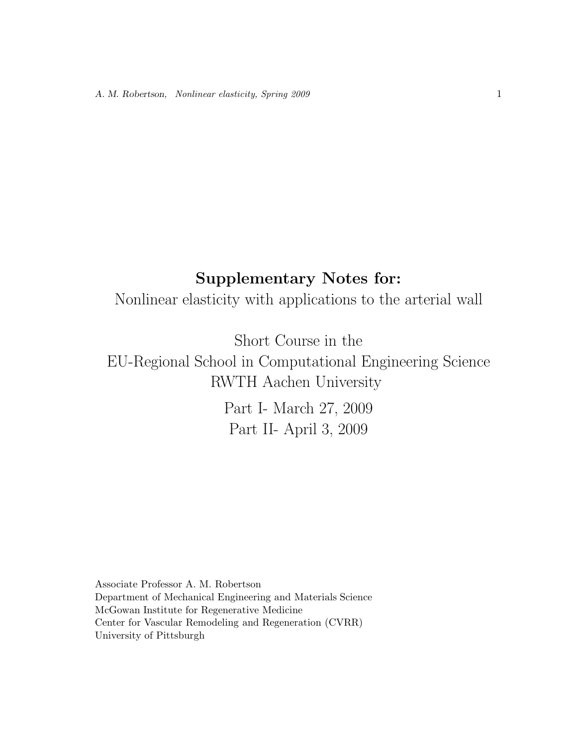# Supplementary Notes for:

Nonlinear elasticity with applications to the arterial wall

Short Course in the
EU-Regional School in Computational Engineering Science
RWTH Aachen University

Part I- March 27, 2009
Part II- April 3, 2009

Associate Professor A. M. Robertson
Department of Mechanical Engineering and Materials Science
McGowan Institute for Regenerative Medicine
Center for Vascular Remodeling and Regeneration (CVRR)
University of Pittsburgh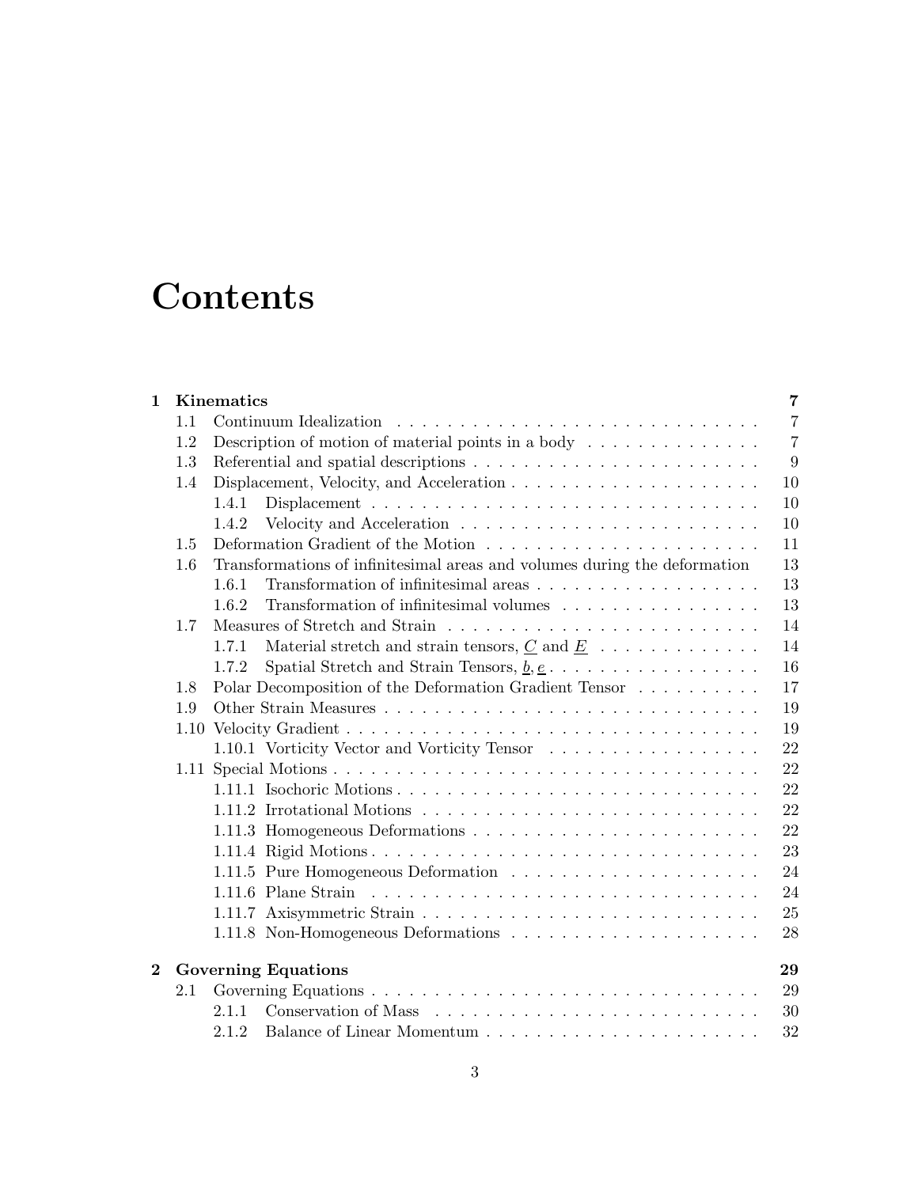# Contents

| | | |
|---|---|---|
| **1** | **Kinematics** | **7** |
| 1.1 | Continuum Idealization | 7 |
| 1.2 | Description of motion of material points in a body | 7 |
| 1.3 | Referential and spatial descriptions | 9 |
| 1.4 | Displacement, Velocity, and Acceleration | 10 |
| 1.4.1 | Displacement | 10 |
| 1.4.2 | Velocity and Acceleration | 10 |
| 1.5 | Deformation Gradient of the Motion | 11 |
| 1.6 | Transformations of infinitesimal areas and volumes during the deformation | 13 |
| 1.6.1 | Transformation of infinitesimal areas | 13 |
| 1.6.2 | Transformation of infinitesimal volumes | 13 |
| 1.7 | Measures of Stretch and Strain | 14 |
| 1.7.1 | Material stretch and strain tensors, $\underline{C}$ and $\underline{E}$ | 14 |
| 1.7.2 | Spatial Stretch and Strain Tensors, $\underline{b}, \underline{e}$ | 16 |
| 1.8 | Polar Decomposition of the Deformation Gradient Tensor | 17 |
| 1.9 | Other Strain Measures | 19 |
| 1.10 | Velocity Gradient | 19 |
| 1.10.1 | Vorticity Vector and Vorticity Tensor | 22 |
| 1.11 | Special Motions | 22 |
| 1.11.1 | Isochoric Motions | 22 |
| 1.11.2 | Irrotational Motions | 22 |
| 1.11.3 | Homogeneous Deformations | 22 |
| 1.11.4 | Rigid Motions | 23 |
| 1.11.5 | Pure Homogeneous Deformation | 24 |
| 1.11.6 | Plane Strain | 24 |
| 1.11.7 | Axisymmetric Strain | 25 |
| 1.11.8 | Non-Homogeneous Deformations | 28 |
| **2** | **Governing Equations** | **29** |
| 2.1 | Governing Equations | 29 |
| 2.1.1 | Conservation of Mass | 30 |
| 2.1.2 | Balance of Linear Momentum | 32 |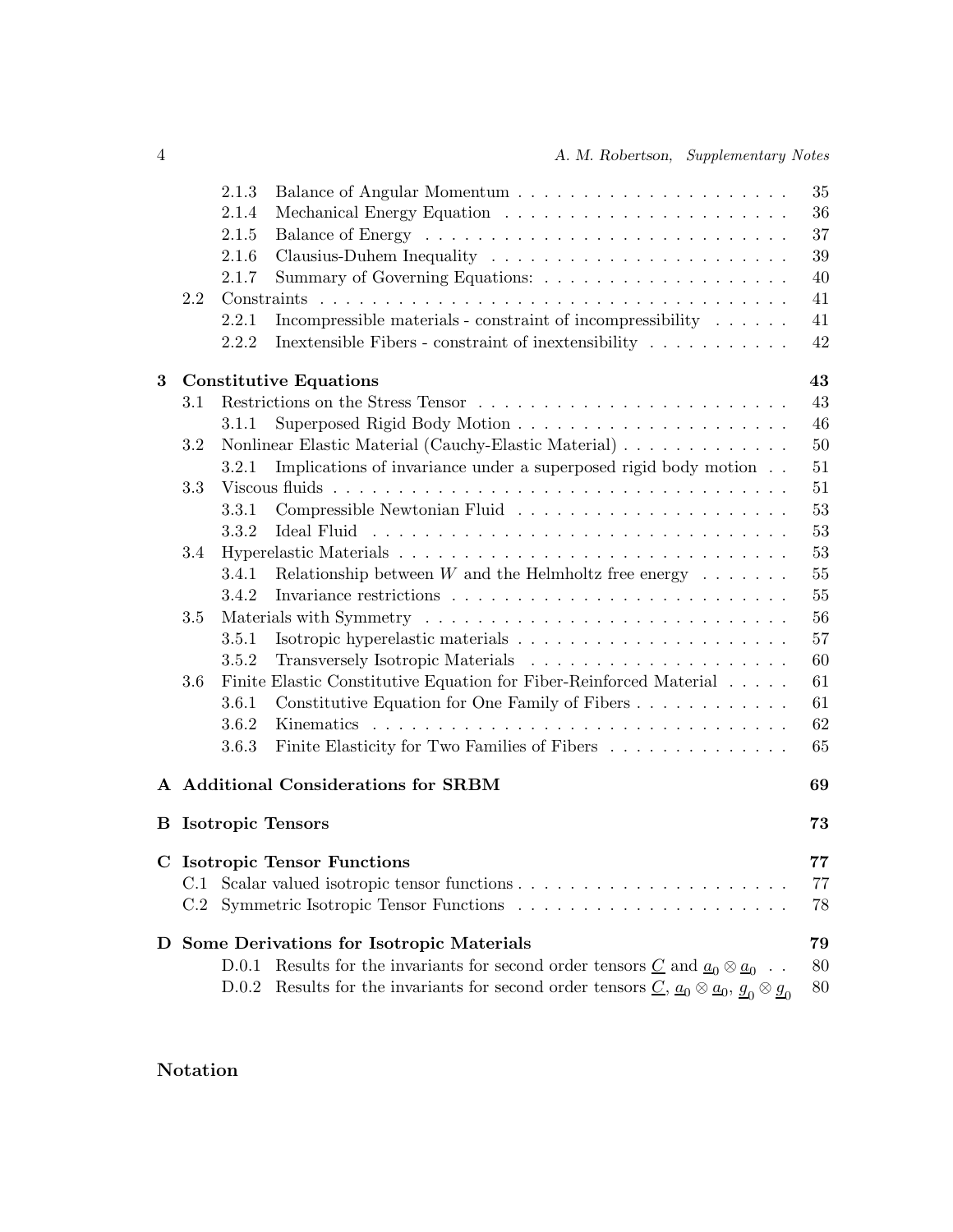- 2.1.3 Balance of Angular Momentum . . . . . . . . . . 35
- 2.1.4 Mechanical Energy Equation . . . . . . . . . . 36
- 2.1.5 Balance of Energy . . . . . . . . . . 37
- 2.1.6 Clausius-Duhem Inequality . . . . . . . . . . 39
- 2.1.7 Summary of Governing Equations: . . . . . . . . . . 40

2.2 Constraints . . . . . . . . . . 41

- 2.2.1 Incompressible materials - constraint of incompressibility . . . . . . 41
- 2.2.2 Inextensible Fibers - constraint of inextensibility . . . . . . . . . . 42

**3 Constitutive Equations** **43**

3.1 Restrictions on the Stress Tensor . . . . . . . . . . 43

- 3.1.1 Superposed Rigid Body Motion . . . . . . . . . . 46

3.2 Nonlinear Elastic Material (Cauchy-Elastic Material) . . . . . . . . . . 50

- 3.2.1 Implications of invariance under a superposed rigid body motion . . 51

3.3 Viscous fluids . . . . . . . . . . 51

- 3.3.1 Compressible Newtonian Fluid . . . . . . . . . . 53
- 3.3.2 Ideal Fluid . . . . . . . . . . 53

3.4 Hyperelastic Materials . . . . . . . . . . 53

- 3.4.1 Relationship between $W$ and the Helmholtz free energy . . . . . . . 55
- 3.4.2 Invariance restrictions . . . . . . . . . . 55

3.5 Materials with Symmetry . . . . . . . . . . 56

- 3.5.1 Isotropic hyperelastic materials . . . . . . . . . . 57
- 3.5.2 Transversely Isotropic Materials . . . . . . . . . . 60

3.6 Finite Elastic Constitutive Equation for Fiber-Reinforced Material . . . . . 61

- 3.6.1 Constitutive Equation for One Family of Fibers . . . . . . . . . . 61
- 3.6.2 Kinematics . . . . . . . . . . 62
- 3.6.3 Finite Elasticity for Two Families of Fibers . . . . . . . . . . 65

**A Additional Considerations for SRBM** **69**

**B Isotropic Tensors** **73**

**C Isotropic Tensor Functions** **77**

C.1 Scalar valued isotropic tensor functions . . . . . . . . . . 77

C.2 Symmetric Isotropic Tensor Functions . . . . . . . . . . 78

**D Some Derivations for Isotropic Materials** **79**

- D.0.1 Results for the invariants for second order tensors $\underline{C}$ and $\underline{a}_0 \otimes \underline{a}_0$ . . 80
- D.0.2 Results for the invariants for second order tensors $\underline{C}$, $\underline{a}_0 \otimes \underline{a}_0$, $\underline{g}_0 \otimes \underline{g}_0$ 80

## Notation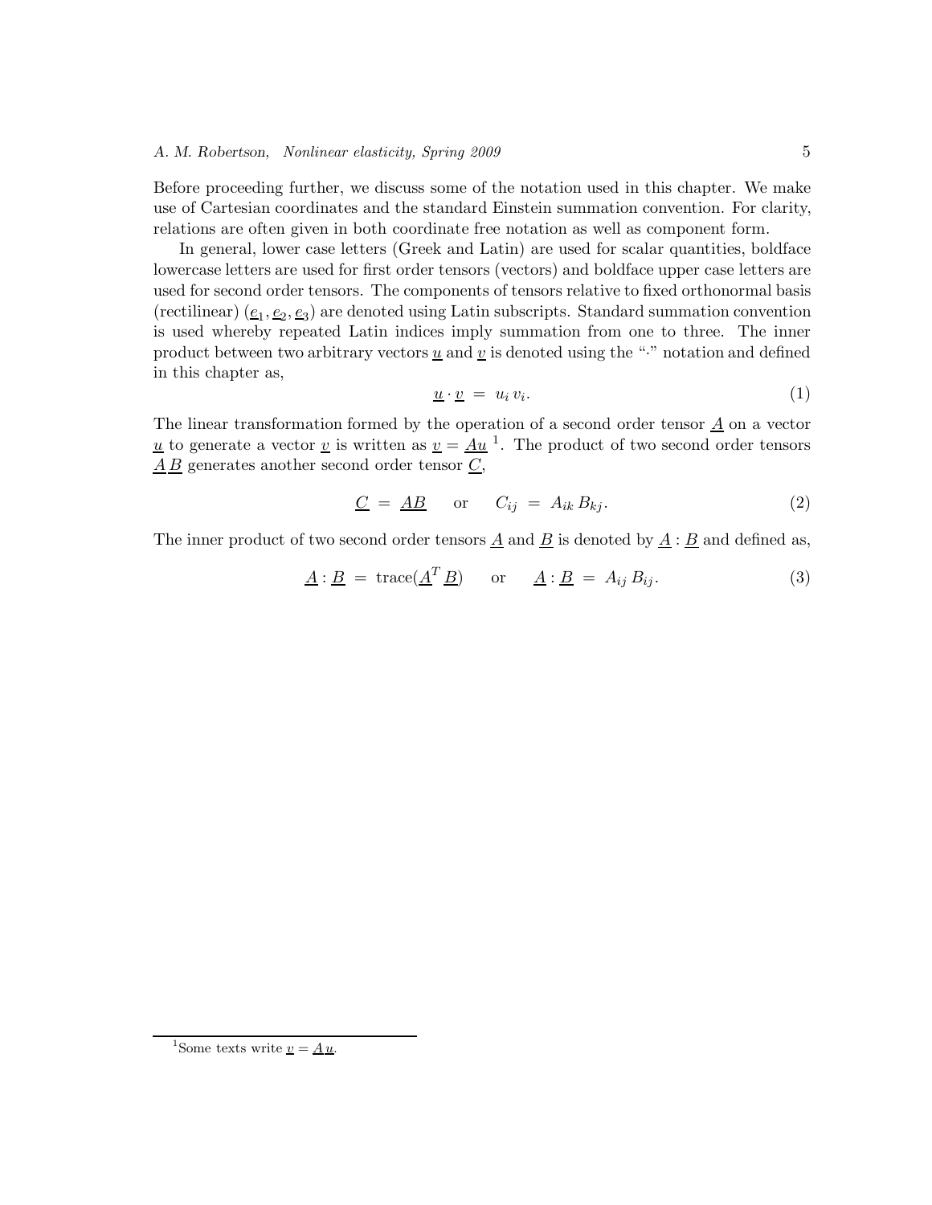Before proceeding further, we discuss some of the notation used in this chapter. We make use of Cartesian coordinates and the standard Einstein summation convention. For clarity, relations are often given in both coordinate free notation as well as component form.

In general, lower case letters (Greek and Latin) are used for scalar quantities, boldface lowercase letters are used for first order tensors (vectors) and boldface upper case letters are used for second order tensors. The components of tensors relative to fixed orthonormal basis (rectilinear) $(\underline{e}_1, \underline{e}_2, \underline{e}_3)$ are denoted using Latin subscripts. Standard summation convention is used whereby repeated Latin indices imply summation from one to three. The inner product between two arbitrary vectors $\underline{u}$ and $\underline{v}$ is denoted using the "$\cdot$" notation and defined in this chapter as,

$$\underline{u} \cdot \underline{v} \;=\; u_i\, v_i. \tag{1}$$

The linear transformation formed by the operation of a second order tensor $\underline{A}$ on a vector $\underline{u}$ to generate a vector $\underline{v}$ is written as $\underline{v} = \underline{Au}$ [1]. The product of two second order tensors $\underline{A}\,\underline{B}$ generates another second order tensor $\underline{C}$,

$$\underline{C} \;=\; \underline{AB} \qquad \text{or} \qquad C_{ij} \;=\; A_{ik}\, B_{kj}. \tag{2}$$

The inner product of two second order tensors $\underline{A}$ and $\underline{B}$ is denoted by $\underline{A} : \underline{B}$ and defined as,

$$\underline{A} : \underline{B} \;=\; \text{trace}(\underline{A}^T\, \underline{B}) \qquad \text{or} \qquad \underline{A} : \underline{B} \;=\; A_{ij}\, B_{ij}. \tag{3}$$

---

[1] Some texts write $\underline{v} = \underline{A}\,\underline{u}$.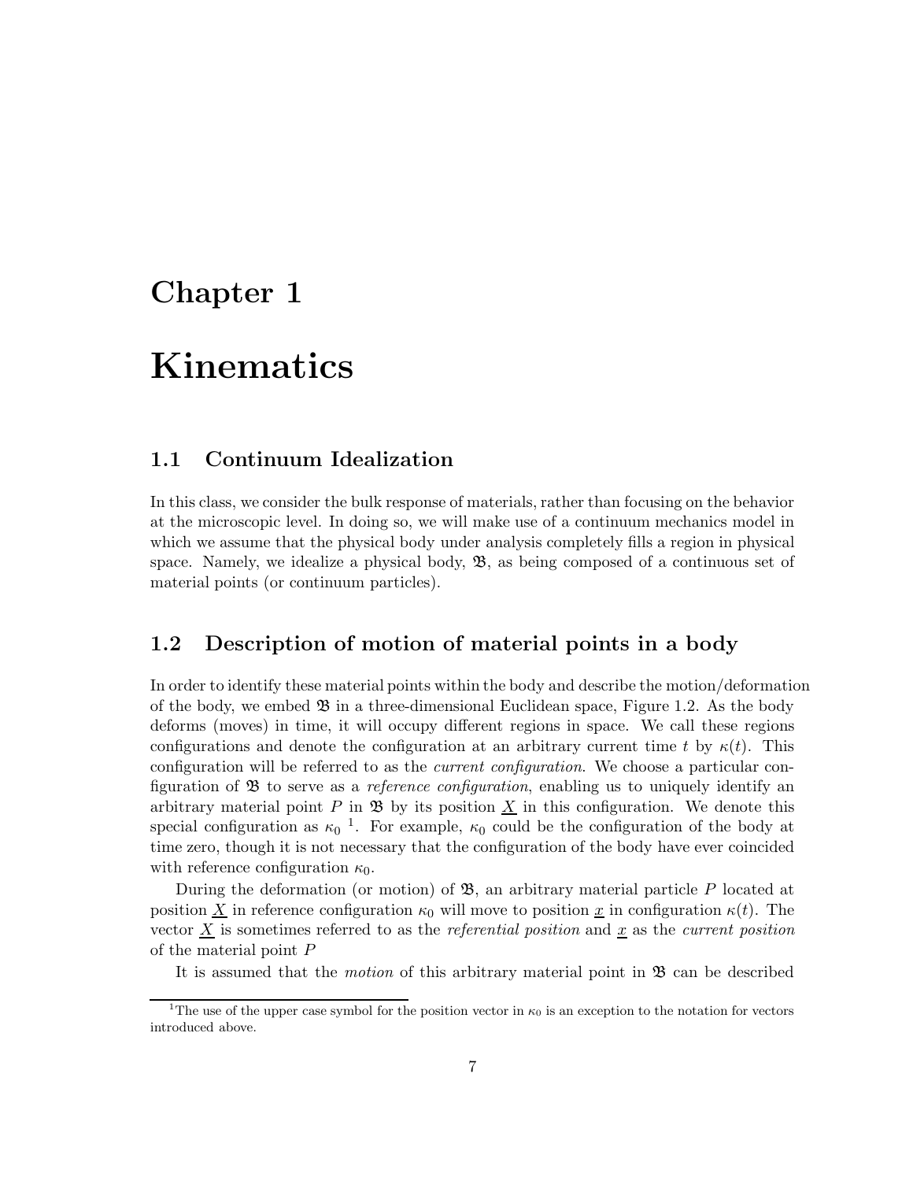# Chapter 1

# Kinematics

## 1.1 Continuum Idealization

In this class, we consider the bulk response of materials, rather than focusing on the behavior at the microscopic level. In doing so, we will make use of a continuum mechanics model in which we assume that the physical body under analysis completely fills a region in physical space. Namely, we idealize a physical body, $\mathfrak{B}$, as being composed of a continuous set of material points (or continuum particles).

## 1.2 Description of motion of material points in a body

In order to identify these material points within the body and describe the motion/deformation of the body, we embed $\mathfrak{B}$ in a three-dimensional Euclidean space, Figure 1.2. As the body deforms (moves) in time, it will occupy different regions in space. We call these regions configurations and denote the configuration at an arbitrary current time $t$ by $\kappa(t)$. This configuration will be referred to as the *current configuration*. We choose a particular configuration of $\mathfrak{B}$ to serve as a *reference configuration*, enabling us to uniquely identify an arbitrary material point $P$ in $\mathfrak{B}$ by its position $\underline{X}$ in this configuration. We denote this special configuration as $\kappa_0$ [1]. For example, $\kappa_0$ could be the configuration of the body at time zero, though it is not necessary that the configuration of the body have ever coincided with reference configuration $\kappa_0$.

During the deformation (or motion) of $\mathfrak{B}$, an arbitrary material particle $P$ located at position $\underline{X}$ in reference configuration $\kappa_0$ will move to position $\underline{x}$ in configuration $\kappa(t)$. The vector $\underline{X}$ is sometimes referred to as the *referential position* and $\underline{x}$ as the *current position* of the material point $P$

It is assumed that the *motion* of this arbitrary material point in $\mathfrak{B}$ can be described

[1] The use of the upper case symbol for the position vector in $\kappa_0$ is an exception to the notation for vectors introduced above.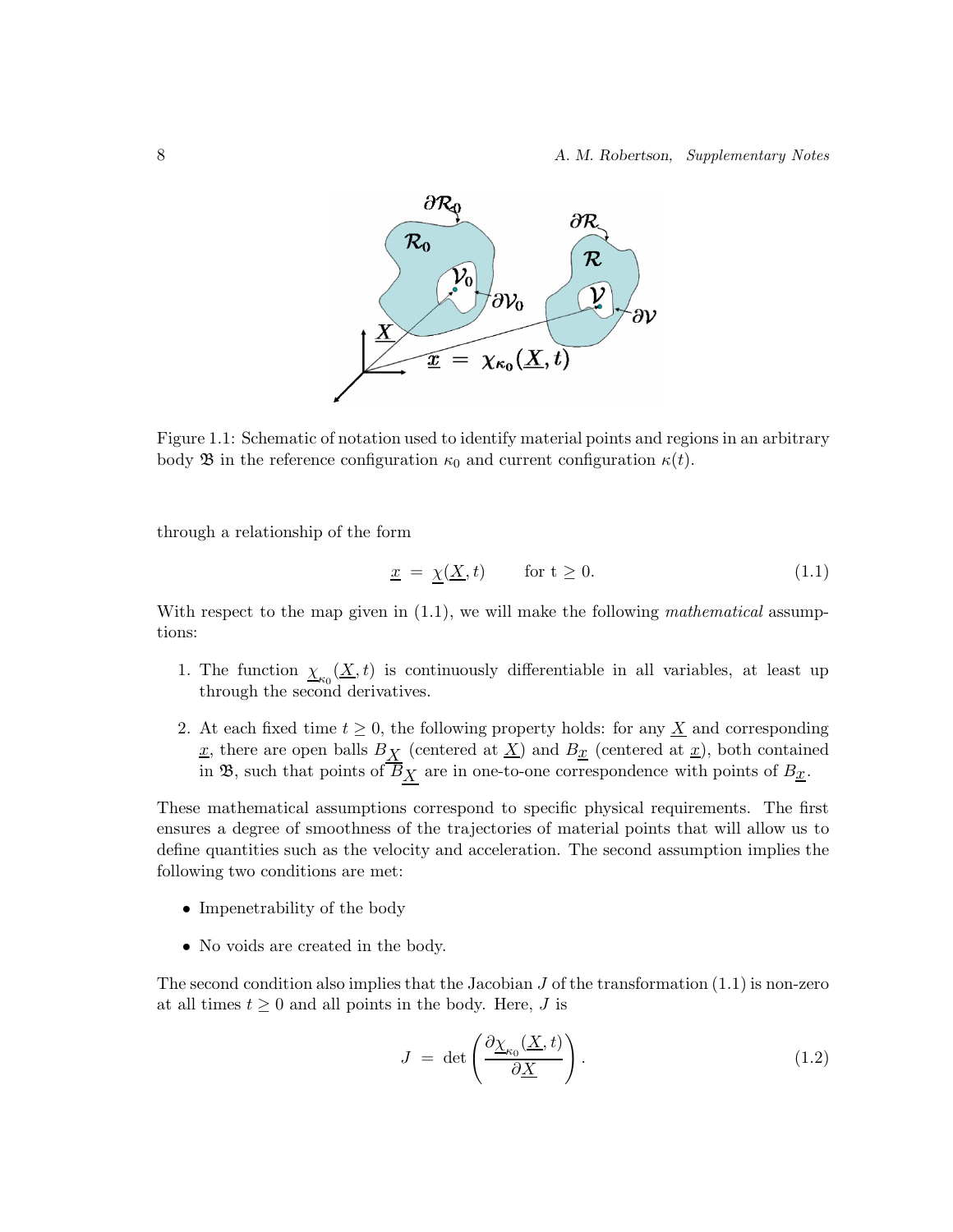Figure 1.1: Schematic of notation used to identify material points and regions in an arbitrary body $\mathfrak{B}$ in the reference configuration $\kappa_0$ and current configuration $\kappa(t)$.

through a relationship of the form

$$\underline{x} \;=\; \underline{\chi}(\underline{X}, t) \qquad \text{for t} \geq 0. \tag{1.1}$$

With respect to the map given in (1.1), we will make the following *mathematical* assumptions:

1. The function $\underline{\chi}_{\kappa_0}(\underline{X}, t)$ is continuously differentiable in all variables, at least up through the second derivatives.
2. At each fixed time $t \geq 0$, the following property holds: for any $\underline{X}$ and corresponding $\underline{x}$, there are open balls $B_{\underline{X}}$ (centered at $\underline{X}$) and $B_{\underline{x}}$ (centered at $\underline{x}$), both contained in $\mathfrak{B}$, such that points of $B_{\underline{X}}$ are in one-to-one correspondence with points of $B_{\underline{x}}$.

These mathematical assumptions correspond to specific physical requirements. The first ensures a degree of smoothness of the trajectories of material points that will allow us to define quantities such as the velocity and acceleration. The second assumption implies the following two conditions are met:

- Impenetrability of the body
- No voids are created in the body.

The second condition also implies that the Jacobian $J$ of the transformation (1.1) is non-zero at all times $t \geq 0$ and all points in the body. Here, $J$ is

$$J \;=\; \det\left(\frac{\partial \underline{\chi}_{\kappa_0}(\underline{X}, t)}{\partial \underline{X}}\right). \tag{1.2}$$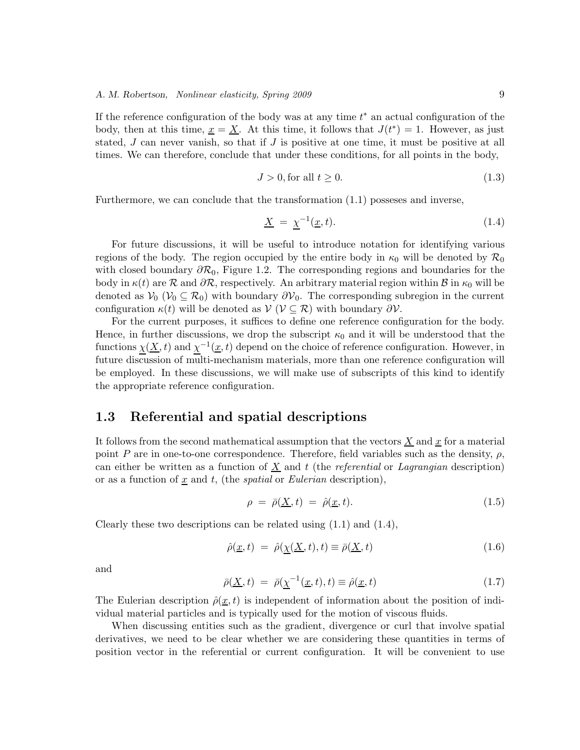If the reference configuration of the body was at any time $t^*$ an actual configuration of the body, then at this time, $\underline{x} = \underline{X}$. At this time, it follows that $J(t^*) = 1$. However, as just stated, $J$ can never vanish, so that if $J$ is positive at one time, it must be positive at all times. We can therefore, conclude that under these conditions, for all points in the body,

$$J > 0, \text{for all } t \geq 0. \tag{1.3}$$

Furthermore, we can conclude that the transformation (1.1) posseses and inverse,

$$\underline{X} \; = \; \underline{\chi}^{-1}(\underline{x}, t). \tag{1.4}$$

For future discussions, it will be useful to introduce notation for identifying various regions of the body. The region occupied by the entire body in $\kappa_0$ will be denoted by $\mathcal{R}_0$ with closed boundary $\partial\mathcal{R}_0$, Figure 1.2. The corresponding regions and boundaries for the body in $\kappa(t)$ are $\mathcal{R}$ and $\partial\mathcal{R}$, respectively. An arbitrary material region within $\mathcal{B}$ in $\kappa_0$ will be denoted as $\mathcal{V}_0$ ($\mathcal{V}_0 \subseteq \mathcal{R}_0$) with boundary $\partial\mathcal{V}_0$. The corresponding subregion in the current configuration $\kappa(t)$ will be denoted as $\mathcal{V}$ ($\mathcal{V} \subseteq \mathcal{R}$) with boundary $\partial\mathcal{V}$.

For the current purposes, it suffices to define one reference configuration for the body. Hence, in further discussions, we drop the subscript $\kappa_0$ and it will be understood that the functions $\underline{\chi}(\underline{X}, t)$ and $\underline{\chi}^{-1}(\underline{x}, t)$ depend on the choice of reference configuration. However, in future discussion of multi-mechanism materials, more than one reference configuration will be employed. In these discussions, we will make use of subscripts of this kind to identify the appropriate reference configuration.

## 1.3 Referential and spatial descriptions

It follows from the second mathematical assumption that the vectors $\underline{X}$ and $\underline{x}$ for a material point $P$ are in one-to-one correspondence. Therefore, field variables such as the density, $\rho$, can either be written as a function of $\underline{X}$ and $t$ (the *referential* or *Lagrangian* description) or as a function of $\underline{x}$ and $t$, (the *spatial* or *Eulerian* description),

$$\rho \; = \; \bar{\rho}(\underline{X}, t) \; = \; \hat{\rho}(\underline{x}, t). \tag{1.5}$$

Clearly these two descriptions can be related using (1.1) and (1.4),

$$\hat{\rho}(\underline{x}, t) \; = \; \hat{\rho}(\underline{\chi}(\underline{X}, t), t) \equiv \bar{\rho}(\underline{X}, t) \tag{1.6}$$

and

$$\bar{\rho}(\underline{X}, t) \; = \; \bar{\rho}(\underline{\chi}^{-1}(\underline{x}, t), t) \equiv \hat{\rho}(\underline{x}, t) \tag{1.7}$$

The Eulerian description $\hat{\rho}(\underline{x}, t)$ is independent of information about the position of individual material particles and is typically used for the motion of viscous fluids.

When discussing entities such as the gradient, divergence or curl that involve spatial derivatives, we need to be clear whether we are considering these quantities in terms of position vector in the referential or current configuration. It will be convenient to use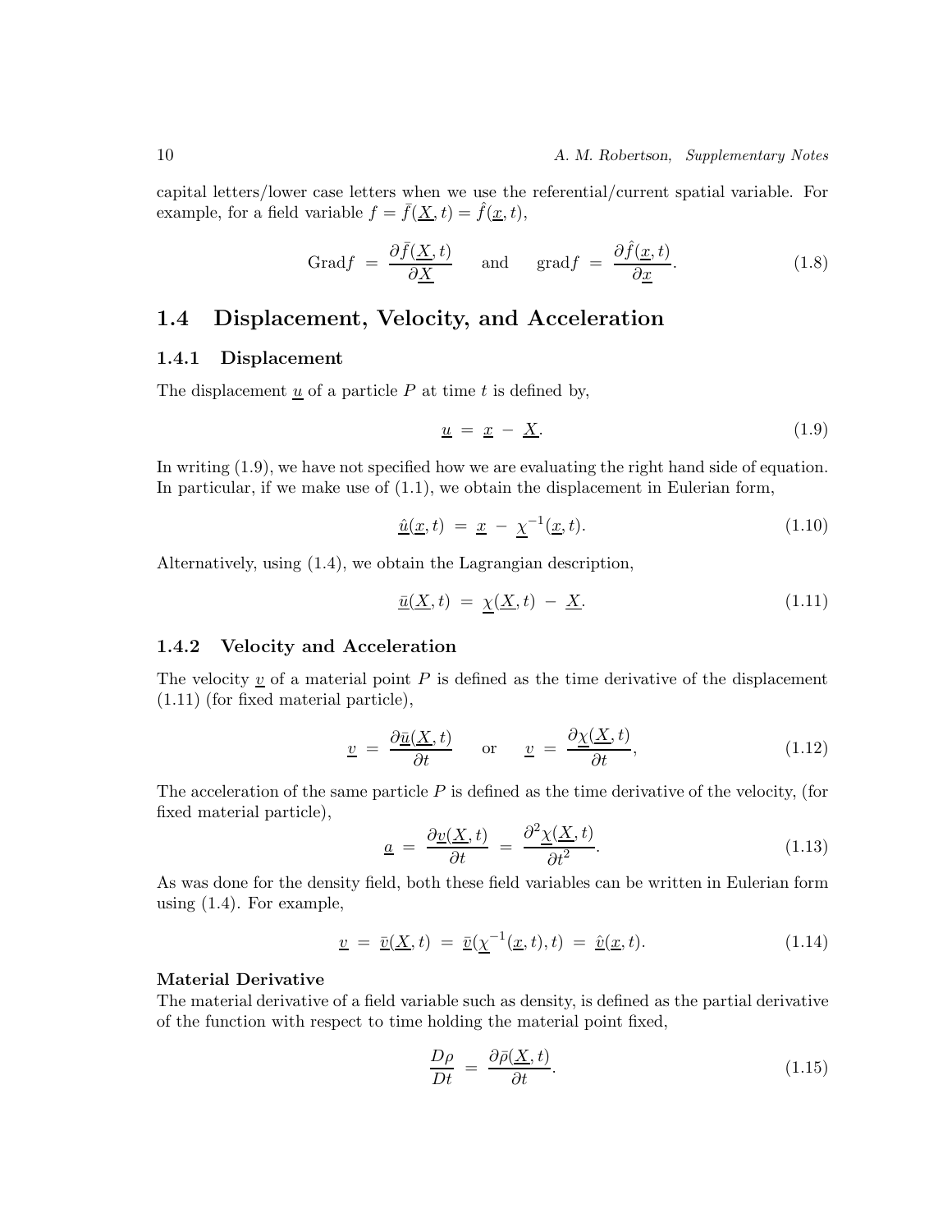capital letters/lower case letters when we use the referential/current spatial variable. For example, for a field variable $f = \bar{f}(\underline{X}, t) = \hat{f}(\underline{x}, t)$,

$$\text{Grad} f \;=\; \frac{\partial \bar{f}(\underline{X}, t)}{\partial \underline{X}} \qquad \text{and} \qquad \text{grad} f \;=\; \frac{\partial \hat{f}(\underline{x}, t)}{\partial \underline{x}}. \tag{1.8}$$

## 1.4 Displacement, Velocity, and Acceleration

### 1.4.1 Displacement

The displacement $\underline{u}$ of a particle $P$ at time $t$ is defined by,

$$\underline{u} \;=\; \underline{x} \;-\; \underline{X}. \tag{1.9}$$

In writing (1.9), we have not specified how we are evaluating the right hand side of equation. In particular, if we make use of (1.1), we obtain the displacement in Eulerian form,

$$\underline{\hat{u}}(\underline{x}, t) \;=\; \underline{x} \;-\; \underline{\chi}^{-1}(\underline{x}, t). \tag{1.10}$$

Alternatively, using (1.4), we obtain the Lagrangian description,

$$\underline{\bar{u}}(\underline{X}, t) \;=\; \underline{\chi}(\underline{X}, t) \;-\; \underline{X}. \tag{1.11}$$

### 1.4.2 Velocity and Acceleration

The velocity $\underline{v}$ of a material point $P$ is defined as the time derivative of the displacement (1.11) (for fixed material particle),

$$\underline{v} \;=\; \frac{\partial \underline{\bar{u}}(\underline{X}, t)}{\partial t} \qquad \text{or} \qquad \underline{v} \;=\; \frac{\partial \underline{\chi}(\underline{X}, t)}{\partial t}, \tag{1.12}$$

The acceleration of the same particle $P$ is defined as the time derivative of the velocity, (for fixed material particle),

$$\underline{a} \;=\; \frac{\partial \underline{v}(\underline{X}, t)}{\partial t} \;=\; \frac{\partial^2 \underline{\chi}(\underline{X}, t)}{\partial t^2}. \tag{1.13}$$

As was done for the density field, both these field variables can be written in Eulerian form using (1.4). For example,

$$\underline{v} \;=\; \underline{\bar{v}}(\underline{X}, t) \;=\; \underline{\bar{v}}(\underline{\chi}^{-1}(\underline{x}, t), t) \;=\; \underline{\hat{v}}(\underline{x}, t). \tag{1.14}$$

**Material Derivative**

The material derivative of a field variable such as density, is defined as the partial derivative of the function with respect to time holding the material point fixed,

$$\frac{D\rho}{Dt} \;=\; \frac{\partial \bar{\rho}(\underline{X}, t)}{\partial t}. \tag{1.15}$$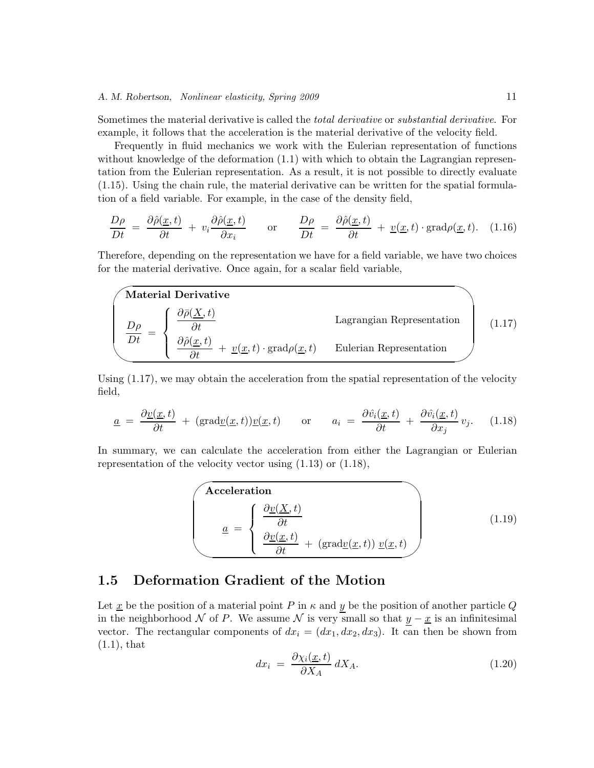Sometimes the material derivative is called the *total derivative* or *substantial derivative*. For example, it follows that the acceleration is the material derivative of the velocity field.

Frequently in fluid mechanics we work with the Eulerian representation of functions without knowledge of the deformation (1.1) with which to obtain the Lagrangian representation from the Eulerian representation. As a result, it is not possible to directly evaluate (1.15). Using the chain rule, the material derivative can be written for the spatial formulation of a field variable. For example, in the case of the density field,

$$\frac{D\rho}{Dt} = \frac{\partial \hat{\rho}(\underline{x},t)}{\partial t} + v_i \frac{\partial \hat{\rho}(\underline{x},t)}{\partial x_i} \qquad \text{or} \qquad \frac{D\rho}{Dt} = \frac{\partial \hat{\rho}(\underline{x},t)}{\partial t} + \underline{v}(\underline{x},t) \cdot \text{grad}\rho(\underline{x},t). \quad (1.16)$$

Therefore, depending on the representation we have for a field variable, we have two choices for the material derivative. Once again, for a scalar field variable,

**Material Derivative**

$$\frac{D\rho}{Dt} = \begin{cases} \dfrac{\partial \bar{\rho}(\underline{X},t)}{\partial t} & \text{Lagrangian Representation} \\[2ex] \dfrac{\partial \hat{\rho}(\underline{x},t)}{\partial t} + \underline{v}(\underline{x},t) \cdot \text{grad}\rho(\underline{x},t) & \text{Eulerian Representation} \end{cases} \quad (1.17)$$

Using (1.17), we may obtain the acceleration from the spatial representation of the velocity field,

$$\underline{a} = \frac{\partial \underline{v}(\underline{x},t)}{\partial t} + (\text{grad}\underline{v}(\underline{x},t))\underline{v}(\underline{x},t) \qquad \text{or} \qquad a_i = \frac{\partial \hat{v}_i(\underline{x},t)}{\partial t} + \frac{\partial \hat{v}_i(\underline{x},t)}{\partial x_j} v_j. \quad (1.18)$$

In summary, we can calculate the acceleration from either the Lagrangian or Eulerian representation of the velocity vector using (1.13) or (1.18),

**Acceleration**

$$\underline{a} = \begin{cases} \dfrac{\partial \underline{v}(\underline{X},t)}{\partial t} \\[2ex] \dfrac{\partial \underline{v}(\underline{x},t)}{\partial t} + (\text{grad}\underline{v}(\underline{x},t))\ \underline{v}(\underline{x},t) \end{cases} \quad (1.19)$$

## 1.5 Deformation Gradient of the Motion

Let $\underline{x}$ be the position of a material point $P$ in $\kappa$ and $\underline{y}$ be the position of another particle $Q$ in the neighborhood $\mathcal{N}$ of $P$. We assume $\mathcal{N}$ is very small so that $\underline{y} - \underline{x}$ is an infinitesimal vector. The rectangular components of $dx_i = (dx_1, dx_2, dx_3)$. It can then be shown from (1.1), that

$$dx_i = \frac{\partial \chi_i(\underline{x},t)}{\partial X_A} dX_A. \quad (1.20)$$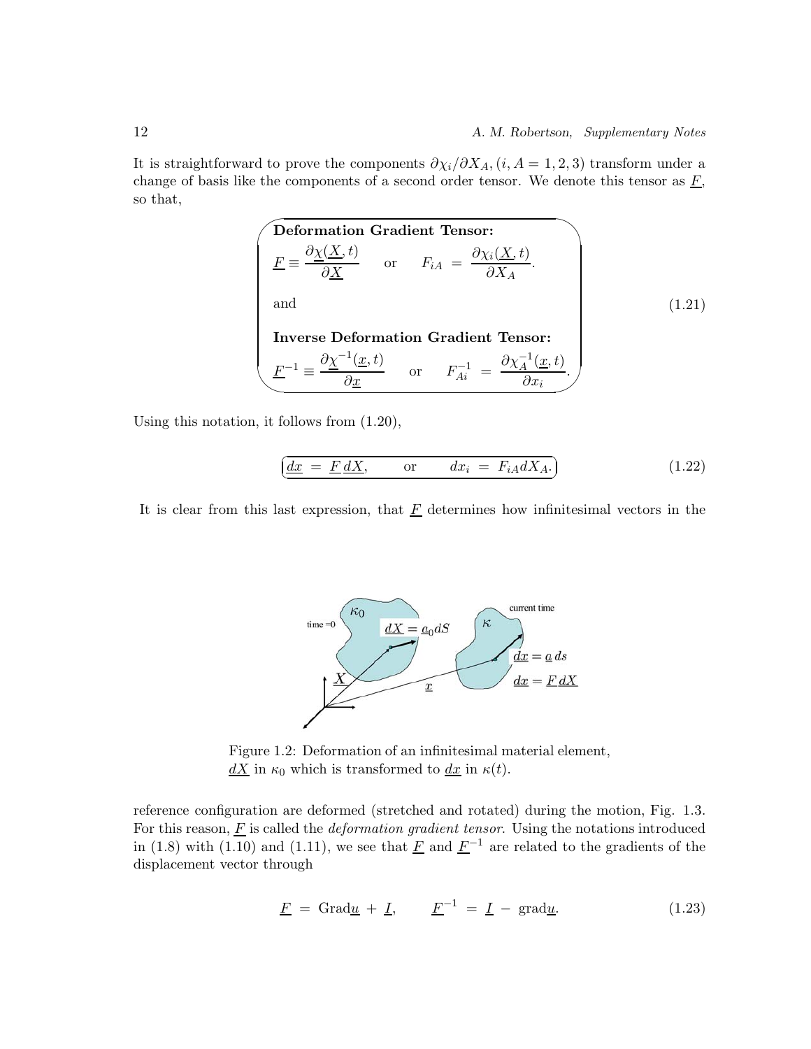It is straightforward to prove the components $\partial \chi_i / \partial X_A, (i, A = 1, 2, 3)$ transform under a change of basis like the components of a second order tensor. We denote this tensor as $\underline{F}$, so that,

**Deformation Gradient Tensor:**

$$\underline{F} \equiv \frac{\partial \underline{\chi}(\underline{X}, t)}{\partial \underline{X}} \qquad \text{or} \qquad F_{iA} = \frac{\partial \chi_i(\underline{X}, t)}{\partial X_A}.$$

and (1.21)

**Inverse Deformation Gradient Tensor:**

$$\underline{F}^{-1} \equiv \frac{\partial \underline{\chi}^{-1}(\underline{x}, t)}{\partial \underline{x}} \qquad \text{or} \qquad F^{-1}_{Ai} = \frac{\partial \chi^{-1}_A(\underline{x}, t)}{\partial x_i}.$$

Using this notation, it follows from (1.20),

$$\underline{dx} = \underline{F}\,\underline{dX}, \qquad \text{or} \qquad dx_i = F_{iA} dX_A. \tag{1.22}$$

It is clear from this last expression, that $\underline{F}$ determines how infinitesimal vectors in the reference configuration are deformed (stretched and rotated) during the motion, Fig. 1.3. For this reason, $\underline{F}$ is called the *deformation gradient tensor*. Using the notations introduced in (1.8) with (1.10) and (1.11), we see that $\underline{F}$ and $\underline{F}^{-1}$ are related to the gradients of the displacement vector through

Figure 1.2: Deformation of an infinitesimal material element, $\underline{dX}$ in $\kappa_0$ which is transformed to $\underline{dx}$ in $\kappa(t)$.

$$\underline{F} = \text{Grad}\underline{u} + \underline{I}, \qquad \underline{F}^{-1} = \underline{I} - \text{grad}\underline{u}. \tag{1.23}$$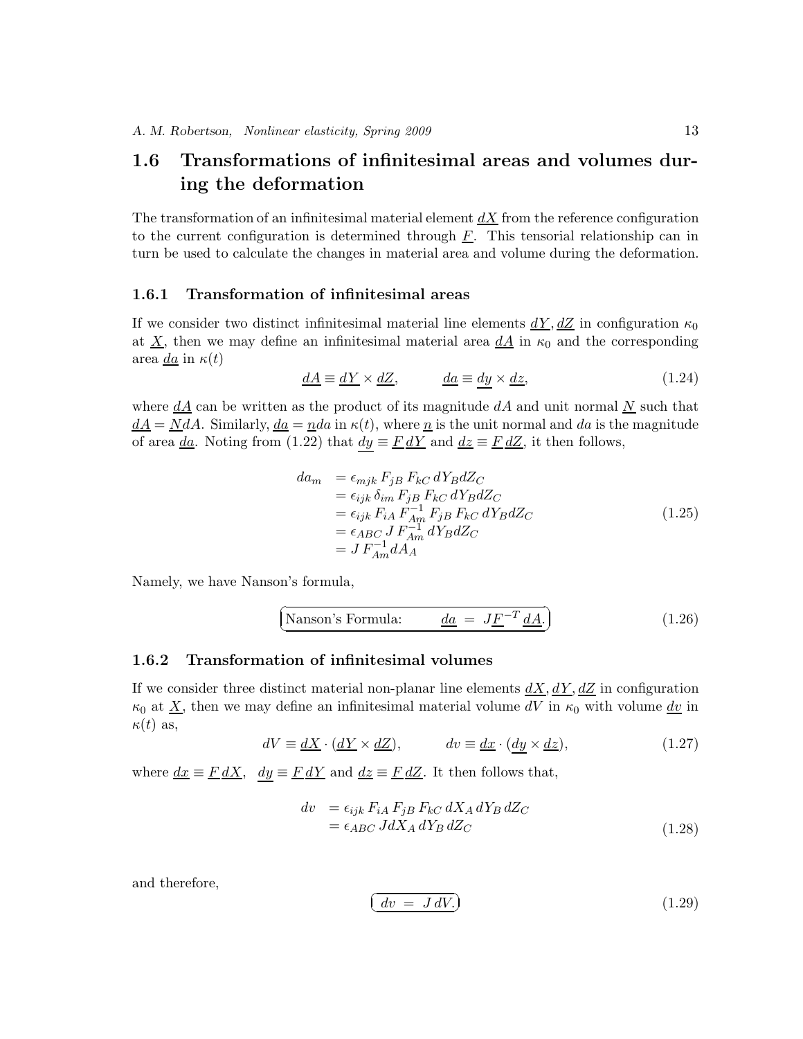## 1.6 Transformations of infinitesimal areas and volumes during the deformation

The transformation of an infinitesimal material element $\underline{dX}$ from the reference configuration to the current configuration is determined through $\underline{F}$. This tensorial relationship can in turn be used to calculate the changes in material area and volume during the deformation.

### 1.6.1 Transformation of infinitesimal areas

If we consider two distinct infinitesimal material line elements $\underline{dY}, \underline{dZ}$ in configuration $\kappa_0$ at $\underline{X}$, then we may define an infinitesimal material area $\underline{dA}$ in $\kappa_0$ and the corresponding area $\underline{da}$ in $\kappa(t)$

$$\underline{dA} \equiv \underline{dY} \times \underline{dZ}, \qquad \underline{da} \equiv \underline{dy} \times \underline{dz}, \tag{1.24}$$

where $\underline{dA}$ can be written as the product of its magnitude $dA$ and unit normal $\underline{N}$ such that $\underline{dA} = \underline{N}dA$. Similarly, $\underline{da} = \underline{n}da$ in $\kappa(t)$, where $\underline{n}$ is the unit normal and $da$ is the magnitude of area $\underline{da}$. Noting from (1.22) that $\underline{dy} \equiv \underline{F}\,\underline{dY}$ and $\underline{dz} \equiv \underline{F}\,\underline{dZ}$, it then follows,

$$\begin{aligned}
da_m &= \epsilon_{mjk}\, F_{jB}\, F_{kC}\, dY_B dZ_C \\
&= \epsilon_{ijk}\, \delta_{im}\, F_{jB}\, F_{kC}\, dY_B dZ_C \\
&= \epsilon_{ijk}\, F_{iA}\, F^{-1}_{Am}\, F_{jB}\, F_{kC}\, dY_B dZ_C \\
&= \epsilon_{ABC}\, J\, F^{-1}_{Am}\, dY_B dZ_C \\
&= J\, F^{-1}_{Am} dA_A
\end{aligned} \tag{1.25}$$

Namely, we have Nanson's formula,

$$\boxed{\text{Nanson's Formula:} \qquad \underline{da} \;=\; J\underline{F}^{-T}\,\underline{dA}.} \tag{1.26}$$

### 1.6.2 Transformation of infinitesimal volumes

If we consider three distinct material non-planar line elements $\underline{dX}, \underline{dY}, \underline{dZ}$ in configuration $\kappa_0$ at $\underline{X}$, then we may define an infinitesimal material volume $dV$ in $\kappa_0$ with volume $\underline{dv}$ in $\kappa(t)$ as,

$$dV \equiv \underline{dX} \cdot (\underline{dY} \times \underline{dZ}), \qquad dv \equiv \underline{dx} \cdot (\underline{dy} \times \underline{dz}), \tag{1.27}$$

where $\underline{dx} \equiv \underline{F}\,\underline{dX}$, $\underline{dy} \equiv \underline{F}\,\underline{dY}$ and $\underline{dz} \equiv \underline{F}\,\underline{dZ}$. It then follows that,

$$\begin{aligned}
dv &= \epsilon_{ijk}\, F_{iA}\, F_{jB}\, F_{kC}\, dX_A\, dY_B\, dZ_C \\
&= \epsilon_{ABC}\, J dX_A\, dY_B\, dZ_C
\end{aligned} \tag{1.28}$$

and therefore,

$$\boxed{dv \;=\; J\,dV.} \tag{1.29}$$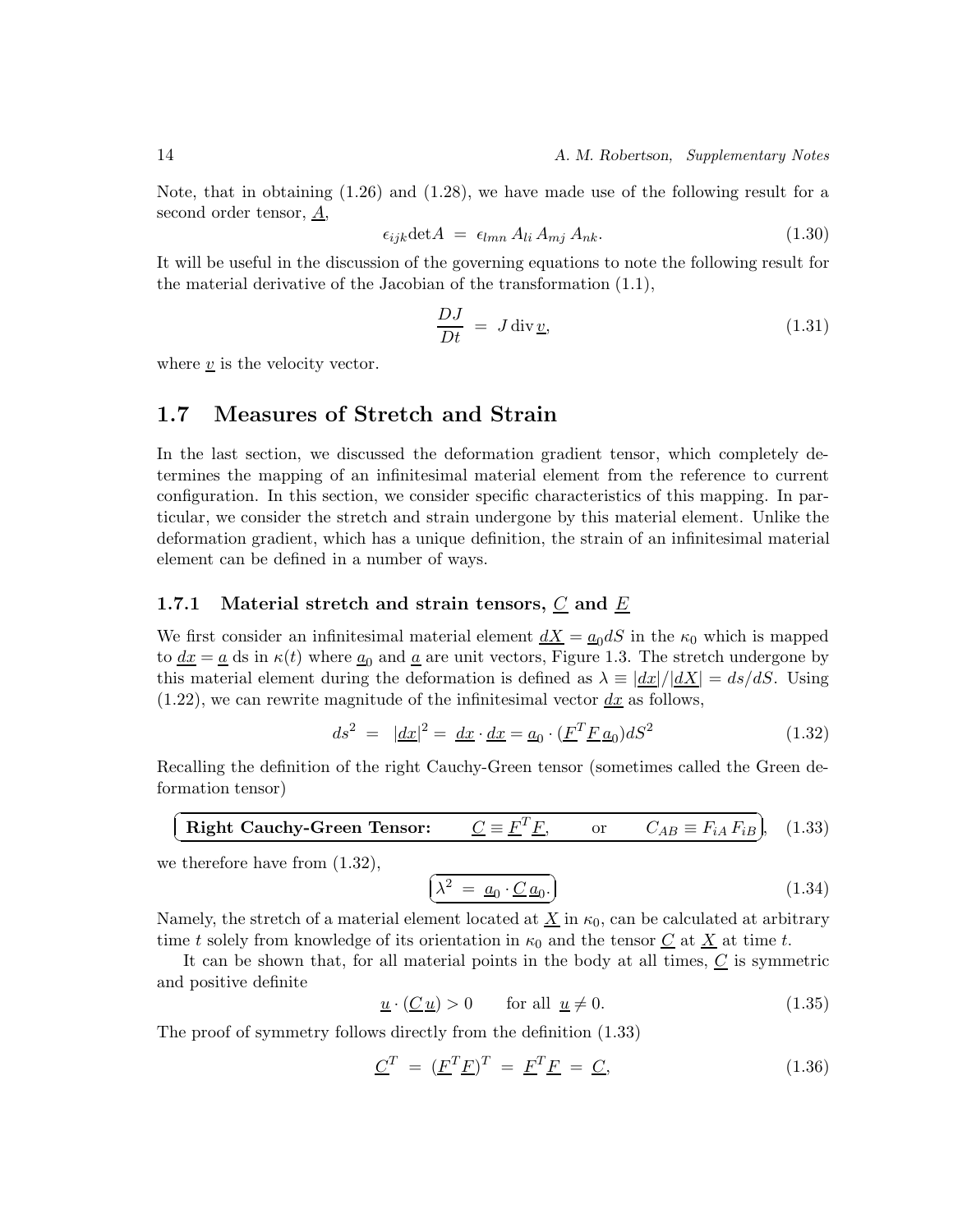Note, that in obtaining (1.26) and (1.28), we have made use of the following result for a second order tensor, $\underline{A}$,

$$\epsilon_{ijk}\det A \;=\; \epsilon_{lmn}\, A_{li}\, A_{mj}\, A_{nk}. \tag{1.30}$$

It will be useful in the discussion of the governing equations to note the following result for the material derivative of the Jacobian of the transformation (1.1),

$$\frac{DJ}{Dt} \;=\; J\,\mathrm{div}\,\underline{v}, \tag{1.31}$$

where $\underline{v}$ is the velocity vector.

## 1.7 Measures of Stretch and Strain

In the last section, we discussed the deformation gradient tensor, which completely determines the mapping of an infinitesimal material element from the reference to current configuration. In this section, we consider specific characteristics of this mapping. In particular, we consider the stretch and strain undergone by this material element. Unlike the deformation gradient, which has a unique definition, the strain of an infinitesimal material element can be defined in a number of ways.

### 1.7.1 Material stretch and strain tensors, $\underline{C}$ and $\underline{E}$

We first consider an infinitesimal material element $\underline{dX} = \underline{a}_0 dS$ in the $\kappa_0$ which is mapped to $\underline{dx} = \underline{a}$ ds in $\kappa(t)$ where $\underline{a}_0$ and $\underline{a}$ are unit vectors, Figure 1.3. The stretch undergone by this material element during the deformation is defined as $\lambda \equiv |\underline{dx}|/|\underline{dX}| = ds/dS$. Using (1.22), we can rewrite magnitude of the infinitesimal vector $\underline{dx}$ as follows,

$$ds^2 \;=\; |\underline{dx}|^2 = \underline{dx}\cdot\underline{dx} = \underline{a}_0\cdot(\underline{F}^T\underline{F}\,\underline{a}_0)dS^2 \tag{1.32}$$

Recalling the definition of the right Cauchy-Green tensor (sometimes called the Green deformation tensor)

$$\textbf{Right Cauchy-Green Tensor:} \qquad \underline{C} \equiv \underline{F}^T\underline{F}, \qquad \text{or} \qquad C_{AB} \equiv F_{iA}\,F_{iB}, \tag{1.33}$$

we therefore have from (1.32),

$$\lambda^2 \;=\; \underline{a}_0\cdot\underline{C}\,\underline{a}_0. \tag{1.34}$$

Namely, the stretch of a material element located at $\underline{X}$ in $\kappa_0$, can be calculated at arbitrary time $t$ solely from knowledge of its orientation in $\kappa_0$ and the tensor $\underline{C}$ at $\underline{X}$ at time $t$.

It can be shown that, for all material points in the body at all times, $\underline{C}$ is symmetric and positive definite

$$\underline{u}\cdot(\underline{C}\,\underline{u}) > 0 \qquad \text{for all } \;\underline{u} \neq 0. \tag{1.35}$$

The proof of symmetry follows directly from the definition (1.33)

$$\underline{C}^T \;=\; (\underline{F}^T\underline{F})^T \;=\; \underline{F}^T\underline{F} \;=\; \underline{C}, \tag{1.36}$$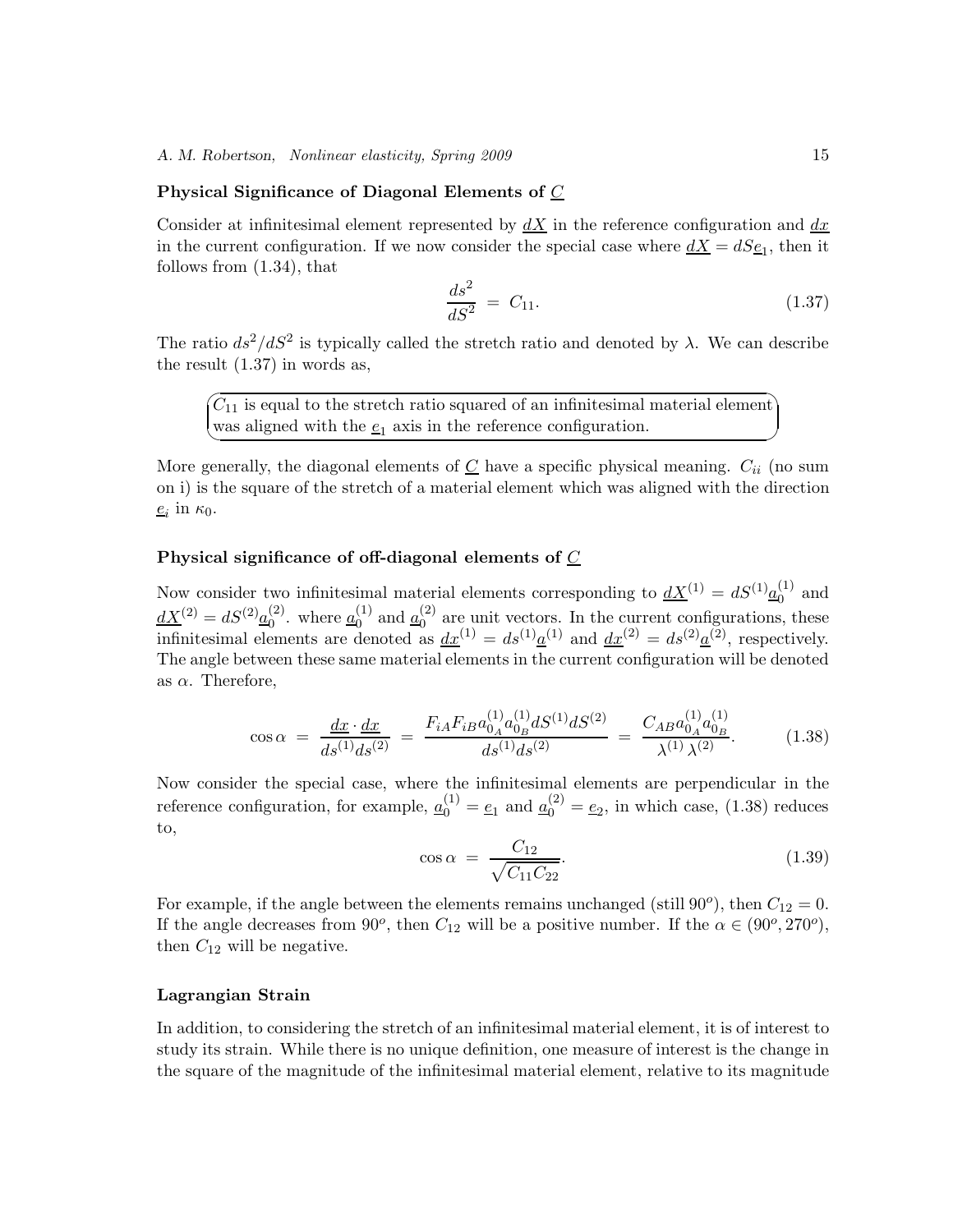### Physical Significance of Diagonal Elements of $\underline{C}$

Consider at infinitesimal element represented by $\underline{dX}$ in the reference configuration and $\underline{dx}$ in the current configuration. If we now consider the special case where $\underline{dX} = dS\underline{e}_1$, then it follows from (1.34), that

$$\frac{ds^2}{dS^2} \;=\; C_{11}. \tag{1.37}$$

The ratio $ds^2/dS^2$ is typically called the stretch ratio and denoted by $\lambda$. We can describe the result (1.37) in words as,

> $C_{11}$ is equal to the stretch ratio squared of an infinitesimal material element was aligned with the $\underline{e}_1$ axis in the reference configuration.

More generally, the diagonal elements of $\underline{C}$ have a specific physical meaning. $C_{ii}$ (no sum on i) is the square of the stretch of a material element which was aligned with the direction $\underline{e}_i$ in $\kappa_0$.

### Physical significance of off-diagonal elements of $\underline{C}$

Now consider two infinitesimal material elements corresponding to $\underline{dX}^{(1)} = dS^{(1)}\underline{a}_0^{(1)}$ and $\underline{dX}^{(2)} = dS^{(2)}\underline{a}_0^{(2)}$. where $\underline{a}_0^{(1)}$ and $\underline{a}_0^{(2)}$ are unit vectors. In the current configurations, these infinitesimal elements are denoted as $\underline{dx}^{(1)} = ds^{(1)}\underline{a}^{(1)}$ and $\underline{dx}^{(2)} = ds^{(2)}\underline{a}^{(2)}$, respectively. The angle between these same material elements in the current configuration will be denoted as $\alpha$. Therefore,

$$\cos\alpha \;=\; \frac{\underline{dx}\cdot\underline{dx}}{ds^{(1)}ds^{(2)}} \;=\; \frac{F_{iA}F_{iB}a_{0_A}^{(1)}a_{0_B}^{(1)}dS^{(1)}dS^{(2)}}{ds^{(1)}ds^{(2)}} \;=\; \frac{C_{AB}a_{0_A}^{(1)}a_{0_B}^{(1)}}{\lambda^{(1)}\,\lambda^{(2)}}. \tag{1.38}$$

Now consider the special case, where the infinitesimal elements are perpendicular in the reference configuration, for example, $\underline{a}_0^{(1)} = \underline{e}_1$ and $\underline{a}_0^{(2)} = \underline{e}_2$, in which case, (1.38) reduces to,

$$\cos\alpha \;=\; \frac{C_{12}}{\sqrt{C_{11}C_{22}}}. \tag{1.39}$$

For example, if the angle between the elements remains unchanged (still $90^o$), then $C_{12} = 0$. If the angle decreases from $90^o$, then $C_{12}$ will be a positive number. If the $\alpha \in (90^o, 270^o)$, then $C_{12}$ will be negative.

### Lagrangian Strain

In addition, to considering the stretch of an infinitesimal material element, it is of interest to study its strain. While there is no unique definition, one measure of interest is the change in the square of the magnitude of the infinitesimal material element, relative to its magnitude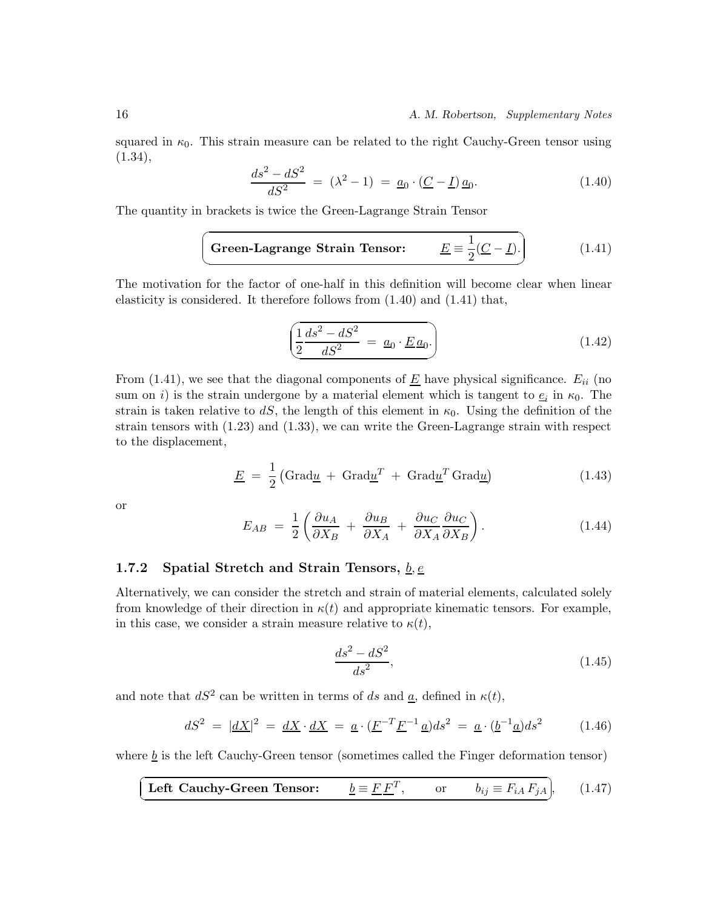squared in $\kappa_0$. This strain measure can be related to the right Cauchy-Green tensor using (1.34),

$$\frac{ds^2 - dS^2}{dS^2} \;=\; (\lambda^2 - 1) \;=\; \underline{a}_0 \cdot (\underline{C} - \underline{I})\, \underline{a}_0. \tag{1.40}$$

The quantity in brackets is twice the Green-Lagrange Strain Tensor

$$\textbf{Green-Lagrange Strain Tensor:} \qquad \underline{E} \equiv \frac{1}{2}(\underline{C} - \underline{I}). \tag{1.41}$$

The motivation for the factor of one-half in this definition will become clear when linear elasticity is considered. It therefore follows from (1.40) and (1.41) that,

$$\frac{1}{2}\frac{ds^2 - dS^2}{dS^2} \;=\; \underline{a}_0 \cdot \underline{E}\, \underline{a}_0. \tag{1.42}$$

From (1.41), we see that the diagonal components of $\underline{E}$ have physical significance. $E_{ii}$ (no sum on $i$) is the strain undergone by a material element which is tangent to $\underline{e}_i$ in $\kappa_0$. The strain is taken relative to $dS$, the length of this element in $\kappa_0$. Using the definition of the strain tensors with (1.23) and (1.33), we can write the Green-Lagrange strain with respect to the displacement,

$$\underline{E} \;=\; \frac{1}{2}\left(\text{Grad}\underline{u} \;+\; \text{Grad}\underline{u}^T \;+\; \text{Grad}\underline{u}^T\, \text{Grad}\underline{u}\right) \tag{1.43}$$

or

$$E_{AB} \;=\; \frac{1}{2}\left(\frac{\partial u_A}{\partial X_B} \;+\; \frac{\partial u_B}{\partial X_A} \;+\; \frac{\partial u_C}{\partial X_A}\frac{\partial u_C}{\partial X_B}\right). \tag{1.44}$$

### 1.7.2 Spatial Stretch and Strain Tensors, $\underline{b}, \underline{e}$

Alternatively, we can consider the stretch and strain of material elements, calculated solely from knowledge of their direction in $\kappa(t)$ and appropriate kinematic tensors. For example, in this case, we consider a strain measure relative to $\kappa(t)$,

$$\frac{ds^2 - dS^2}{ds^2}, \tag{1.45}$$

and note that $dS^2$ can be written in terms of $ds$ and $\underline{a}$, defined in $\kappa(t)$,

$$dS^2 \;=\; |\underline{dX}|^2 \;=\; \underline{dX} \cdot \underline{dX} \;=\; \underline{a} \cdot (\underline{F}^{-T}\underline{F}^{-1}\, \underline{a})ds^2 \;=\; \underline{a} \cdot (\underline{b}^{-1}\underline{a})ds^2 \tag{1.46}$$

where $\underline{b}$ is the left Cauchy-Green tensor (sometimes called the Finger deformation tensor)

$$\textbf{Left Cauchy-Green Tensor:} \qquad \underline{b} \equiv \underline{F}\,\underline{F}^T, \qquad \text{or} \qquad b_{ij} \equiv F_{iA}\, F_{jA}, \tag{1.47}$$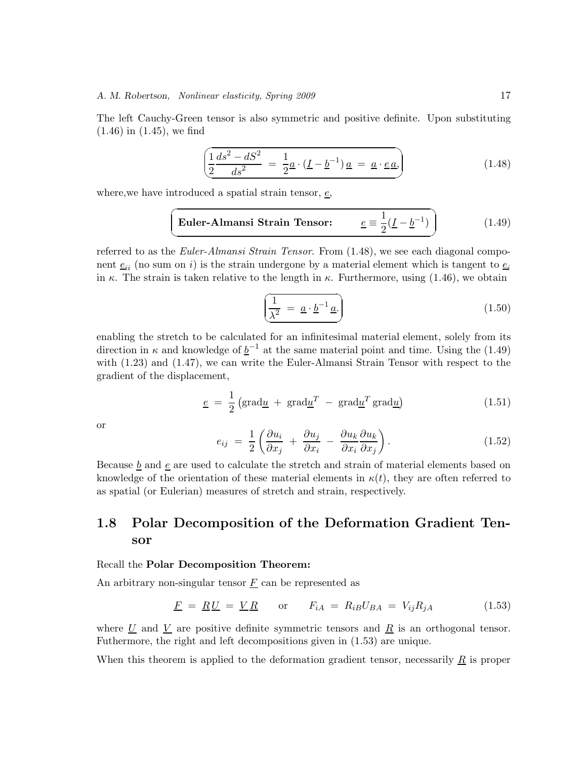The left Cauchy-Green tensor is also symmetric and positive definite. Upon substituting (1.46) in (1.45), we find

$$\frac{1}{2}\frac{ds^2 - dS^2}{ds^2} \;=\; \frac{1}{2}\underline{a} \cdot (\underline{I} - \underline{b}^{-1})\, \underline{a} \;=\; \underline{a} \cdot \underline{e}\, \underline{a}, \tag{1.48}$$

where,we have introduced a spatial strain tensor, $\underline{e}$,

$$\textbf{Euler-Almansi Strain Tensor:} \qquad \underline{e} \equiv \frac{1}{2}(\underline{I} - \underline{b}^{-1}) \tag{1.49}$$

referred to as the *Euler-Almansi Strain Tensor*. From (1.48), we see each diagonal component $\underline{e}_{ii}$ (no sum on $i$) is the strain undergone by a material element which is tangent to $\underline{e}_i$ in $\kappa$. The strain is taken relative to the length in $\kappa$. Furthermore, using (1.46), we obtain

$$\frac{1}{\lambda^2} \;=\; \underline{a} \cdot \underline{b}^{-1}\, \underline{a}. \tag{1.50}$$

enabling the stretch to be calculated for an infinitesimal material element, solely from its direction in $\kappa$ and knowledge of $\underline{b}^{-1}$ at the same material point and time. Using the (1.49) with (1.23) and (1.47), we can write the Euler-Almansi Strain Tensor with respect to the gradient of the displacement,

$$\underline{e} \;=\; \frac{1}{2}\left(\text{grad}\underline{u} \;+\; \text{grad}\underline{u}^T \;-\; \text{grad}\underline{u}^T\, \text{grad}\underline{u}\right) \tag{1.51}$$

or

$$e_{ij} \;=\; \frac{1}{2}\left(\frac{\partial u_i}{\partial x_j} \;+\; \frac{\partial u_j}{\partial x_i} \;-\; \frac{\partial u_k}{\partial x_i}\frac{\partial u_k}{\partial x_j}\right). \tag{1.52}$$

Because $\underline{b}$ and $\underline{e}$ are used to calculate the stretch and strain of material elements based on knowledge of the orientation of these material elements in $\kappa(t)$, they are often referred to as spatial (or Eulerian) measures of stretch and strain, respectively.

## 1.8 Polar Decomposition of the Deformation Gradient Tensor

Recall the **Polar Decomposition Theorem:**

An arbitrary non-singular tensor $\underline{F}$ can be represented as

$$\underline{F} \;=\; \underline{R}\,\underline{U} \;=\; \underline{V}\,\underline{R} \qquad \text{or} \qquad F_{iA} \;=\; R_{iB}U_{BA} \;=\; V_{ij}R_{jA} \tag{1.53}$$

where $\underline{U}$ and $\underline{V}$ are positive definite symmetric tensors and $\underline{R}$ is an orthogonal tensor. Futhermore, the right and left decompositions given in (1.53) are unique.

When this theorem is applied to the deformation gradient tensor, necessarily $\underline{R}$ is proper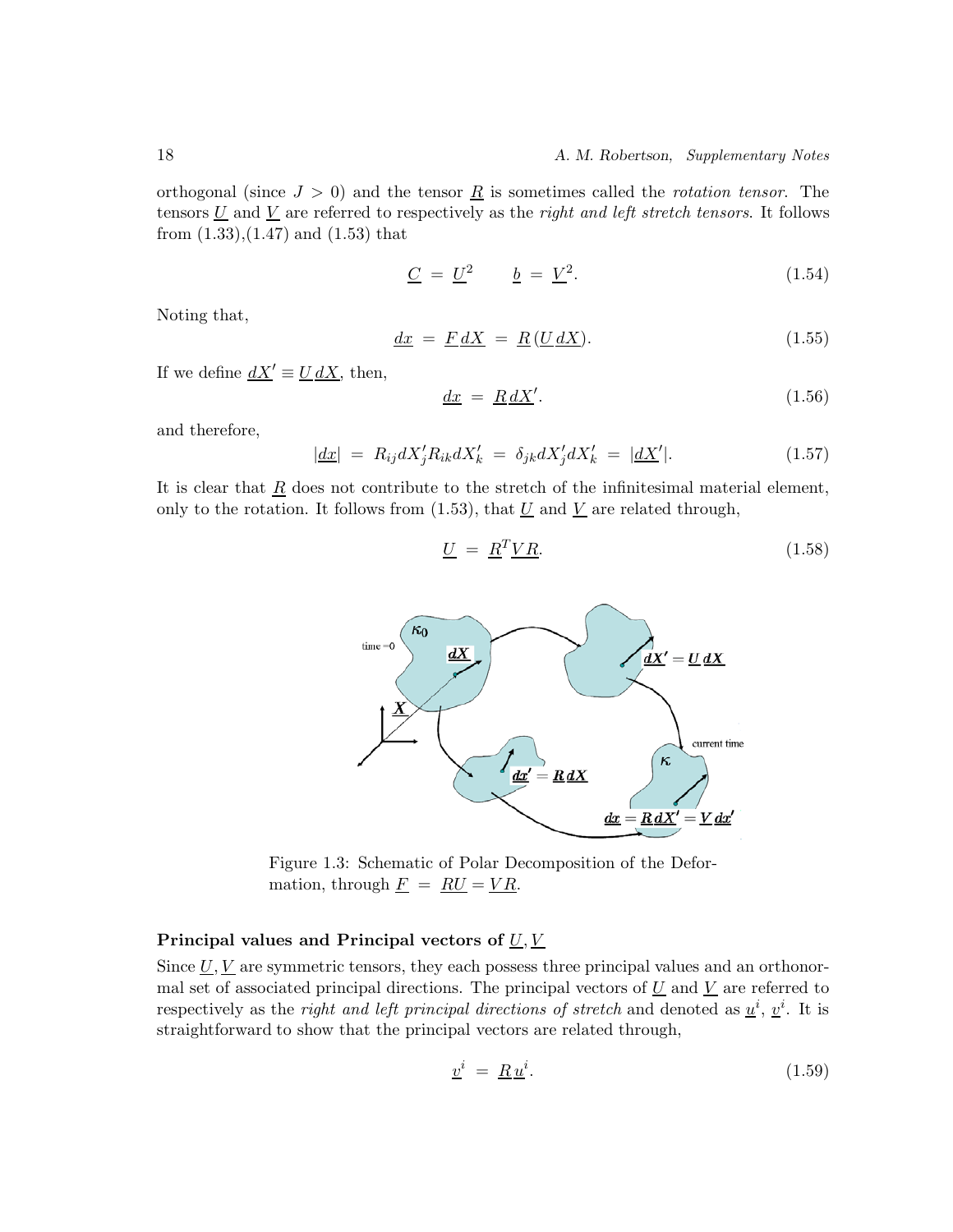orthogonal (since $J > 0$) and the tensor $\underline{R}$ is sometimes called the *rotation tensor*. The tensors $\underline{U}$ and $\underline{V}$ are referred to respectively as the *right and left stretch tensors*. It follows from (1.33),(1.47) and (1.53) that

$$\underline{C} \;=\; \underline{U}^2 \qquad \underline{b} \;=\; \underline{V}^2. \tag{1.54}$$

Noting that,

$$\underline{dx} \;=\; \underline{F}\,\underline{dX} \;=\; \underline{R}\,(\underline{U}\,\underline{dX}). \tag{1.55}$$

If we define $\underline{dX'} \equiv \underline{U}\,\underline{dX}$, then,

$$\underline{dx} \;=\; \underline{R}\,\underline{dX'}. \tag{1.56}$$

and therefore,

$$|\underline{dx}| \;=\; R_{ij}dX'_j R_{ik}dX'_k \;=\; \delta_{jk}dX'_j dX'_k \;=\; |\underline{dX'}|. \tag{1.57}$$

It is clear that $\underline{R}$ does not contribute to the stretch of the infinitesimal material element, only to the rotation. It follows from (1.53), that $\underline{U}$ and $\underline{V}$ are related through,

$$\underline{U} \;=\; \underline{R}^T \underline{V}\,\underline{R}. \tag{1.58}$$

Figure 1.3: Schematic of Polar Decomposition of the Deformation, through $\underline{F} \;=\; \underline{R}\underline{U} = \underline{V}\,\underline{R}$.

### Principal values and Principal vectors of $\underline{U}, \underline{V}$

Since $\underline{U}, \underline{V}$ are symmetric tensors, they each possess three principal values and an orthonormal set of associated principal directions. The principal vectors of $\underline{U}$ and $\underline{V}$ are referred to respectively as the *right and left principal directions of stretch* and denoted as $\underline{u}^i$, $\underline{v}^i$. It is straightforward to show that the principal vectors are related through,

$$\underline{v}^i \;=\; \underline{R}\,\underline{u}^i. \tag{1.59}$$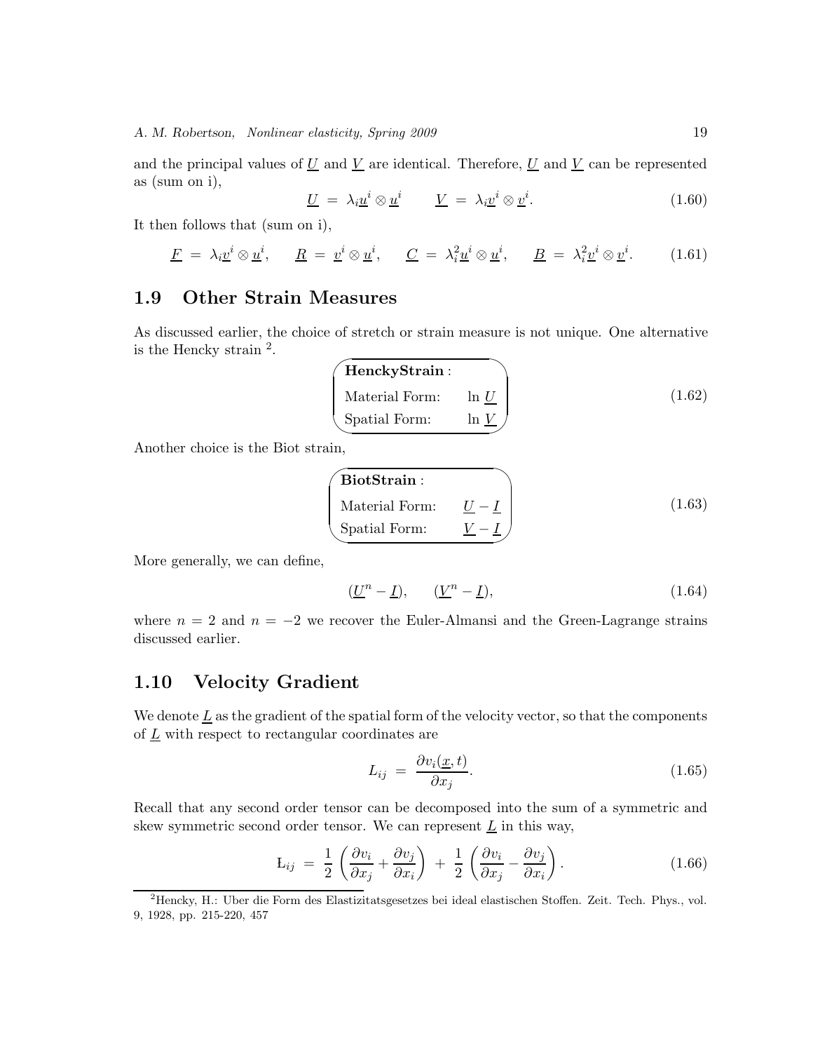and the principal values of $\underline{U}$ and $\underline{V}$ are identical. Therefore, $\underline{U}$ and $\underline{V}$ can be represented as (sum on i),

$$\underline{U} \;=\; \lambda_i \underline{u}^i \otimes \underline{u}^i \qquad \underline{V} \;=\; \lambda_i \underline{v}^i \otimes \underline{v}^i. \tag{1.60}$$

It then follows that (sum on i),

$$\underline{F} \;=\; \lambda_i \underline{v}^i \otimes \underline{u}^i, \qquad \underline{R} \;=\; \underline{v}^i \otimes \underline{u}^i, \qquad \underline{C} \;=\; \lambda_i^2 \underline{u}^i \otimes \underline{u}^i, \qquad \underline{B} \;=\; \lambda_i^2 \underline{v}^i \otimes \underline{v}^i. \tag{1.61}$$

## 1.9 Other Strain Measures

As discussed earlier, the choice of stretch or strain measure is not unique. One alternative is the Hencky strain [2].

**HenckyStrain** :

Material Form: $\ln \underline{U}$

Spatial Form: $\ln \underline{V}$ (1.62)

Another choice is the Biot strain,

**BiotStrain** :

Material Form: $\underline{U} - \underline{I}$

Spatial Form: $\underline{V} - \underline{I}$ (1.63)

More generally, we can define,

$$(\underline{U}^n - \underline{I}), \qquad (\underline{V}^n - \underline{I}), \tag{1.64}$$

where $n = 2$ and $n = -2$ we recover the Euler-Almansi and the Green-Lagrange strains discussed earlier.

## 1.10 Velocity Gradient

We denote $\underline{L}$ as the gradient of the spatial form of the velocity vector, so that the components of $\underline{L}$ with respect to rectangular coordinates are

$$L_{ij} \;=\; \frac{\partial v_i(\underline{x}, t)}{\partial x_j}. \tag{1.65}$$

Recall that any second order tensor can be decomposed into the sum of a symmetric and skew symmetric second order tensor. We can represent $\underline{L}$ in this way,

$$L_{ij} \;=\; \frac{1}{2}\left(\frac{\partial v_i}{\partial x_j} + \frac{\partial v_j}{\partial x_i}\right) \;+\; \frac{1}{2}\left(\frac{\partial v_i}{\partial x_j} - \frac{\partial v_j}{\partial x_i}\right). \tag{1.66}$$

---

[2] Hencky, H.: Uber die Form des Elastizitatsgesetzes bei ideal elastischen Stoffen. Zeit. Tech. Phys., vol. 9, 1928, pp. 215-220, 457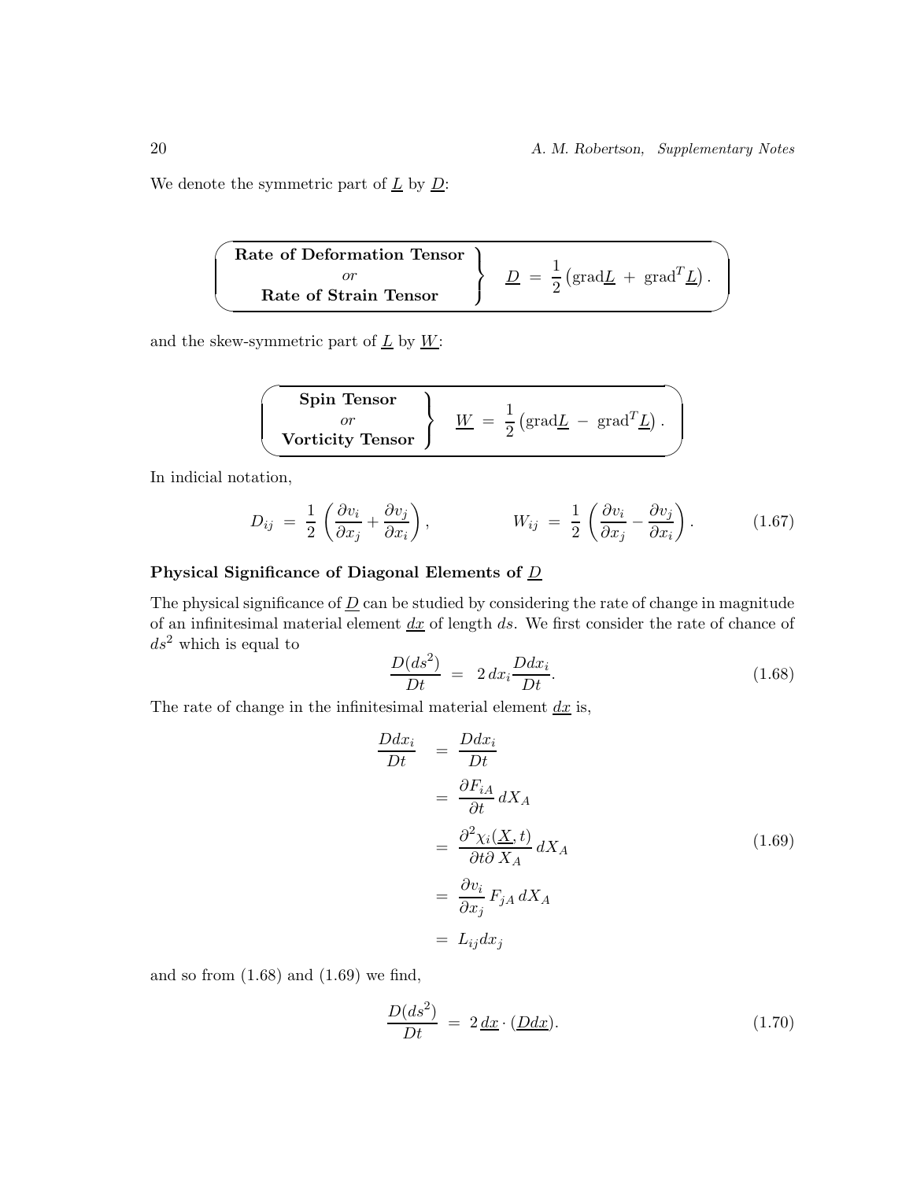We denote the symmetric part of $\underline{L}$ by $\underline{D}$:

$$\left.\begin{array}{c}\textbf{Rate of Deformation Tensor}\\ \textit{or}\\ \textbf{Rate of Strain Tensor}\end{array}\right\} \quad \underline{D} \;=\; \frac{1}{2}\left(\text{grad}\underline{L} \;+\; \text{grad}^T\underline{L}\right).$$

and the skew-symmetric part of $\underline{L}$ by $\underline{W}$:

$$\left.\begin{array}{c}\textbf{Spin Tensor}\\ \textit{or}\\ \textbf{Vorticity Tensor}\end{array}\right\} \quad \underline{W} \;=\; \frac{1}{2}\left(\text{grad}\underline{L} \;-\; \text{grad}^T\underline{L}\right).$$

In indicial notation,

$$D_{ij} \;=\; \frac{1}{2}\left(\frac{\partial v_i}{\partial x_j} + \frac{\partial v_j}{\partial x_i}\right), \qquad\qquad W_{ij} \;=\; \frac{1}{2}\left(\frac{\partial v_i}{\partial x_j} - \frac{\partial v_j}{\partial x_i}\right). \tag{1.67}$$

**Physical Significance of Diagonal Elements of $\underline{D}$**

The physical significance of $\underline{D}$ can be studied by considering the rate of change in magnitude of an infinitesimal material element $\underline{dx}$ of length $ds$. We first consider the rate of chance of $ds^2$ which is equal to

$$\frac{D(ds^2)}{Dt} \;=\; 2\,dx_i\frac{Ddx_i}{Dt}. \tag{1.68}$$

The rate of change in the infinitesimal material element $\underline{dx}$ is,

$$\begin{aligned}
\frac{Ddx_i}{Dt} &= \frac{Ddx_i}{Dt}\\
&= \frac{\partial F_{iA}}{\partial t}\,dX_A\\
&= \frac{\partial^2\chi_i(\underline{X},t)}{\partial t\partial\,X_A}\,dX_A\\
&= \frac{\partial v_i}{\partial x_j}\,F_{jA}\,dX_A\\
&= L_{ij}dx_j
\end{aligned} \tag{1.69}$$

and so from (1.68) and (1.69) we find,

$$\frac{D(ds^2)}{Dt} \;=\; 2\,\underline{dx}\cdot(\underline{D}\underline{dx}). \tag{1.70}$$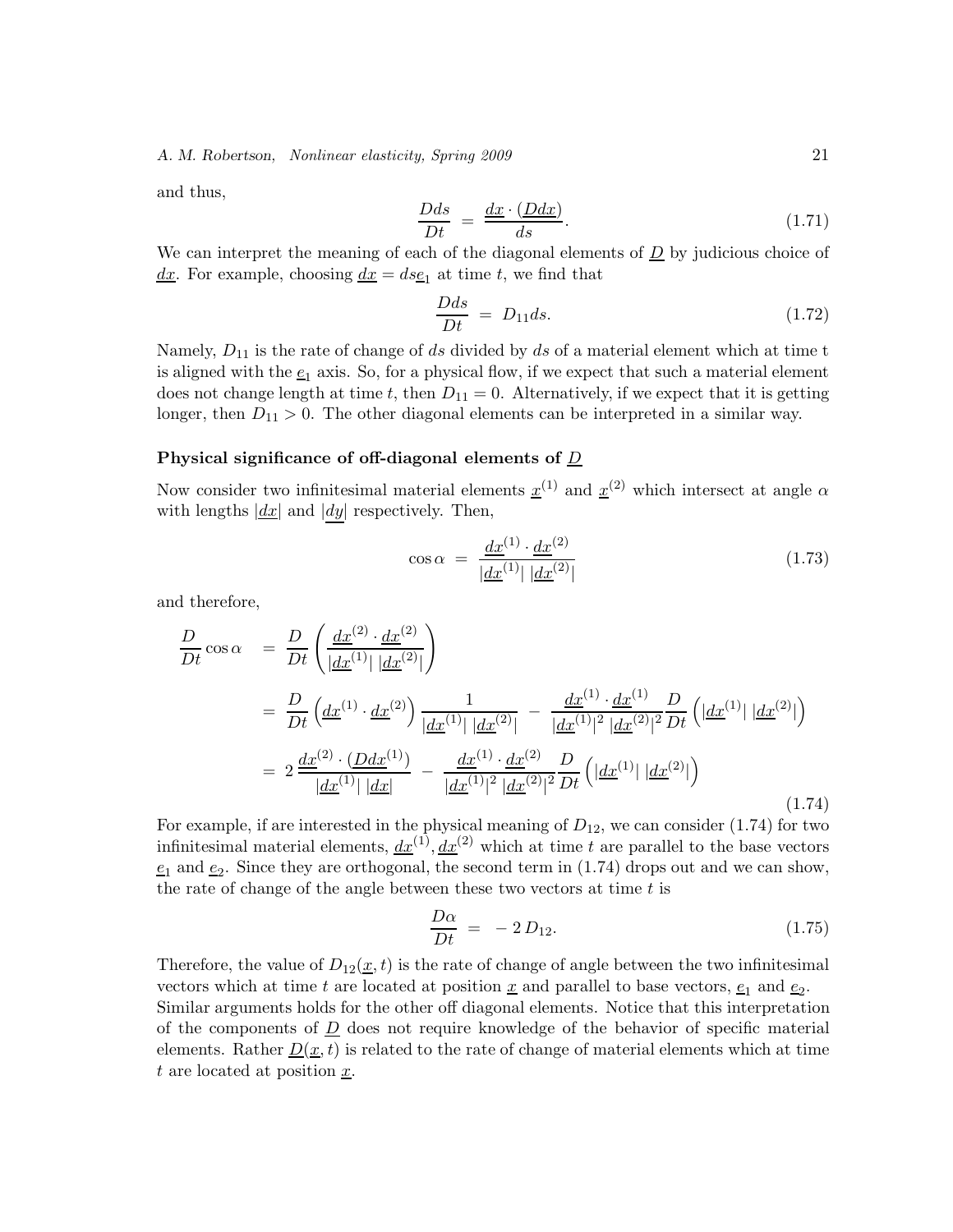and thus,

$$
\frac{Dds}{Dt} \;=\; \frac{\underline{dx} \cdot (\underline{D}\underline{dx})}{ds}. \tag{1.71}
$$

We can interpret the meaning of each of the diagonal elements of $\underline{D}$ by judicious choice of $\underline{dx}$. For example, choosing $\underline{dx} = ds\underline{e}_1$ at time $t$, we find that

$$
\frac{Dds}{Dt} \;=\; D_{11} ds. \tag{1.72}
$$

Namely, $D_{11}$ is the rate of change of $ds$ divided by $ds$ of a material element which at time t is aligned with the $\underline{e}_1$ axis. So, for a physical flow, if we expect that such a material element does not change length at time $t$, then $D_{11} = 0$. Alternatively, if we expect that it is getting longer, then $D_{11} > 0$. The other diagonal elements can be interpreted in a similar way.

**Physical significance of off-diagonal elements of $\underline{D}$**

Now consider two infinitesimal material elements $\underline{x}^{(1)}$ and $\underline{x}^{(2)}$ which intersect at angle $\alpha$ with lengths $|\underline{dx}|$ and $|\underline{dy}|$ respectively. Then,

$$
\cos\alpha \;=\; \frac{\underline{dx}^{(1)} \cdot \underline{dx}^{(2)}}{|\underline{dx}^{(1)}|\; |\underline{dx}^{(2)}|} \tag{1.73}
$$

and therefore,

$$
\begin{aligned}
\frac{D}{Dt}\cos\alpha \;&=\; \frac{D}{Dt}\left(\frac{\underline{dx}^{(2)} \cdot \underline{dx}^{(2)}}{|\underline{dx}^{(1)}|\; |\underline{dx}^{(2)}|}\right) \\
&=\; \frac{D}{Dt}\left(\underline{dx}^{(1)} \cdot \underline{dx}^{(2)}\right)\frac{1}{|\underline{dx}^{(1)}|\; |\underline{dx}^{(2)}|} \;-\; \frac{\underline{dx}^{(1)} \cdot \underline{dx}^{(1)}}{|\underline{dx}^{(1)}|^2\; |\underline{dx}^{(2)}|^2}\frac{D}{Dt}\left(|\underline{dx}^{(1)}|\; |\underline{dx}^{(2)}|\right) \\
&=\; 2\,\frac{\underline{dx}^{(2)} \cdot (\underline{D}\underline{dx}^{(1)})}{|\underline{dx}^{(1)}|\; |\underline{dx}|} \;-\; \frac{\underline{dx}^{(1)} \cdot \underline{dx}^{(2)}}{|\underline{dx}^{(1)}|^2\; |\underline{dx}^{(2)}|^2}\frac{D}{Dt}\left(|\underline{dx}^{(1)}|\; |\underline{dx}^{(2)}|\right)
\end{aligned} \tag{1.74}
$$

For example, if are interested in the physical meaning of $D_{12}$, we can consider (1.74) for two infinitesimal material elements, $\underline{dx}^{(1)}, \underline{dx}^{(2)}$ which at time $t$ are parallel to the base vectors $\underline{e}_1$ and $\underline{e}_2$. Since they are orthogonal, the second term in (1.74) drops out and we can show, the rate of change of the angle between these two vectors at time $t$ is

$$
\frac{D\alpha}{Dt} \;=\; -\,2\,D_{12}. \tag{1.75}
$$

Therefore, the value of $D_{12}(\underline{x}, t)$ is the rate of change of angle between the two infinitesimal vectors which at time $t$ are located at position $\underline{x}$ and parallel to base vectors, $\underline{e}_1$ and $\underline{e}_2$. Similar arguments holds for the other off diagonal elements. Notice that this interpretation of the components of $\underline{D}$ does not require knowledge of the behavior of specific material elements. Rather $\underline{D}(\underline{x}, t)$ is related to the rate of change of material elements which at time $t$ are located at position $\underline{x}$.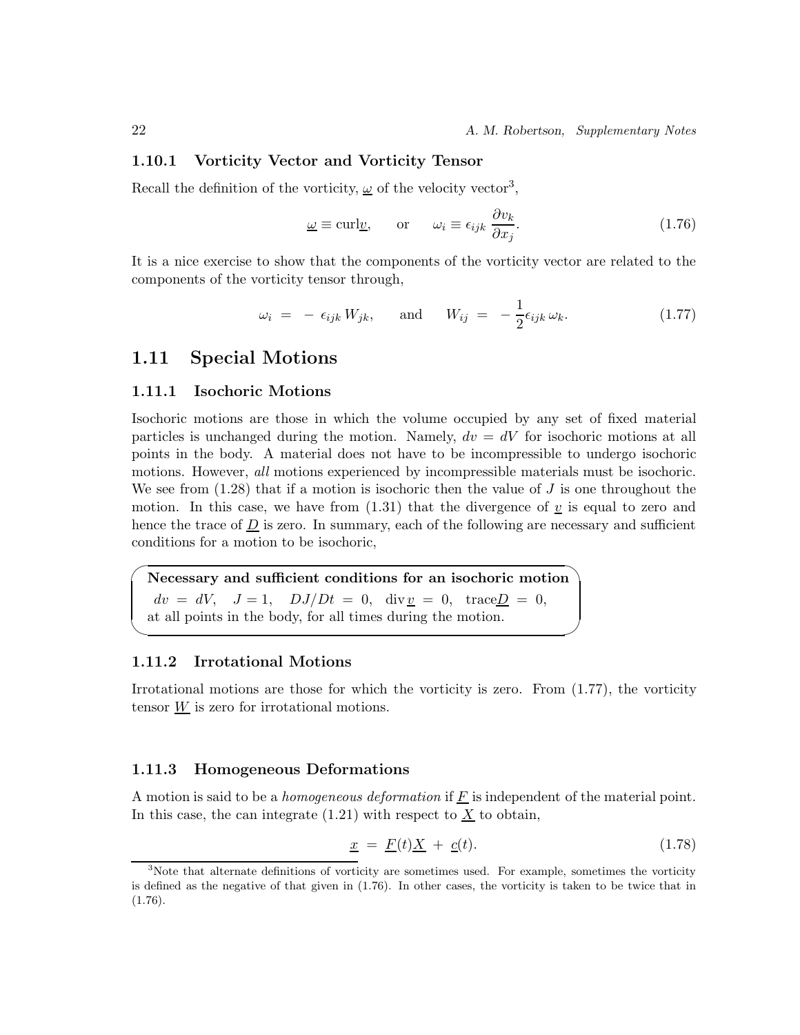### 1.10.1 Vorticity Vector and Vorticity Tensor

Recall the definition of the vorticity, $\underline{\omega}$ of the velocity vector[3],

$$\underline{\omega} \equiv \text{curl}\underline{v}, \qquad \text{or} \qquad \omega_i \equiv \epsilon_{ijk} \frac{\partial v_k}{\partial x_j}. \tag{1.76}$$

It is a nice exercise to show that the components of the vorticity vector are related to the components of the vorticity tensor through,

$$\omega_i \;=\; -\,\epsilon_{ijk}\, W_{jk}, \qquad \text{and} \qquad W_{ij} \;=\; -\,\frac{1}{2}\epsilon_{ijk}\,\omega_k. \tag{1.77}$$

## 1.11 Special Motions

### 1.11.1 Isochoric Motions

Isochoric motions are those in which the volume occupied by any set of fixed material particles is unchanged during the motion. Namely, $dv = dV$ for isochoric motions at all points in the body. A material does not have to be incompressible to undergo isochoric motions. However, *all* motions experienced by incompressible materials must be isochoric. We see from (1.28) that if a motion is isochoric then the value of $J$ is one throughout the motion. In this case, we have from (1.31) that the divergence of $\underline{v}$ is equal to zero and hence the trace of $\underline{D}$ is zero. In summary, each of the following are necessary and sufficient conditions for a motion to be isochoric,

**Necessary and sufficient conditions for an isochoric motion**

$dv \;=\; dV, \quad J = 1, \quad DJ/Dt \;=\; 0, \quad \text{div}\,\underline{v} \;=\; 0, \quad \text{trace}\underline{D} \;=\; 0,$
at all points in the body, for all times during the motion.

### 1.11.2 Irrotational Motions

Irrotational motions are those for which the vorticity is zero. From (1.77), the vorticity tensor $\underline{W}$ is zero for irrotational motions.

### 1.11.3 Homogeneous Deformations

A motion is said to be a *homogeneous deformation* if $\underline{F}$ is independent of the material point. In this case, the can integrate (1.21) with respect to $\underline{X}$ to obtain,

$$\underline{x} \;=\; \underline{F}(t)\underline{X} \;+\; \underline{c}(t). \tag{1.78}$$

[3] Note that alternate definitions of vorticity are sometimes used. For example, sometimes the vorticity is defined as the negative of that given in (1.76). In other cases, the vorticity is taken to be twice that in (1.76).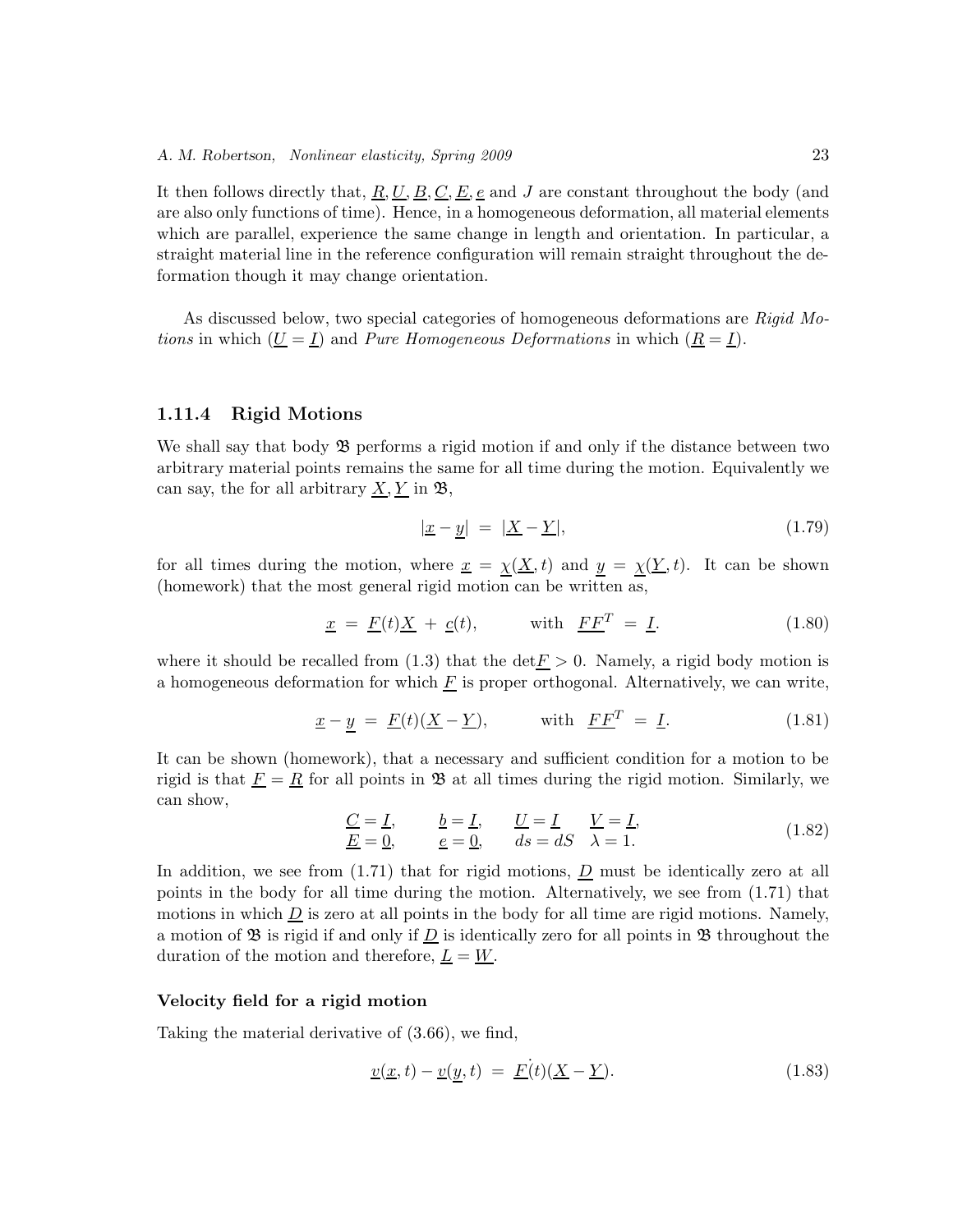It then follows directly that, $\underline{R}, \underline{U}, \underline{B}, \underline{C}, \underline{E}, \underline{e}$ and $J$ are constant throughout the body (and are also only functions of time). Hence, in a homogeneous deformation, all material elements which are parallel, experience the same change in length and orientation. In particular, a straight material line in the reference configuration will remain straight throughout the deformation though it may change orientation.

As discussed below, two special categories of homogeneous deformations are *Rigid Motions* in which ($\underline{U} = \underline{I}$) and *Pure Homogeneous Deformations* in which ($\underline{R} = \underline{I}$).

### 1.11.4 Rigid Motions

We shall say that body $\mathfrak{B}$ performs a rigid motion if and only if the distance between two arbitrary material points remains the same for all time during the motion. Equivalently we can say, the for all arbitrary $\underline{X}, \underline{Y}$ in $\mathfrak{B}$,

$$|\underline{x} - \underline{y}| \;=\; |\underline{X} - \underline{Y}|, \tag{1.79}$$

for all times during the motion, where $\underline{x} = \underline{\chi}(\underline{X}, t)$ and $\underline{y} = \underline{\chi}(\underline{Y}, t)$. It can be shown (homework) that the most general rigid motion can be written as,

$$\underline{x} \;=\; \underline{F}(t)\underline{X} \;+\; \underline{c}(t), \qquad \text{with} \quad \underline{F}\underline{F}^T \;=\; \underline{I}. \tag{1.80}$$

where it should be recalled from (1.3) that the $\det\underline{F} > 0$. Namely, a rigid body motion is a homogeneous deformation for which $\underline{F}$ is proper orthogonal. Alternatively, we can write,

$$\underline{x} - \underline{y} \;=\; \underline{F}(t)(\underline{X} - \underline{Y}), \qquad \text{with} \quad \underline{F}\underline{F}^T \;=\; \underline{I}. \tag{1.81}$$

It can be shown (homework), that a necessary and sufficient condition for a motion to be rigid is that $\underline{F} = \underline{R}$ for all points in $\mathfrak{B}$ at all times during the rigid motion. Similarly, we can show,

$$\begin{array}{llll} \underline{C} = \underline{I}, & \underline{b} = \underline{I}, & \underline{U} = \underline{I} & \underline{V} = \underline{I}, \\ \underline{E} = \underline{0}, & \underline{e} = \underline{0}, & ds = dS & \lambda = 1. \end{array} \tag{1.82}$$

In addition, we see from (1.71) that for rigid motions, $\underline{D}$ must be identically zero at all points in the body for all time during the motion. Alternatively, we see from (1.71) that motions in which $\underline{D}$ is zero at all points in the body for all time are rigid motions. Namely, a motion of $\mathfrak{B}$ is rigid if and only if $\underline{D}$ is identically zero for all points in $\mathfrak{B}$ throughout the duration of the motion and therefore, $\underline{L} = \underline{W}$.

**Velocity field for a rigid motion**

Taking the material derivative of (3.66), we find,

$$\underline{v}(\underline{x}, t) - \underline{v}(\underline{y}, t) \;=\; \dot{\underline{F}}(t)(\underline{X} - \underline{Y}). \tag{1.83}$$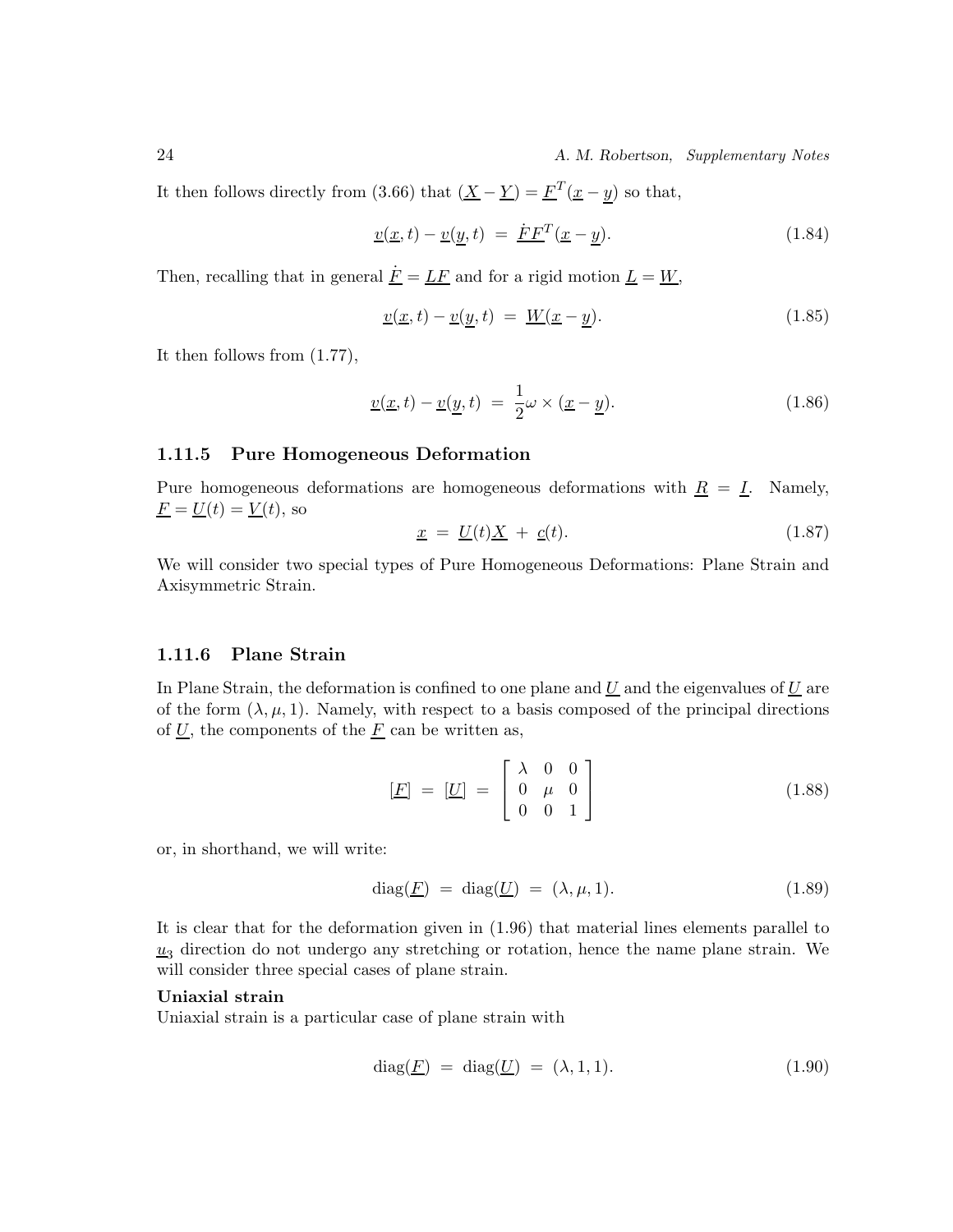It then follows directly from (3.66) that $(\underline{X} - \underline{Y}) = \underline{F}^T(\underline{x} - \underline{y})$ so that,

$$\underline{v}(\underline{x}, t) - \underline{v}(\underline{y}, t) \;=\; \dot{\underline{F}}\underline{F}^T(\underline{x} - \underline{y}). \tag{1.84}$$

Then, recalling that in general $\dot{\underline{F}} = \underline{L}\underline{F}$ and for a rigid motion $\underline{L} = \underline{W}$,

$$\underline{v}(\underline{x}, t) - \underline{v}(\underline{y}, t) \;=\; \underline{W}(\underline{x} - \underline{y}). \tag{1.85}$$

It then follows from (1.77),

$$\underline{v}(\underline{x}, t) - \underline{v}(\underline{y}, t) \;=\; \frac{1}{2}\omega \times (\underline{x} - \underline{y}). \tag{1.86}$$

### 1.11.5 Pure Homogeneous Deformation

Pure homogeneous deformations are homogeneous deformations with $\underline{R} = \underline{I}$. Namely, $\underline{F} = \underline{U}(t) = \underline{V}(t)$, so

$$\underline{x} \;=\; \underline{U}(t)\underline{X} \;+\; \underline{c}(t). \tag{1.87}$$

We will consider two special types of Pure Homogeneous Deformations: Plane Strain and Axisymmetric Strain.

### 1.11.6 Plane Strain

In Plane Strain, the deformation is confined to one plane and $\underline{U}$ and the eigenvalues of $\underline{U}$ are of the form $(\lambda, \mu, 1)$. Namely, with respect to a basis composed of the principal directions of $\underline{U}$, the components of the $\underline{F}$ can be written as,

$$[\underline{F}] \;=\; [\underline{U}] \;=\; \begin{bmatrix} \lambda & 0 & 0 \\ 0 & \mu & 0 \\ 0 & 0 & 1 \end{bmatrix} \tag{1.88}$$

or, in shorthand, we will write:

$$\text{diag}(\underline{F}) \;=\; \text{diag}(\underline{U}) \;=\; (\lambda, \mu, 1). \tag{1.89}$$

It is clear that for the deformation given in (1.96) that material lines elements parallel to $\underline{u}_3$ direction do not undergo any stretching or rotation, hence the name plane strain. We will consider three special cases of plane strain.

**Uniaxial strain**
Uniaxial strain is a particular case of plane strain with

$$\text{diag}(\underline{F}) \;=\; \text{diag}(\underline{U}) \;=\; (\lambda, 1, 1). \tag{1.90}$$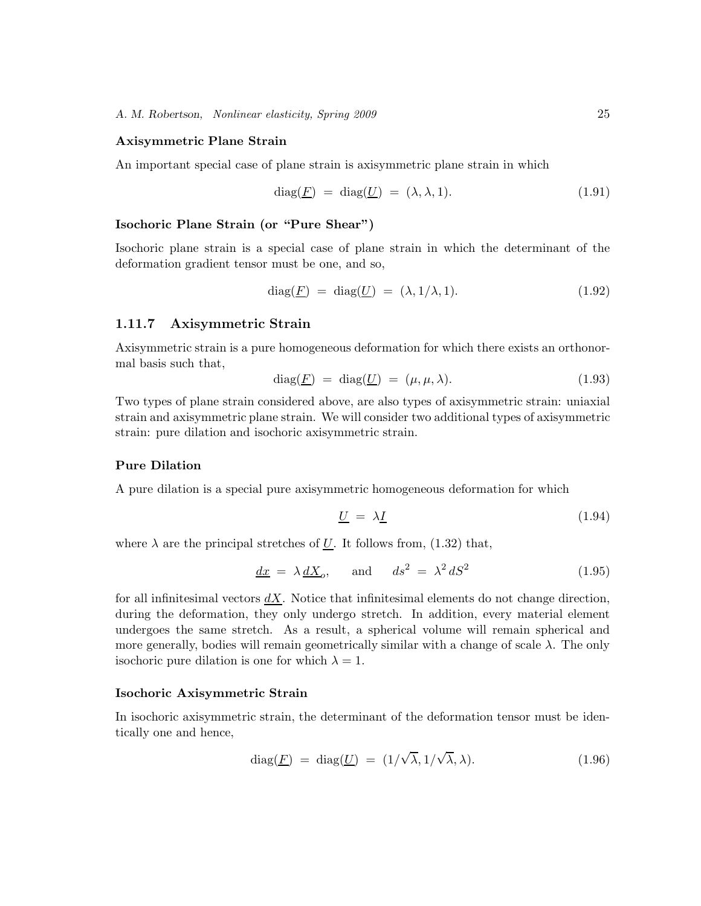**Axisymmetric Plane Strain**

An important special case of plane strain is axisymmetric plane strain in which

$$\text{diag}(\underline{F}) \;=\; \text{diag}(\underline{U}) \;=\; (\lambda, \lambda, 1). \tag{1.91}$$

**Isochoric Plane Strain (or "Pure Shear")**

Isochoric plane strain is a special case of plane strain in which the determinant of the deformation gradient tensor must be one, and so,

$$\text{diag}(\underline{F}) \;=\; \text{diag}(\underline{U}) \;=\; (\lambda, 1/\lambda, 1). \tag{1.92}$$

### 1.11.7 Axisymmetric Strain

Axisymmetric strain is a pure homogeneous deformation for which there exists an orthonormal basis such that,

$$\text{diag}(\underline{F}) \;=\; \text{diag}(\underline{U}) \;=\; (\mu, \mu, \lambda). \tag{1.93}$$

Two types of plane strain considered above, are also types of axisymmetric strain: uniaxial strain and axisymmetric plane strain. We will consider two additional types of axisymmetric strain: pure dilation and isochoric axisymmetric strain.

**Pure Dilation**

A pure dilation is a special pure axisymmetric homogeneous deformation for which

$$\underline{U} \;=\; \lambda \underline{I} \tag{1.94}$$

where $\lambda$ are the principal stretches of $\underline{U}$. It follows from, (1.32) that,

$$\underline{dx} \;=\; \lambda \, \underline{dX}_o, \qquad \text{and} \qquad ds^2 \;=\; \lambda^2 \, dS^2 \tag{1.95}$$

for all infinitesimal vectors $\underline{dX}$. Notice that infinitesimal elements do not change direction, during the deformation, they only undergo stretch. In addition, every material element undergoes the same stretch. As a result, a spherical volume will remain spherical and more generally, bodies will remain geometrically similar with a change of scale $\lambda$. The only isochoric pure dilation is one for which $\lambda = 1$.

**Isochoric Axisymmetric Strain**

In isochoric axisymmetric strain, the determinant of the deformation tensor must be identically one and hence,

$$\text{diag}(\underline{F}) \;=\; \text{diag}(\underline{U}) \;=\; (1/\sqrt{\lambda}, 1/\sqrt{\lambda}, \lambda). \tag{1.96}$$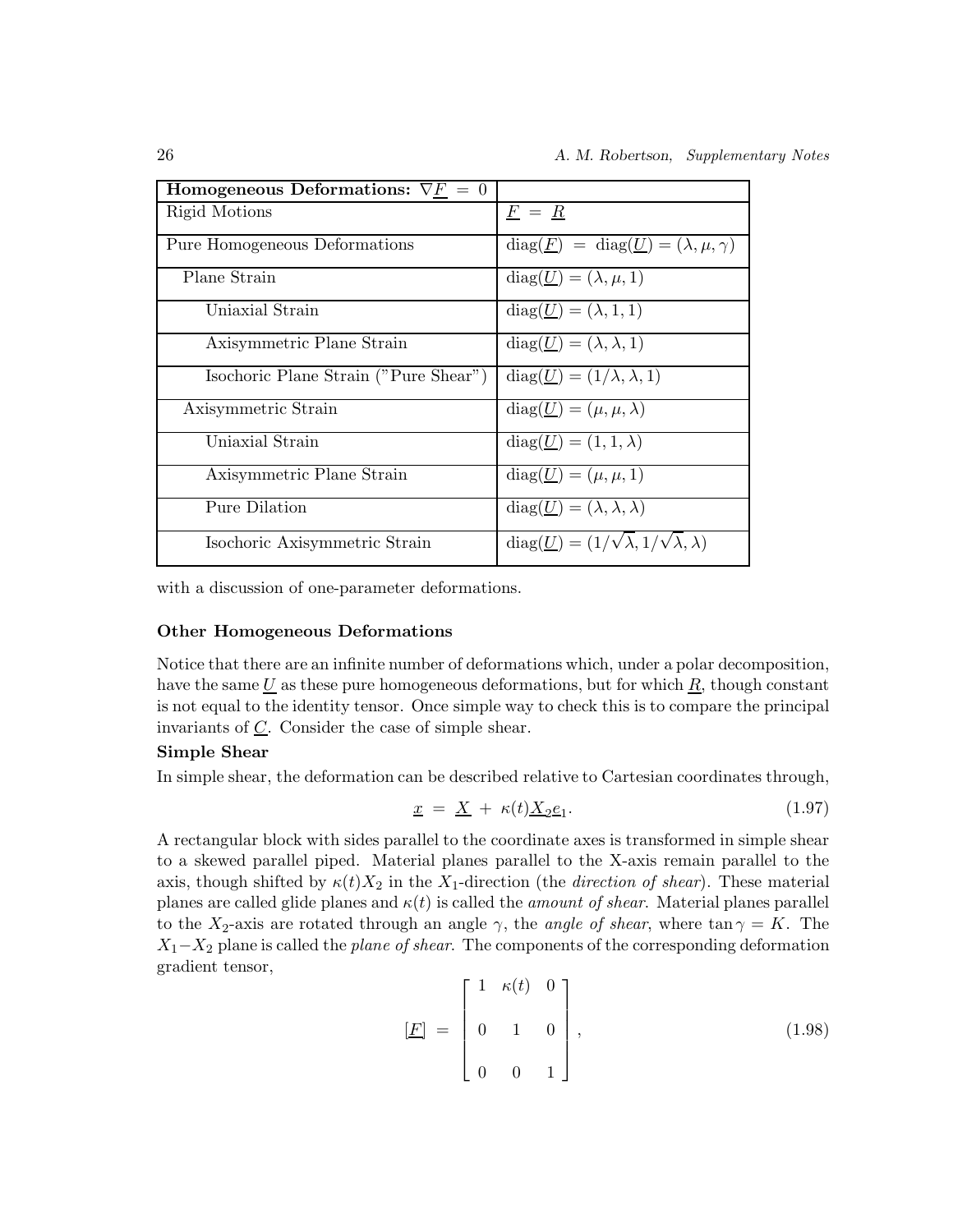| **Homogeneous Deformations: $\nabla \underline{F} = 0$** | |
|---|---|
| Rigid Motions | $\underline{F} = \underline{R}$ |
| Pure Homogeneous Deformations | $\text{diag}(\underline{F}) = \text{diag}(\underline{U}) = (\lambda, \mu, \gamma)$ |
| Plane Strain | $\text{diag}(\underline{U}) = (\lambda, \mu, 1)$ |
| Uniaxial Strain | $\text{diag}(\underline{U}) = (\lambda, 1, 1)$ |
| Axisymmetric Plane Strain | $\text{diag}(\underline{U}) = (\lambda, \lambda, 1)$ |
| Isochoric Plane Strain ("Pure Shear") | $\text{diag}(\underline{U}) = (1/\lambda, \lambda, 1)$ |
| Axisymmetric Strain | $\text{diag}(\underline{U}) = (\mu, \mu, \lambda)$ |
| Uniaxial Strain | $\text{diag}(\underline{U}) = (1, 1, \lambda)$ |
| Axisymmetric Plane Strain | $\text{diag}(\underline{U}) = (\mu, \mu, 1)$ |
| Pure Dilation | $\text{diag}(\underline{U}) = (\lambda, \lambda, \lambda)$ |
| Isochoric Axisymmetric Strain | $\text{diag}(\underline{U}) = (1/\sqrt{\lambda}, 1/\sqrt{\lambda}, \lambda)$ |

with a discussion of one-parameter deformations.

**Other Homogeneous Deformations**

Notice that there are an infinite number of deformations which, under a polar decomposition, have the same $\underline{U}$ as these pure homogeneous deformations, but for which $\underline{R}$, though constant is not equal to the identity tensor. Once simple way to check this is to compare the principal invariants of $\underline{C}$. Consider the case of simple shear.

**Simple Shear**

In simple shear, the deformation can be described relative to Cartesian coordinates through,

$$\underline{x} = \underline{X} + \kappa(t)\underline{X_2 e_1}. \tag{1.97}$$

A rectangular block with sides parallel to the coordinate axes is transformed in simple shear to a skewed parallel piped. Material planes parallel to the X-axis remain parallel to the axis, though shifted by $\kappa(t)X_2$ in the $X_1$-direction (the *direction of shear*). These material planes are called glide planes and $\kappa(t)$ is called the *amount of shear*. Material planes parallel to the $X_2$-axis are rotated through an angle $\gamma$, the *angle of shear*, where $\tan\gamma = K$. The $X_1 - X_2$ plane is called the *plane of shear*. The components of the corresponding deformation gradient tensor,

$$[\underline{F}] = \begin{bmatrix} 1 & \kappa(t) & 0 \\ 0 & 1 & 0 \\ 0 & 0 & 1 \end{bmatrix}, \tag{1.98}$$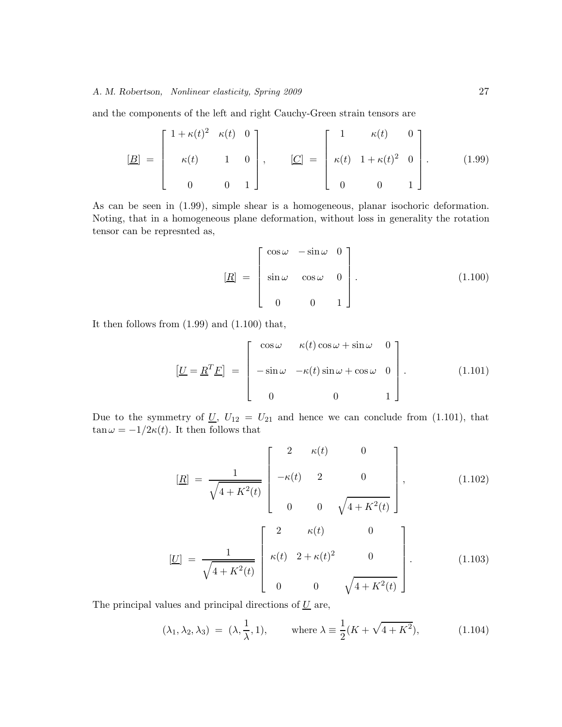and the components of the left and right Cauchy-Green strain tensors are

$$
[\underline{B}] \;=\; \begin{bmatrix} 1+\kappa(t)^2 & \kappa(t) & 0 \\ \kappa(t) & 1 & 0 \\ 0 & 0 & 1 \end{bmatrix}, \qquad [\underline{C}] \;=\; \begin{bmatrix} 1 & \kappa(t) & 0 \\ \kappa(t) & 1+\kappa(t)^2 & 0 \\ 0 & 0 & 1 \end{bmatrix}. \tag{1.99}
$$

As can be seen in (1.99), simple shear is a homogeneous, planar isochoric deformation. Noting, that in a homogeneous plane deformation, without loss in generality the rotation tensor can be represnted as,

$$
[\underline{R}] \;=\; \begin{bmatrix} \cos\omega & -\sin\omega & 0 \\ \sin\omega & \cos\omega & 0 \\ 0 & 0 & 1 \end{bmatrix}. \tag{1.100}
$$

It then follows from (1.99) and (1.100) that,

$$
\left[\underline{U} = \underline{R}^T \underline{F}\right] \;=\; \begin{bmatrix} \cos\omega & \kappa(t)\cos\omega + \sin\omega & 0 \\ -\sin\omega & -\kappa(t)\sin\omega + \cos\omega & 0 \\ 0 & 0 & 1 \end{bmatrix}. \tag{1.101}
$$

Due to the symmetry of $\underline{U}$, $U_{12} = U_{21}$ and hence we can conclude from (1.101), that $\tan\omega = -1/2\kappa(t)$. It then follows that

$$
[\underline{R}] \;=\; \frac{1}{\sqrt{4+K^2(t)}} \begin{bmatrix} 2 & \kappa(t) & 0 \\ -\kappa(t) & 2 & 0 \\ 0 & 0 & \sqrt{4+K^2(t)} \end{bmatrix}, \tag{1.102}
$$

$$
[\underline{U}] \;=\; \frac{1}{\sqrt{4+K^2(t)}} \begin{bmatrix} 2 & \kappa(t) & 0 \\ \kappa(t) & 2+\kappa(t)^2 & 0 \\ 0 & 0 & \sqrt{4+K^2(t)} \end{bmatrix}. \tag{1.103}
$$

The principal values and principal directions of $\underline{U}$ are,

$$
(\lambda_1, \lambda_2, \lambda_3) \;=\; (\lambda, \frac{1}{\lambda}, 1), \qquad \text{where } \lambda \equiv \frac{1}{2}(K + \sqrt{4+K^2}), \tag{1.104}
$$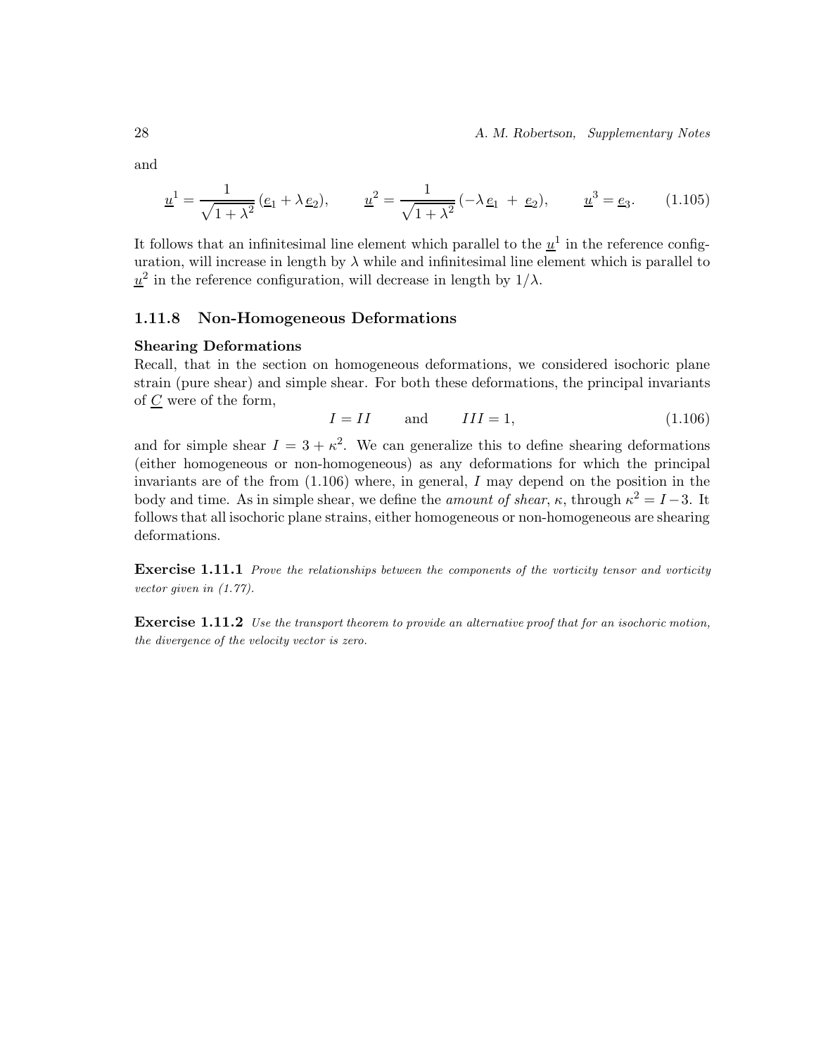and

$$\underline{u}^1 = \frac{1}{\sqrt{1+\lambda^2}} (\underline{e}_1 + \lambda \, \underline{e}_2), \qquad \underline{u}^2 = \frac{1}{\sqrt{1+\lambda^2}} (-\lambda \, \underline{e}_1 \; + \; \underline{e}_2), \qquad \underline{u}^3 = \underline{e}_3. \tag{1.105}$$

It follows that an infinitesimal line element which parallel to the $\underline{u}^1$ in the reference configuration, will increase in length by $\lambda$ while and infinitesimal line element which is parallel to $\underline{u}^2$ in the reference configuration, will decrease in length by $1/\lambda$.

### 1.11.8 Non-Homogeneous Deformations

**Shearing Deformations**

Recall, that in the section on homogeneous deformations, we considered isochoric plane strain (pure shear) and simple shear. For both these deformations, the principal invariants of $\underline{C}$ were of the form,

$$I = II \qquad \text{and} \qquad III = 1, \tag{1.106}$$

and for simple shear $I = 3 + \kappa^2$. We can generalize this to define shearing deformations (either homogeneous or non-homogeneous) as any deformations for which the principal invariants are of the from (1.106) where, in general, $I$ may depend on the position in the body and time. As in simple shear, we define the *amount of shear*, $\kappa$, through $\kappa^2 = I - 3$. It follows that all isochoric plane strains, either homogeneous or non-homogeneous are shearing deformations.

**Exercise 1.11.1** *Prove the relationships between the components of the vorticity tensor and vorticity vector given in (1.77).*

**Exercise 1.11.2** *Use the transport theorem to provide an alternative proof that for an isochoric motion, the divergence of the velocity vector is zero.*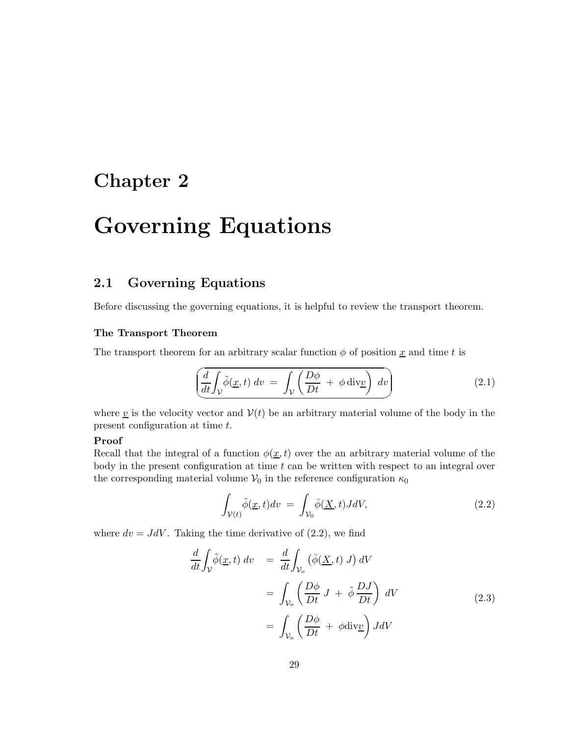# Chapter 2

# Governing Equations

## 2.1 Governing Equations

Before discussing the governing equations, it is helpful to review the transport theorem.

### The Transport Theorem

The transport theorem for an arbitrary scalar function $\phi$ of position $\underline{x}$ and time $t$ is

$$\boxed{\frac{d}{dt}\int_{\mathcal{V}} \tilde{\phi}(\underline{x}, t)\; dv \;=\; \int_{\mathcal{V}} \left( \frac{D\phi}{Dt} \;+\; \phi\, \mathrm{div}\underline{v} \right)\; dv} \tag{2.1}$$

where $\underline{v}$ is the velocity vector and $\mathcal{V}(t)$ be an arbitrary material volume of the body in the present configuration at time $t$.

**Proof**

Recall that the integral of a function $\phi(\underline{x}, t)$ over the an arbitrary material volume of the body in the present configuration at time $t$ can be written with respect to an integral over the corresponding material volume $\mathcal{V}_0$ in the reference configuration $\kappa_0$

$$\int_{\mathcal{V}(t)} \tilde{\phi}(\underline{x}, t) dv \;=\; \int_{\mathcal{V}_0} \bar{\phi}(\underline{X}, t) J dV, \tag{2.2}$$

where $dv = JdV$. Taking the time derivative of (2.2), we find

$$\begin{aligned}
\frac{d}{dt}\int_{\mathcal{V}} \tilde{\phi}(\underline{x}, t)\; dv \quad &= \; \frac{d}{dt}\int_{\mathcal{V}_o} \left(\bar{\phi}(\underline{X}, t)\; J\right) dV \\
&= \; \int_{\mathcal{V}_o} \left( \frac{D\phi}{Dt}\; J \;+\; \tilde{\phi}\,\frac{DJ}{Dt} \right)\; dV \\
&= \; \int_{\mathcal{V}_o} \left( \frac{D\phi}{Dt} \;+\; \phi \mathrm{div}\underline{v} \right) JdV
\end{aligned} \tag{2.3}$$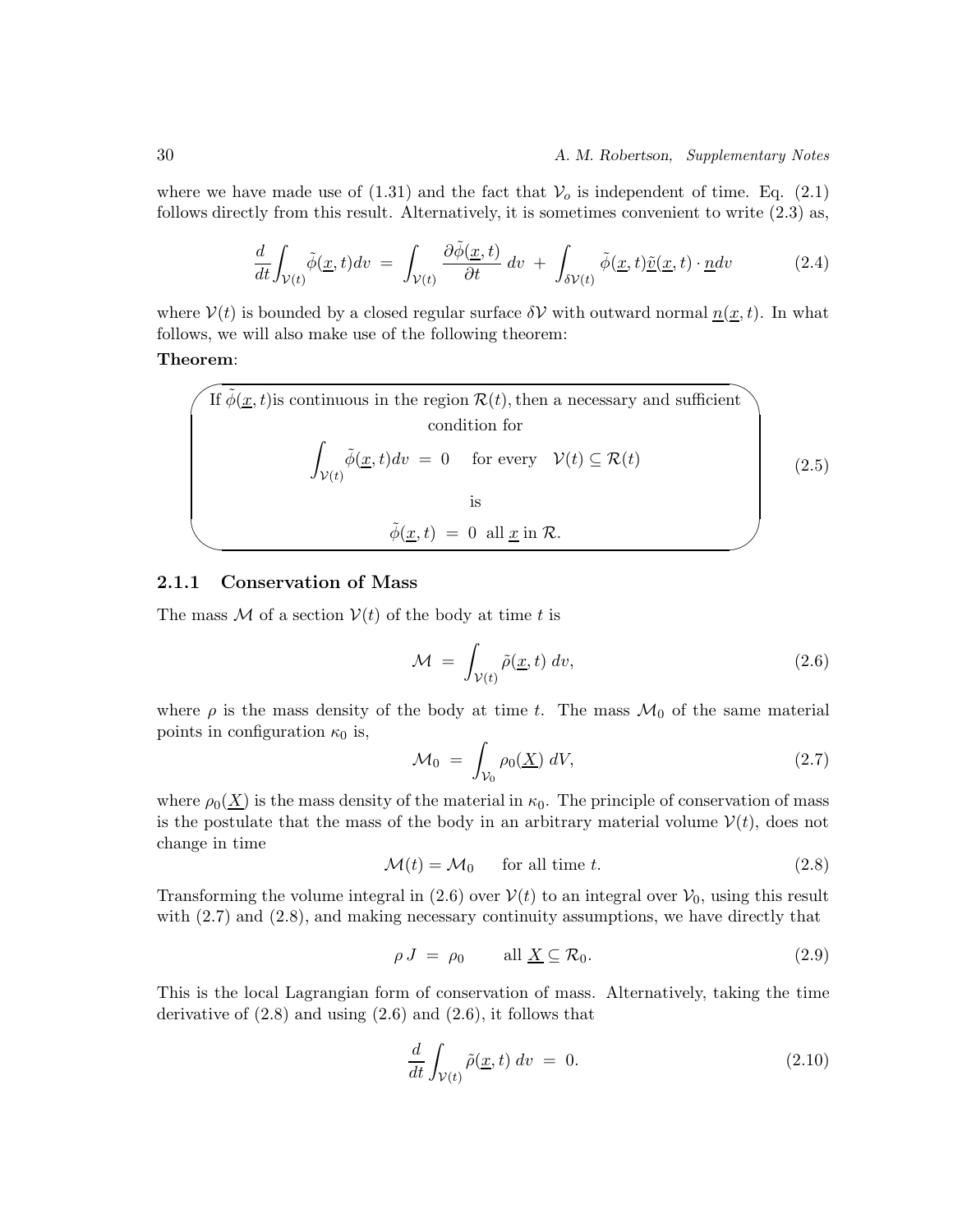where we have made use of (1.31) and the fact that $\mathcal{V}_o$ is independent of time. Eq. (2.1) follows directly from this result. Alternatively, it is sometimes convenient to write (2.3) as,

$$\frac{d}{dt}\int_{\mathcal{V}(t)} \tilde{\phi}(\underline{x},t)dv \;=\; \int_{\mathcal{V}(t)} \frac{\partial \tilde{\phi}(\underline{x},t)}{\partial t}\; dv \;+\; \int_{\delta\mathcal{V}(t)} \tilde{\phi}(\underline{x},t)\underline{\tilde{v}}(\underline{x},t)\cdot \underline{n} dv \tag{2.4}$$

where $\mathcal{V}(t)$ is bounded by a closed regular surface $\delta\mathcal{V}$ with outward normal $\underline{n}(\underline{x},t)$. In what follows, we will also make use of the following theorem:

**Theorem**:

If $\tilde{\phi}(\underline{x},t)$is continuous in the region $\mathcal{R}(t)$, then a necessary and sufficient condition for

$$\int_{\mathcal{V}(t)} \tilde{\phi}(\underline{x},t)dv \;=\; 0 \quad \text{ for every } \quad \mathcal{V}(t) \subseteq \mathcal{R}(t) \tag{2.5}$$

is

$$\tilde{\phi}(\underline{x},t) \;=\; 0 \;\text{ all } \underline{x} \text{ in } \mathcal{R}.$$

### 2.1.1 Conservation of Mass

The mass $\mathcal{M}$ of a section $\mathcal{V}(t)$ of the body at time $t$ is

$$\mathcal{M} \;=\; \int_{\mathcal{V}(t)} \tilde{\rho}(\underline{x},t)\; dv, \tag{2.6}$$

where $\rho$ is the mass density of the body at time $t$. The mass $\mathcal{M}_0$ of the same material points in configuration $\kappa_0$ is,

$$\mathcal{M}_0 \;=\; \int_{\mathcal{V}_0} \rho_0(\underline{X})\; dV, \tag{2.7}$$

where $\rho_0(\underline{X})$ is the mass density of the material in $\kappa_0$. The principle of conservation of mass is the postulate that the mass of the body in an arbitrary material volume $\mathcal{V}(t)$, does not change in time

$$\mathcal{M}(t) = \mathcal{M}_0 \qquad \text{for all time } t. \tag{2.8}$$

Transforming the volume integral in (2.6) over $\mathcal{V}(t)$ to an integral over $\mathcal{V}_0$, using this result with (2.7) and (2.8), and making necessary continuity assumptions, we have directly that

$$\rho\, J \;=\; \rho_0 \qquad \text{all } \underline{X} \subseteq \mathcal{R}_0. \tag{2.9}$$

This is the local Lagrangian form of conservation of mass. Alternatively, taking the time derivative of (2.8) and using (2.6) and (2.6), it follows that

$$\frac{d}{dt}\int_{\mathcal{V}(t)} \tilde{\rho}(\underline{x},t)\; dv \;=\; 0. \tag{2.10}$$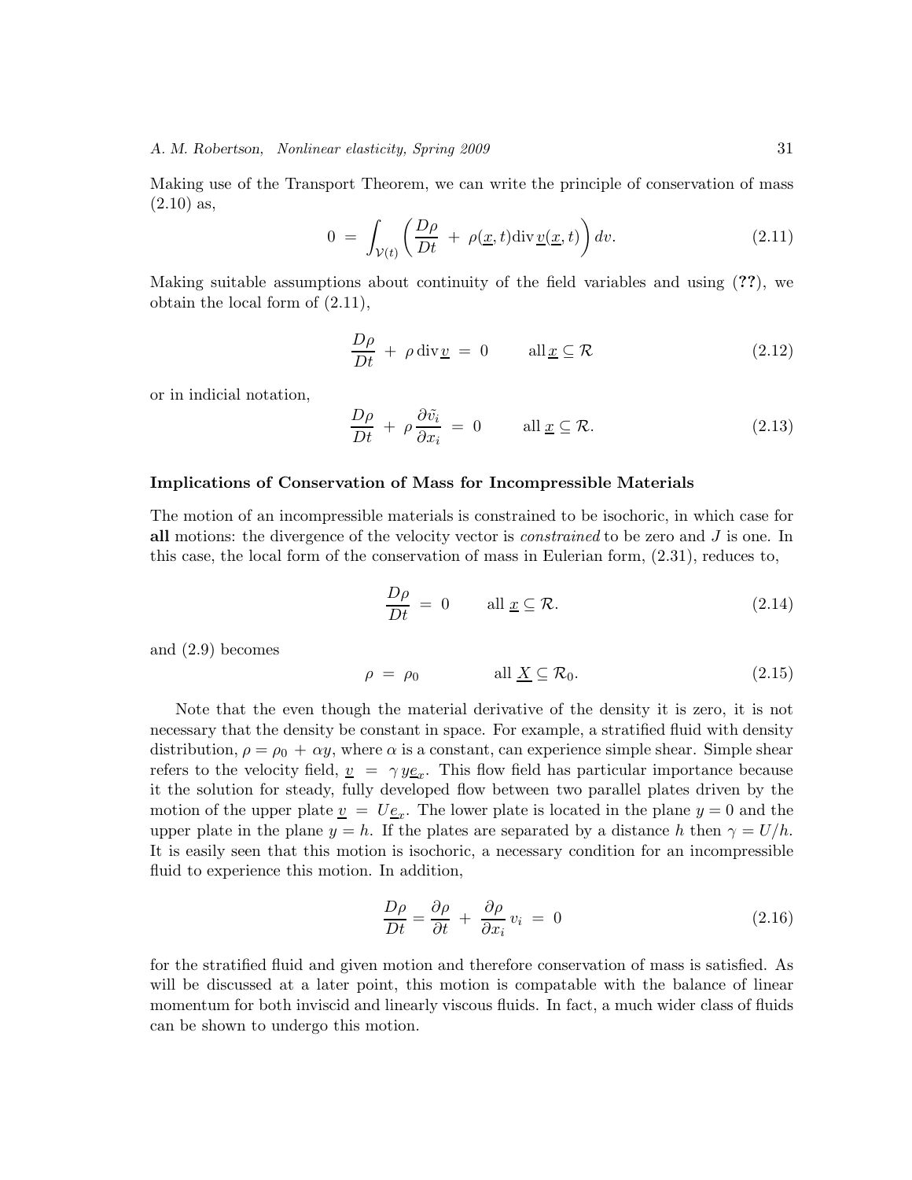Making use of the Transport Theorem, we can write the principle of conservation of mass (2.10) as,

$$0 \;=\; \int_{\mathcal{V}(t)} \left( \frac{D\rho}{Dt} \;+\; \rho(\underline{x},t)\mathrm{div}\,\underline{v}(\underline{x},t) \right) dv. \tag{2.11}$$

Making suitable assumptions about continuity of the field variables and using (**??**), we obtain the local form of (2.11),

$$\frac{D\rho}{Dt} \;+\; \rho\,\mathrm{div}\,\underline{v} \;=\; 0 \qquad \mathrm{all}\,\underline{x} \subseteq \mathcal{R} \tag{2.12}$$

or in indicial notation,

$$\frac{D\rho}{Dt} \;+\; \rho\,\frac{\partial \tilde{v_i}}{\partial x_i} \;=\; 0 \qquad \mathrm{all}\;\underline{x} \subseteq \mathcal{R}. \tag{2.13}$$

**Implications of Conservation of Mass for Incompressible Materials**

The motion of an incompressible materials is constrained to be isochoric, in which case for **all** motions: the divergence of the velocity vector is *constrained* to be zero and $J$ is one. In this case, the local form of the conservation of mass in Eulerian form, (2.31), reduces to,

$$\frac{D\rho}{Dt} \;=\; 0 \qquad \mathrm{all}\;\underline{x} \subseteq \mathcal{R}. \tag{2.14}$$

and (2.9) becomes

$$\rho \;=\; \rho_0 \qquad\qquad \mathrm{all}\;\underline{X} \subseteq \mathcal{R}_0. \tag{2.15}$$

Note that the even though the material derivative of the density it is zero, it is not necessary that the density be constant in space. For example, a stratified fluid with density distribution, $\rho = \rho_0 \,+\, \alpha y$, where $\alpha$ is a constant, can experience simple shear. Simple shear refers to the velocity field, $\underline{v} \;=\; \gamma\, y\underline{e}_x$. This flow field has particular importance because it the solution for steady, fully developed flow between two parallel plates driven by the motion of the upper plate $\underline{v} \;=\; U\underline{e}_x$. The lower plate is located in the plane $y = 0$ and the upper plate in the plane $y = h$. If the plates are separated by a distance $h$ then $\gamma = U/h$. It is easily seen that this motion is isochoric, a necessary condition for an incompressible fluid to experience this motion. In addition,

$$\frac{D\rho}{Dt} = \frac{\partial \rho}{\partial t} \;+\; \frac{\partial \rho}{\partial x_i}\, v_i \;=\; 0 \tag{2.16}$$

for the stratified fluid and given motion and therefore conservation of mass is satisfied. As will be discussed at a later point, this motion is compatable with the balance of linear momentum for both inviscid and linearly viscous fluids. In fact, a much wider class of fluids can be shown to undergo this motion.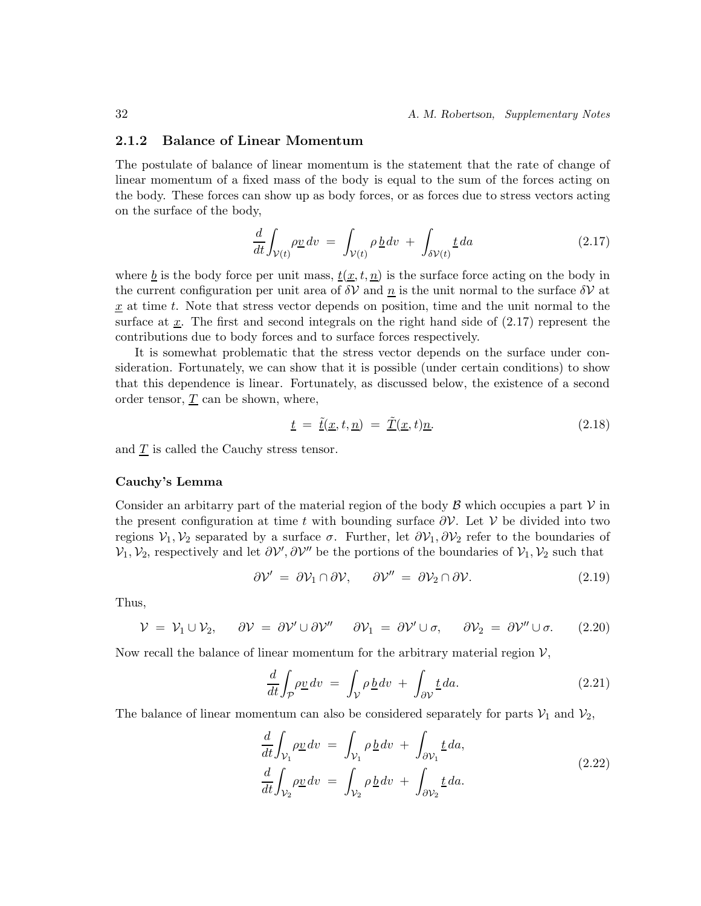### 2.1.2 Balance of Linear Momentum

The postulate of balance of linear momentum is the statement that the rate of change of linear momentum of a fixed mass of the body is equal to the sum of the forces acting on the body. These forces can show up as body forces, or as forces due to stress vectors acting on the surface of the body,

$$\frac{d}{dt}\int_{\mathcal{V}(t)} \rho \underline{v}\, dv \;=\; \int_{\mathcal{V}(t)} \rho\, \underline{b}\, dv \;+\; \int_{\delta\mathcal{V}(t)} \underline{t}\, da \tag{2.17}$$

where $\underline{b}$ is the body force per unit mass, $\underline{t}(\underline{x}, t, \underline{n})$ is the surface force acting on the body in the current configuration per unit area of $\delta\mathcal{V}$ and $\underline{n}$ is the unit normal to the surface $\delta\mathcal{V}$ at $\underline{x}$ at time $t$. Note that stress vector depends on position, time and the unit normal to the surface at $\underline{x}$. The first and second integrals on the right hand side of (2.17) represent the contributions due to body forces and to surface forces respectively.

It is somewhat problematic that the stress vector depends on the surface under consideration. Fortunately, we can show that it is possible (under certain conditions) to show that this dependence is linear. Fortunately, as discussed below, the existence of a second order tensor, $\underline{\underline{T}}$ can be shown, where,

$$\underline{t} \;=\; \tilde{\underline{t}}(\underline{x}, t, \underline{n}) \;=\; \tilde{\underline{\underline{T}}}(\underline{x}, t)\underline{n}. \tag{2.18}$$

and $\underline{\underline{T}}$ is called the Cauchy stress tensor.

#### Cauchy's Lemma

Consider an arbitarry part of the material region of the body $\mathcal{B}$ which occupies a part $\mathcal{V}$ in the present configuration at time $t$ with bounding surface $\partial\mathcal{V}$. Let $\mathcal{V}$ be divided into two regions $\mathcal{V}_1, \mathcal{V}_2$ separated by a surface $\sigma$. Further, let $\partial\mathcal{V}_1, \partial\mathcal{V}_2$ refer to the boundaries of $\mathcal{V}_1, \mathcal{V}_2$, respectively and let $\partial\mathcal{V}', \partial\mathcal{V}''$ be the portions of the boundaries of $\mathcal{V}_1, \mathcal{V}_2$ such that

$$\partial\mathcal{V}' \;=\; \partial\mathcal{V}_1 \cap \partial\mathcal{V}, \qquad \partial\mathcal{V}'' \;=\; \partial\mathcal{V}_2 \cap \partial\mathcal{V}. \tag{2.19}$$

Thus,

$$\mathcal{V} \;=\; \mathcal{V}_1 \cup \mathcal{V}_2, \qquad \partial\mathcal{V} \;=\; \partial\mathcal{V}' \cup \partial\mathcal{V}'' \qquad \partial\mathcal{V}_1 \;=\; \partial\mathcal{V}' \cup \sigma, \qquad \partial\mathcal{V}_2 \;=\; \partial\mathcal{V}'' \cup \sigma. \tag{2.20}$$

Now recall the balance of linear momentum for the arbitrary material region $\mathcal{V}$,

$$\frac{d}{dt}\int_{\mathcal{P}} \rho \underline{v}\, dv \;=\; \int_{\mathcal{V}} \rho\, \underline{b}\, dv \;+\; \int_{\partial\mathcal{V}} \underline{t}\, da. \tag{2.21}$$

The balance of linear momentum can also be considered separately for parts $\mathcal{V}_1$ and $\mathcal{V}_2$,

$$\begin{aligned}
\frac{d}{dt}\int_{\mathcal{V}_1} \rho \underline{v}\, dv \;&=\; \int_{\mathcal{V}_1} \rho\, \underline{b}\, dv \;+\; \int_{\partial\mathcal{V}_1} \underline{t}\, da, \\
\frac{d}{dt}\int_{\mathcal{V}_2} \rho \underline{v}\, dv \;&=\; \int_{\mathcal{V}_2} \rho\, \underline{b}\, dv \;+\; \int_{\partial\mathcal{V}_2} \underline{t}\, da.
\end{aligned} \tag{2.22}$$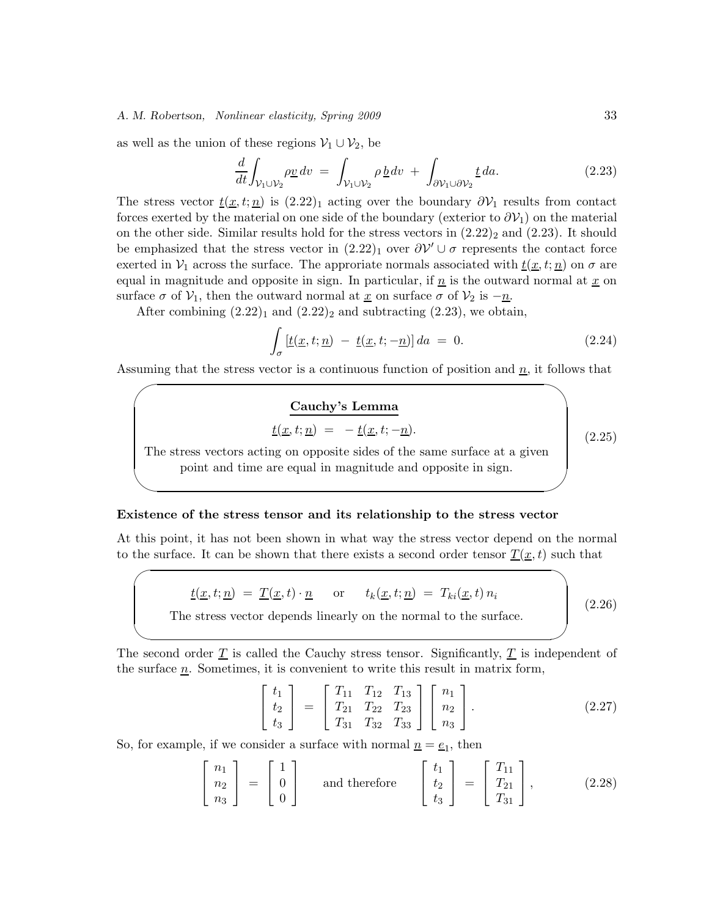as well as the union of these regions $\mathcal{V}_1 \cup \mathcal{V}_2$, be

$$\frac{d}{dt}\int_{\mathcal{V}_1 \cup \mathcal{V}_2} \rho \underline{v}\, dv \;=\; \int_{\mathcal{V}_1 \cup \mathcal{V}_2} \rho\, \underline{b}\, dv \;+\; \int_{\partial\mathcal{V}_1 \cup \partial\mathcal{V}_2} \underline{t}\, da. \tag{2.23}$$

The stress vector $\underline{t}(\underline{x}, t; \underline{n})$ is $(2.22)_1$ acting over the boundary $\partial\mathcal{V}_1$ results from contact forces exerted by the material on one side of the boundary (exterior to $\partial\mathcal{V}_1$) on the material on the other side. Similar results hold for the stress vectors in $(2.22)_2$ and (2.23). It should be emphasized that the stress vector in $(2.22)_1$ over $\partial\mathcal{V}' \cup \sigma$ represents the contact force exerted in $\mathcal{V}_1$ across the surface. The approriate normals associated with $\underline{t}(\underline{x}, t; \underline{n})$ on $\sigma$ are equal in magnitude and opposite in sign. In particular, if $\underline{n}$ is the outward normal at $\underline{x}$ on surface $\sigma$ of $\mathcal{V}_1$, then the outward normal at $\underline{x}$ on surface $\sigma$ of $\mathcal{V}_2$ is $-\underline{n}$.

After combining $(2.22)_1$ and $(2.22)_2$ and subtracting (2.23), we obtain,

$$\int_\sigma \left[\underline{t}(\underline{x}, t; \underline{n}) \;-\; \underline{t}(\underline{x}, t; -\underline{n})\right] da \;=\; 0. \tag{2.24}$$

Assuming that the stress vector is a continuous function of position and $\underline{n}$, it follows that

**Cauchy's Lemma**

$$\underline{t}(\underline{x}, t; \underline{n}) \;=\; -\,\underline{t}(\underline{x}, t; -\underline{n}). \tag{2.25}$$

The stress vectors acting on opposite sides of the same surface at a given point and time are equal in magnitude and opposite in sign.

**Existence of the stress tensor and its relationship to the stress vector**

At this point, it has not been shown in what way the stress vector depend on the normal to the surface. It can be shown that there exists a second order tensor $\underline{T}(\underline{x}, t)$ such that

$$\underline{t}(\underline{x}, t; \underline{n}) \;=\; \underline{T}(\underline{x}, t) \cdot \underline{n} \qquad \text{or} \qquad t_k(\underline{x}, t; \underline{n}) \;=\; T_{ki}(\underline{x}, t)\, n_i \tag{2.26}$$

The stress vector depends linearly on the normal to the surface.

The second order $\underline{T}$ is called the Cauchy stress tensor. Significantly, $\underline{T}$ is independent of the surface $\underline{n}$. Sometimes, it is convenient to write this result in matrix form,

$$\begin{bmatrix} t_1 \\ t_2 \\ t_3 \end{bmatrix} \;=\; \begin{bmatrix} T_{11} & T_{12} & T_{13} \\ T_{21} & T_{22} & T_{23} \\ T_{31} & T_{32} & T_{33} \end{bmatrix} \begin{bmatrix} n_1 \\ n_2 \\ n_3 \end{bmatrix}. \tag{2.27}$$

So, for example, if we consider a surface with normal $\underline{n} = \underline{e}_1$, then

$$\begin{bmatrix} n_1 \\ n_2 \\ n_3 \end{bmatrix} \;=\; \begin{bmatrix} 1 \\ 0 \\ 0 \end{bmatrix} \qquad \text{and therefore} \qquad \begin{bmatrix} t_1 \\ t_2 \\ t_3 \end{bmatrix} \;=\; \begin{bmatrix} T_{11} \\ T_{21} \\ T_{31} \end{bmatrix}, \tag{2.28}$$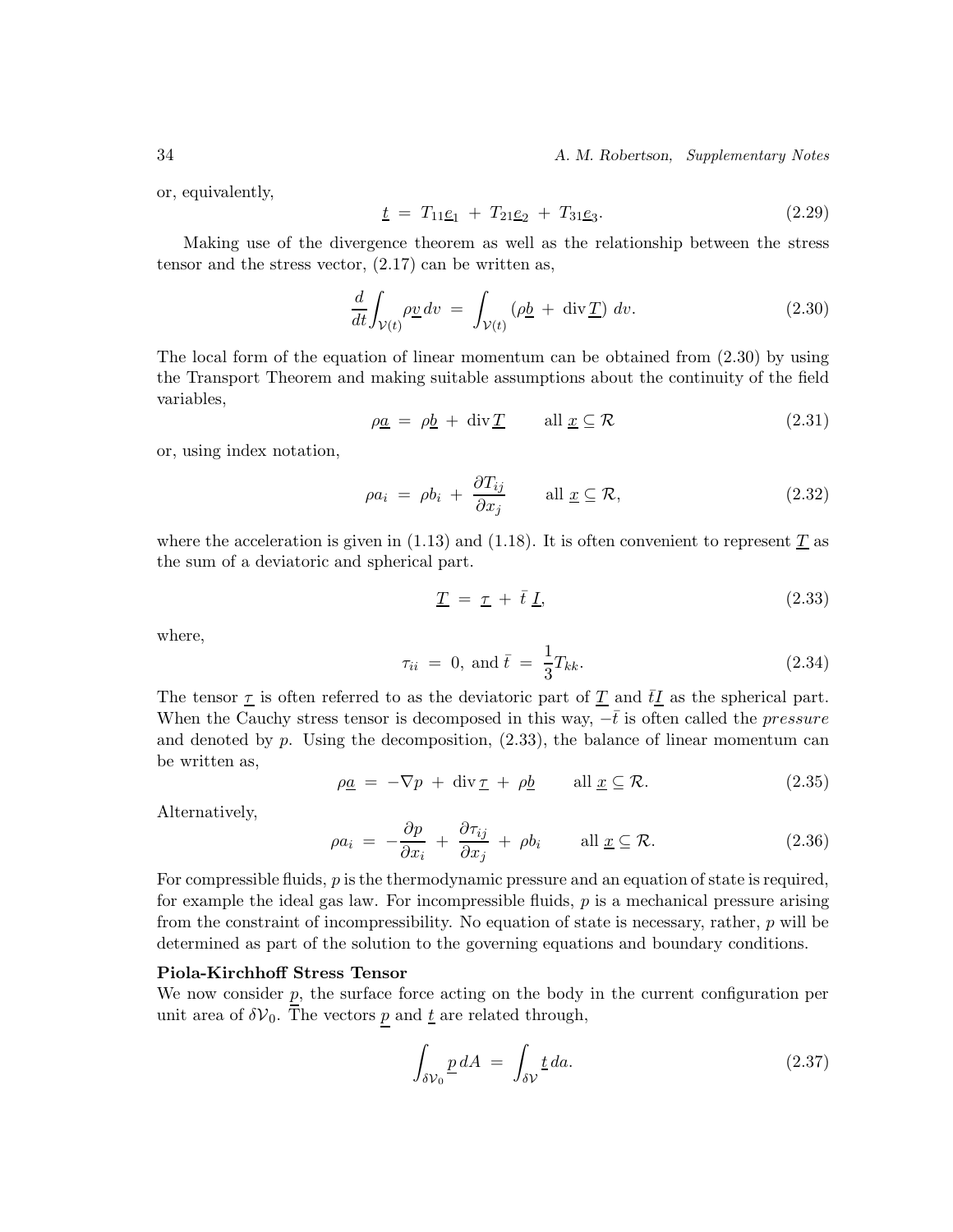or, equivalently,

$$\underline{t} \;=\; T_{11}\underline{e}_1 \;+\; T_{21}\underline{e}_2 \;+\; T_{31}\underline{e}_3. \tag{2.29}$$

Making use of the divergence theorem as well as the relationship between the stress tensor and the stress vector, (2.17) can be written as,

$$\frac{d}{dt}\int_{\mathcal{V}(t)} \rho \underline{v}\, dv \;=\; \int_{\mathcal{V}(t)} \left(\rho \underline{b} \;+\; \operatorname{div}\underline{T}\right)\, dv. \tag{2.30}$$

The local form of the equation of linear momentum can be obtained from (2.30) by using the Transport Theorem and making suitable assumptions about the continuity of the field variables,

$$\rho \underline{a} \;=\; \rho \underline{b} \;+\; \operatorname{div}\underline{T} \qquad \text{all } \underline{x} \subseteq \mathcal{R} \tag{2.31}$$

or, using index notation,

$$\rho a_i \;=\; \rho b_i \;+\; \frac{\partial T_{ij}}{\partial x_j} \qquad \text{all } \underline{x} \subseteq \mathcal{R}, \tag{2.32}$$

where the acceleration is given in (1.13) and (1.18). It is often convenient to represent $\underline{T}$ as the sum of a deviatoric and spherical part.

$$\underline{T} \;=\; \underline{\tau} \;+\; \bar{t}\, \underline{I}, \tag{2.33}$$

where,

$$\tau_{ii} \;=\; 0, \text{ and } \bar{t} \;=\; \frac{1}{3} T_{kk}. \tag{2.34}$$

The tensor $\underline{\tau}$ is often referred to as the deviatoric part of $\underline{T}$ and $\bar{t}\underline{I}$ as the spherical part. When the Cauchy stress tensor is decomposed in this way, $-\bar{t}$ is often called the *pressure* and denoted by $p$. Using the decomposition, (2.33), the balance of linear momentum can be written as,

$$\rho \underline{a} \;=\; -\nabla p \;+\; \operatorname{div}\underline{\tau} \;+\; \rho \underline{b} \qquad \text{all } \underline{x} \subseteq \mathcal{R}. \tag{2.35}$$

Alternatively,

$$\rho a_i \;=\; -\frac{\partial p}{\partial x_i} \;+\; \frac{\partial \tau_{ij}}{\partial x_j} \;+\; \rho b_i \qquad \text{all } \underline{x} \subseteq \mathcal{R}. \tag{2.36}$$

For compressible fluids, $p$ is the thermodynamic pressure and an equation of state is required, for example the ideal gas law. For incompressible fluids, $p$ is a mechanical pressure arising from the constraint of incompressibility. No equation of state is necessary, rather, $p$ will be determined as part of the solution to the governing equations and boundary conditions.

**Piola-Kirchhoff Stress Tensor**

We now consider $\underline{p}$, the surface force acting on the body in the current configuration per unit area of $\delta\mathcal{V}_0$. The vectors $\underline{p}$ and $\underline{t}$ are related through,

$$\int_{\delta\mathcal{V}_0} \underline{p}\, dA \;=\; \int_{\delta\mathcal{V}} \underline{t}\, da. \tag{2.37}$$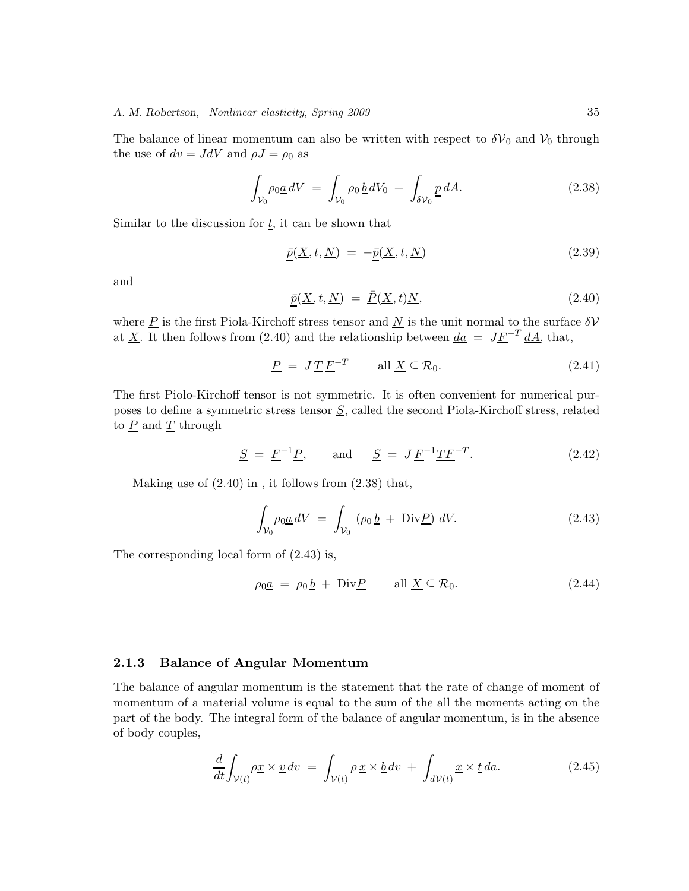The balance of linear momentum can also be written with respect to $\delta\mathcal{V}_0$ and $\mathcal{V}_0$ through the use of $dv = JdV$ and $\rho J = \rho_0$ as

$$\int_{\mathcal{V}_0} \rho_0 \underline{a}\, dV \;=\; \int_{\mathcal{V}_0} \rho_0\, \underline{b}\, dV_0 \;+\; \int_{\delta\mathcal{V}_0} \underline{p}\, dA. \tag{2.38}$$

Similar to the discussion for $\underline{t}$, it can be shown that

$$\underline{\bar{p}}(\underline{X}, t, \underline{N}) \;=\; -\underline{\bar{p}}(\underline{X}, t, \underline{N}) \tag{2.39}$$

and

$$\underline{\bar{p}}(\underline{X}, t, \underline{N}) \;=\; \underline{\bar{P}}(\underline{X}, t)\underline{N}, \tag{2.40}$$

where $\underline{P}$ is the first Piola-Kirchoff stress tensor and $\underline{N}$ is the unit normal to the surface $\delta\mathcal{V}$ at $\underline{X}$. It then follows from (2.40) and the relationship between $\underline{da} \;=\; J\underline{F}^{-T}\, \underline{dA}$, that,

$$\underline{P} \;=\; J\, \underline{T}\, \underline{F}^{-T} \qquad \text{all } \underline{X} \subseteq \mathcal{R}_0. \tag{2.41}$$

The first Piolo-Kirchoff tensor is not symmetric. It is often convenient for numerical purposes to define a symmetric stress tensor $\underline{S}$, called the second Piola-Kirchoff stress, related to $\underline{P}$ and $\underline{T}$ through

$$\underline{S} \;=\; \underline{F}^{-1}\underline{P}, \qquad \text{and} \qquad \underline{S} \;=\; J\, \underline{F}^{-1}\underline{T}\underline{F}^{-T}. \tag{2.42}$$

Making use of (2.40) in , it follows from (2.38) that,

$$\int_{\mathcal{V}_0} \rho_0 \underline{a}\, dV \;=\; \int_{\mathcal{V}_0} \left(\rho_0\, \underline{b} \;+\; \mathrm{Div}\underline{P}\right)\, dV. \tag{2.43}$$

The corresponding local form of (2.43) is,

$$\rho_0 \underline{a} \;=\; \rho_0\, \underline{b} \;+\; \mathrm{Div}\underline{P} \qquad \text{all } \underline{X} \subseteq \mathcal{R}_0. \tag{2.44}$$

### 2.1.3 Balance of Angular Momentum

The balance of angular momentum is the statement that the rate of change of moment of momentum of a material volume is equal to the sum of the all the moments acting on the part of the body. The integral form of the balance of angular momentum, is in the absence of body couples,

$$\frac{d}{dt}\int_{\mathcal{V}(t)} \rho \underline{x} \times \underline{v}\, dv \;=\; \int_{\mathcal{V}(t)} \rho\, \underline{x} \times \underline{b}\, dv \;+\; \int_{d\mathcal{V}(t)} \underline{x} \times \underline{t}\, da. \tag{2.45}$$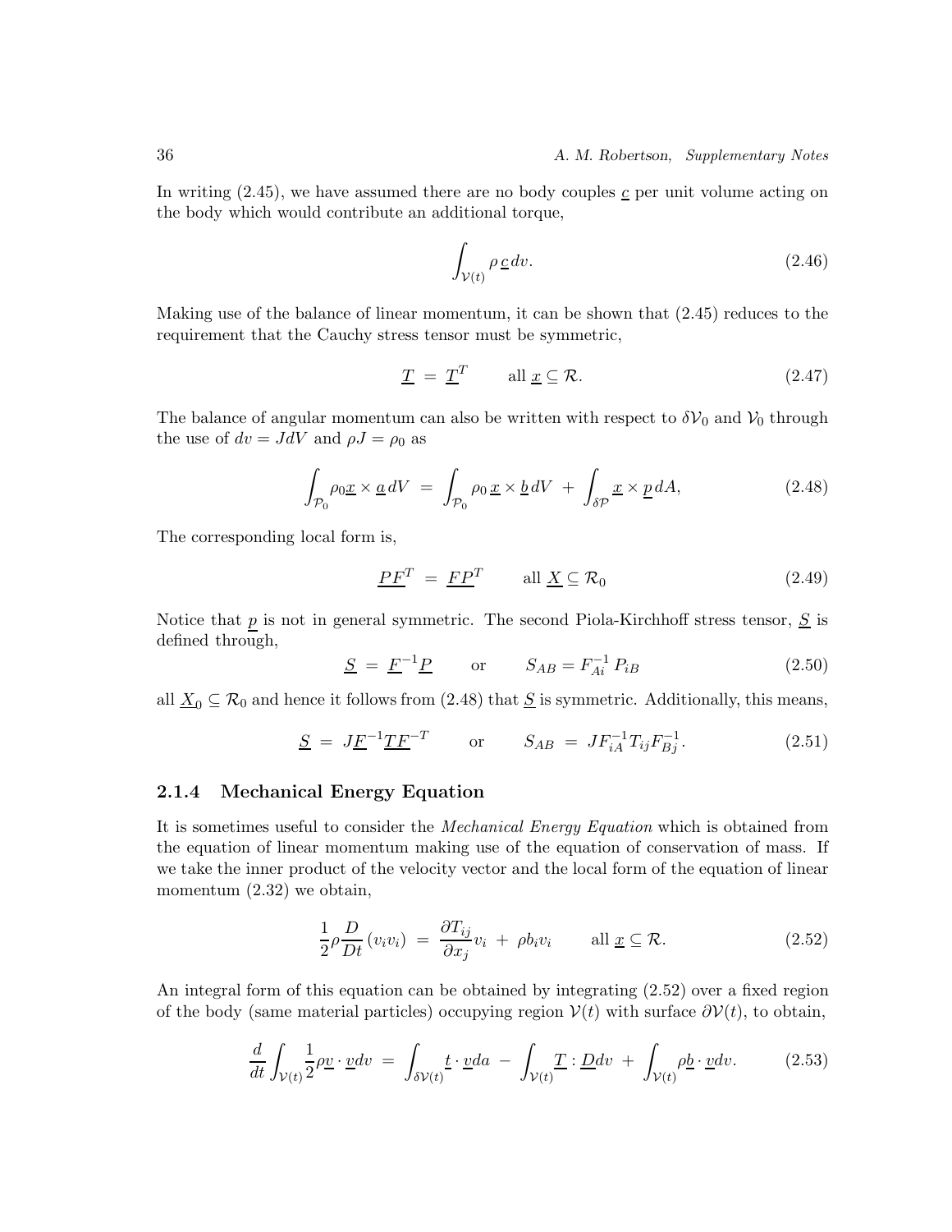In writing (2.45), we have assumed there are no body couples $\underline{c}$ per unit volume acting on the body which would contribute an additional torque,

$$\int_{\mathcal{V}(t)} \rho\, \underline{c}\, dv. \tag{2.46}$$

Making use of the balance of linear momentum, it can be shown that (2.45) reduces to the requirement that the Cauchy stress tensor must be symmetric,

$$\underline{T} \;=\; \underline{T}^T \qquad \text{all } \underline{x} \subseteq \mathcal{R}. \tag{2.47}$$

The balance of angular momentum can also be written with respect to $\delta\mathcal{V}_0$ and $\mathcal{V}_0$ through the use of $dv = JdV$ and $\rho J = \rho_0$ as

$$\int_{\mathcal{P}_0} \rho_0 \underline{x} \times \underline{a}\, dV \;=\; \int_{\mathcal{P}_0} \rho_0\, \underline{x} \times \underline{b}\, dV \;+\; \int_{\delta\mathcal{P}} \underline{x} \times \underline{p}\, dA, \tag{2.48}$$

The corresponding local form is,

$$\underline{P}\underline{F}^T \;=\; \underline{F}\underline{P}^T \qquad \text{all } \underline{X} \subseteq \mathcal{R}_0 \tag{2.49}$$

Notice that $\underline{p}$ is not in general symmetric. The second Piola-Kirchhoff stress tensor, $\underline{S}$ is defined through,

$$\underline{S} \;=\; \underline{F}^{-1}\underline{P} \qquad \text{or} \qquad S_{AB} = F^{-1}_{Ai}\, P_{iB} \tag{2.50}$$

all $\underline{X}_0 \subseteq \mathcal{R}_0$ and hence it follows from (2.48) that $\underline{S}$ is symmetric. Additionally, this means,

$$\underline{S} \;=\; J\underline{F}^{-1}\underline{T}\underline{F}^{-T} \qquad \text{or} \qquad S_{AB} \;=\; JF^{-1}_{iA} T_{ij} F^{-1}_{Bj}. \tag{2.51}$$

### 2.1.4 Mechanical Energy Equation

It is sometimes useful to consider the *Mechanical Energy Equation* which is obtained from the equation of linear momentum making use of the equation of conservation of mass. If we take the inner product of the velocity vector and the local form of the equation of linear momentum (2.32) we obtain,

$$\frac{1}{2}\rho \frac{D}{Dt}\left(v_i v_i\right) \;=\; \frac{\partial T_{ij}}{\partial x_j} v_i \;+\; \rho b_i v_i \qquad \text{all } \underline{x} \subseteq \mathcal{R}. \tag{2.52}$$

An integral form of this equation can be obtained by integrating (2.52) over a fixed region of the body (same material particles) occupying region $\mathcal{V}(t)$ with surface $\partial\mathcal{V}(t)$, to obtain,

$$\frac{d}{dt}\int_{\mathcal{V}(t)} \frac{1}{2}\rho \underline{v} \cdot \underline{v} dv \;=\; \int_{\delta\mathcal{V}(t)} \underline{t} \cdot \underline{v} da \;-\; \int_{\mathcal{V}(t)} \underline{T} : \underline{D} dv \;+\; \int_{\mathcal{V}(t)} \rho \underline{b} \cdot \underline{v} dv. \tag{2.53}$$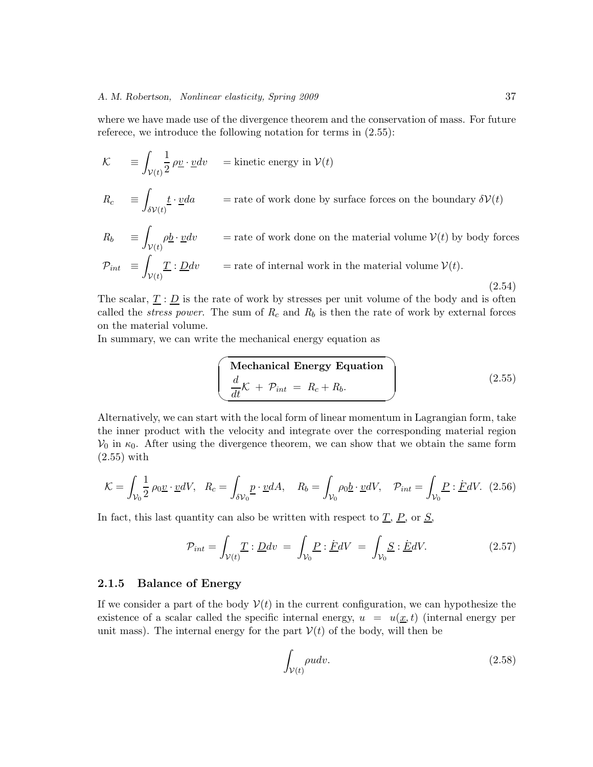where we have made use of the divergence theorem and the conservation of mass. For future referece, we introduce the following notation for terms in (2.55):

$$
\begin{aligned}
\mathcal{K} \quad &\equiv \int_{\mathcal{V}(t)} \frac{1}{2}\, \rho \underline{v} \cdot \underline{v} dv \quad &&= \text{kinetic energy in } \mathcal{V}(t) \\
R_c \quad &\equiv \int_{\delta\mathcal{V}(t)} \underline{t} \cdot \underline{v} da \quad &&= \text{rate of work done by surface forces on the boundary } \delta\mathcal{V}(t) \\
R_b \quad &\equiv \int_{\mathcal{V}(t)} \rho \underline{b} \cdot \underline{v} dv \quad &&= \text{rate of work done on the material volume } \mathcal{V}(t) \text{ by body forces} \\
\mathcal{P}_{int} \quad &\equiv \int_{\mathcal{V}(t)} \underline{T} : \underline{D} dv \quad &&= \text{rate of internal work in the material volume } \mathcal{V}(t).
\end{aligned}
\tag{2.54}
$$

The scalar, $\underline{T} : \underline{D}$ is the rate of work by stresses per unit volume of the body and is often called the *stress power*. The sum of $R_c$ and $R_b$ is then the rate of work by external forces on the material volume.

In summary, we can write the mechanical energy equation as

$$
\boxed{\begin{array}{l}\textbf{Mechanical Energy Equation} \\ \dfrac{d}{dt}\mathcal{K} \; + \; \mathcal{P}_{int} \; = \; R_c + R_b.\end{array}}
\tag{2.55}
$$

Alternatively, we can start with the local form of linear momentum in Lagrangian form, take the inner product with the velocity and integrate over the corresponding material region $\mathcal{V}_0$ in $\kappa_0$. After using the divergence theorem, we can show that we obtain the same form (2.55) with

$$
\mathcal{K} = \int_{\mathcal{V}_0} \frac{1}{2}\, \rho_0 \underline{v} \cdot \underline{v} dV, \quad R_c = \int_{\delta\mathcal{V}_0} \underline{p} \cdot \underline{v} dA, \quad R_b = \int_{\mathcal{V}_0} \rho_0 \underline{b} \cdot \underline{v} dV, \quad \mathcal{P}_{int} = \int_{\mathcal{V}_0} \underline{P} : \underline{\dot{F}} dV. \tag{2.56}
$$

In fact, this last quantity can also be written with respect to $\underline{T}$, $\underline{P}$, or $\underline{S}$,

$$
\mathcal{P}_{int} = \int_{\mathcal{V}(t)} \underline{T} : \underline{D} dv \; = \; \int_{\mathcal{V}_0} \underline{P} : \underline{\dot{F}} dV \; = \; \int_{\mathcal{V}_0} \underline{S} : \underline{\dot{E}} dV. \tag{2.57}
$$

### 2.1.5 Balance of Energy

If we consider a part of the body $\mathcal{V}(t)$ in the current configuration, we can hypothesize the existence of a scalar called the specific internal energy, $u \;=\; u(\underline{x}, t)$ (internal energy per unit mass). The internal energy for the part $\mathcal{V}(t)$ of the body, will then be

$$
\int_{\mathcal{V}(t)} \rho u dv. \tag{2.58}
$$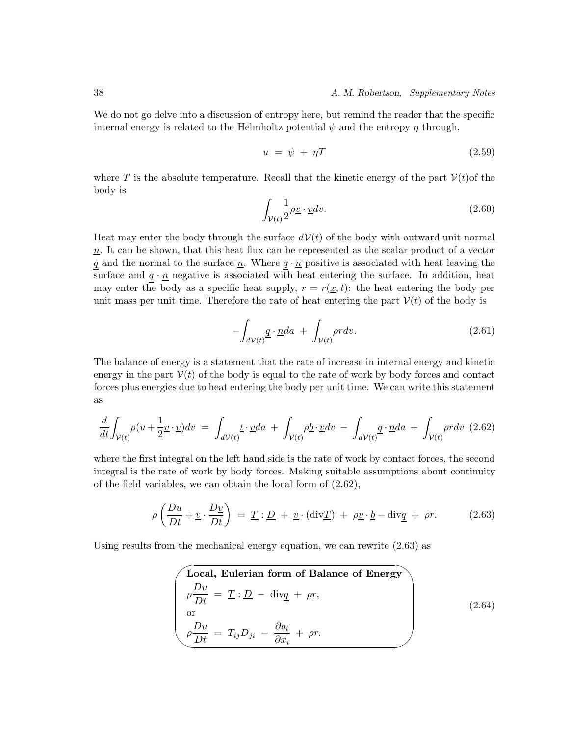We do not go delve into a discussion of entropy here, but remind the reader that the specific internal energy is related to the Helmholtz potential $\psi$ and the entropy $\eta$ through,

$$u \;=\; \psi \;+\; \eta T \tag{2.59}$$

where $T$ is the absolute temperature. Recall that the kinetic energy of the part $\mathcal{V}(t)$of the body is

$$\int_{\mathcal{V}(t)} \frac{1}{2}\rho \underline{v}\cdot\underline{v} dv. \tag{2.60}$$

Heat may enter the body through the surface $d\mathcal{V}(t)$ of the body with outward unit normal $\underline{n}$. It can be shown, that this heat flux can be represented as the scalar product of a vector $\underline{q}$ and the normal to the surface $\underline{n}$. Where $\underline{q}\cdot\underline{n}$ positive is associated with heat leaving the surface and $\underline{q}\cdot\underline{n}$ negative is associated with heat entering the surface. In addition, heat may enter the body as a specific heat supply, $r = r(\underline{x}, t)$: the heat entering the body per unit mass per unit time. Therefore the rate of heat entering the part $\mathcal{V}(t)$ of the body is

$$-\int_{d\mathcal{V}(t)} \underline{q}\cdot\underline{n} da \;+\; \int_{\mathcal{V}(t)} \rho r dv. \tag{2.61}$$

The balance of energy is a statement that the rate of increase in internal energy and kinetic energy in the part $\mathcal{V}(t)$ of the body is equal to the rate of work by body forces and contact forces plus energies due to heat entering the body per unit time. We can write this statement as

$$\frac{d}{dt}\int_{\mathcal{V}(t)} \rho(u + \frac{1}{2}\underline{v}\cdot\underline{v}) dv \;=\; \int_{d\mathcal{V}(t)} \underline{t}\cdot\underline{v} da \;+\; \int_{\mathcal{V}(t)} \rho\underline{b}\cdot\underline{v} dv \;-\; \int_{d\mathcal{V}(t)} \underline{q}\cdot\underline{n} da \;+\; \int_{\mathcal{V}(t)} \rho r dv \tag{2.62}$$

where the first integral on the left hand side is the rate of work by contact forces, the second integral is the rate of work by body forces. Making suitable assumptions about continuity of the field variables, we can obtain the local form of (2.62),

$$\rho\left(\frac{Du}{Dt} + \underline{v}\cdot\frac{D\underline{v}}{Dt}\right) \;=\; \underline{T} : \underline{D} \;+\; \underline{v}\cdot(\text{div}\underline{T}) \;+\; \rho\underline{v}\cdot\underline{b} - \text{div}\underline{q} \;+\; \rho r. \tag{2.63}$$

Using results from the mechanical energy equation, we can rewrite (2.63) as

**Local, Eulerian form of Balance of Energy**

$$\rho\frac{Du}{Dt} \;=\; \underline{T} : \underline{D} \;-\; \text{div}\underline{q} \;+\; \rho r, \tag{2.64}$$

or

$$\rho\frac{Du}{Dt} \;=\; T_{ij}D_{ji} \;-\; \frac{\partial q_i}{\partial x_i} \;+\; \rho r.$$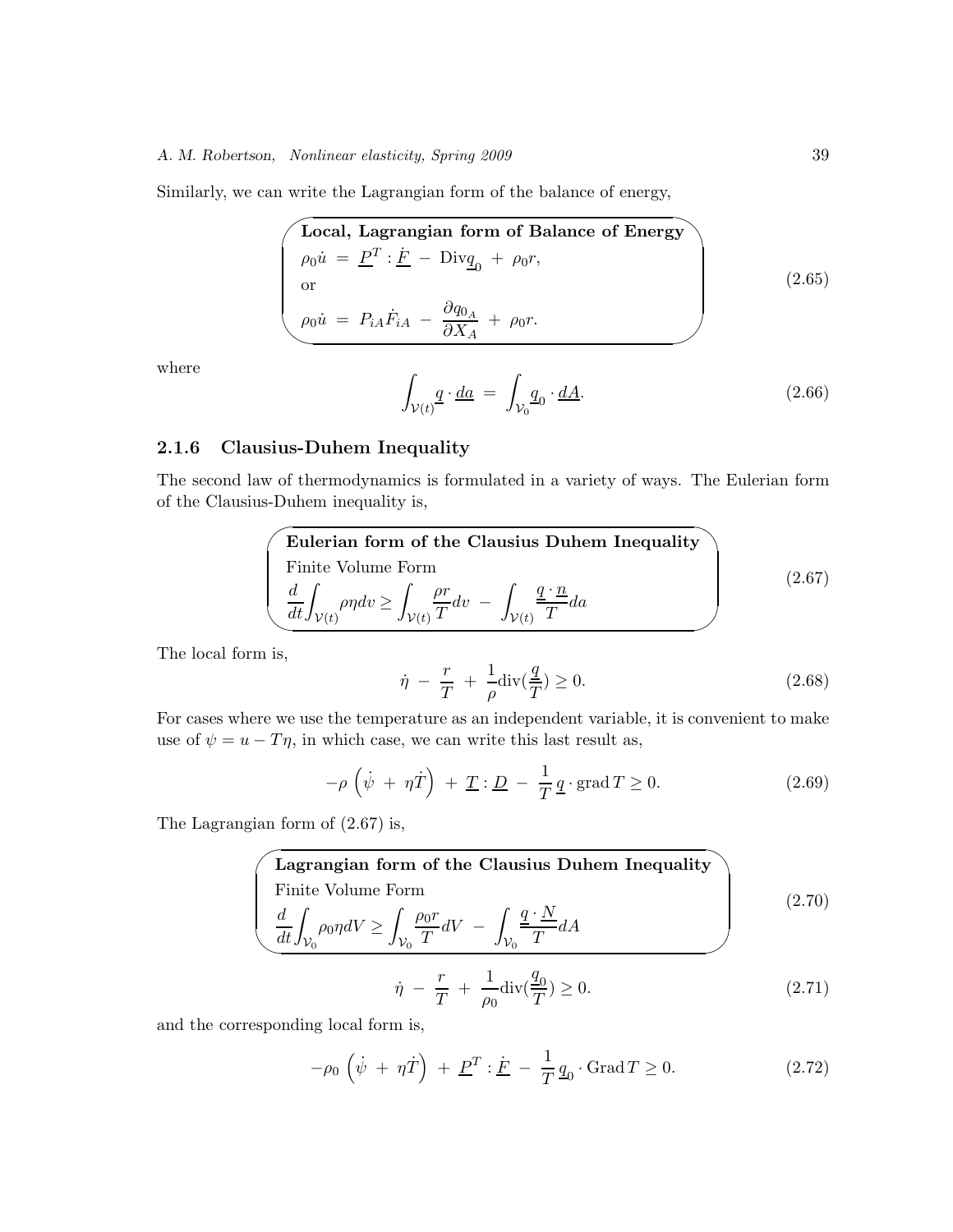Similarly, we can write the Lagrangian form of the balance of energy,

**Local, Lagrangian form of Balance of Energy**

$$\rho_0 \dot{u} \;=\; \underline{P}^T : \underline{\dot{F}} \;-\; \mathrm{Div}\underline{q}_0 \;+\; \rho_0 r,$$

or

$$\rho_0 \dot{u} \;=\; P_{iA}\dot{F}_{iA} \;-\; \frac{\partial q_{0_A}}{\partial X_A} \;+\; \rho_0 r. \tag{2.65}$$

where

$$\int_{\mathcal{V}(t)} \underline{q} \cdot \underline{da} \;=\; \int_{\mathcal{V}_0} \underline{q}_0 \cdot \underline{dA}. \tag{2.66}$$

### 2.1.6 Clausius-Duhem Inequality

The second law of thermodynamics is formulated in a variety of ways. The Eulerian form of the Clausius-Duhem inequality is,

**Eulerian form of the Clausius Duhem Inequality**

Finite Volume Form

$$\frac{d}{dt}\int_{\mathcal{V}(t)} \rho\eta dv \geq \int_{\mathcal{V}(t)} \frac{\rho r}{T} dv \;-\; \int_{\mathcal{V}(t)} \frac{\underline{q}\cdot\underline{n}}{T} da \tag{2.67}$$

The local form is,

$$\dot{\eta} \;-\; \frac{r}{T} \;+\; \frac{1}{\rho}\mathrm{div}(\frac{\underline{q}}{T}) \geq 0. \tag{2.68}$$

For cases where we use the temperature as an independent variable, it is convenient to make use of $\psi = u - T\eta$, in which case, we can write this last result as,

$$-\rho\,\left(\dot{\psi} \;+\; \eta\dot{T}\right) \;+\; \underline{T} : \underline{D} \;-\; \frac{1}{T}\,\underline{q}\cdot \mathrm{grad}\,T \geq 0. \tag{2.69}$$

The Lagrangian form of (2.67) is,

**Lagrangian form of the Clausius Duhem Inequality**

Finite Volume Form

$$\frac{d}{dt}\int_{\mathcal{V}_0} \rho_0\eta dV \geq \int_{\mathcal{V}_0} \frac{\rho_0 r}{T} dV \;-\; \int_{\mathcal{V}_0} \frac{\underline{q}\cdot\underline{N}}{T} dA \tag{2.70}$$

$$\dot{\eta} \;-\; \frac{r}{T} \;+\; \frac{1}{\rho_0}\mathrm{div}(\frac{\underline{q}_0}{T}) \geq 0. \tag{2.71}$$

and the corresponding local form is,

$$-\rho_0\,\left(\dot{\psi} \;+\; \eta\dot{T}\right) \;+\; \underline{P}^T : \underline{\dot{F}} \;-\; \frac{1}{T}\,\underline{q}_0\cdot \mathrm{Grad}\,T \geq 0. \tag{2.72}$$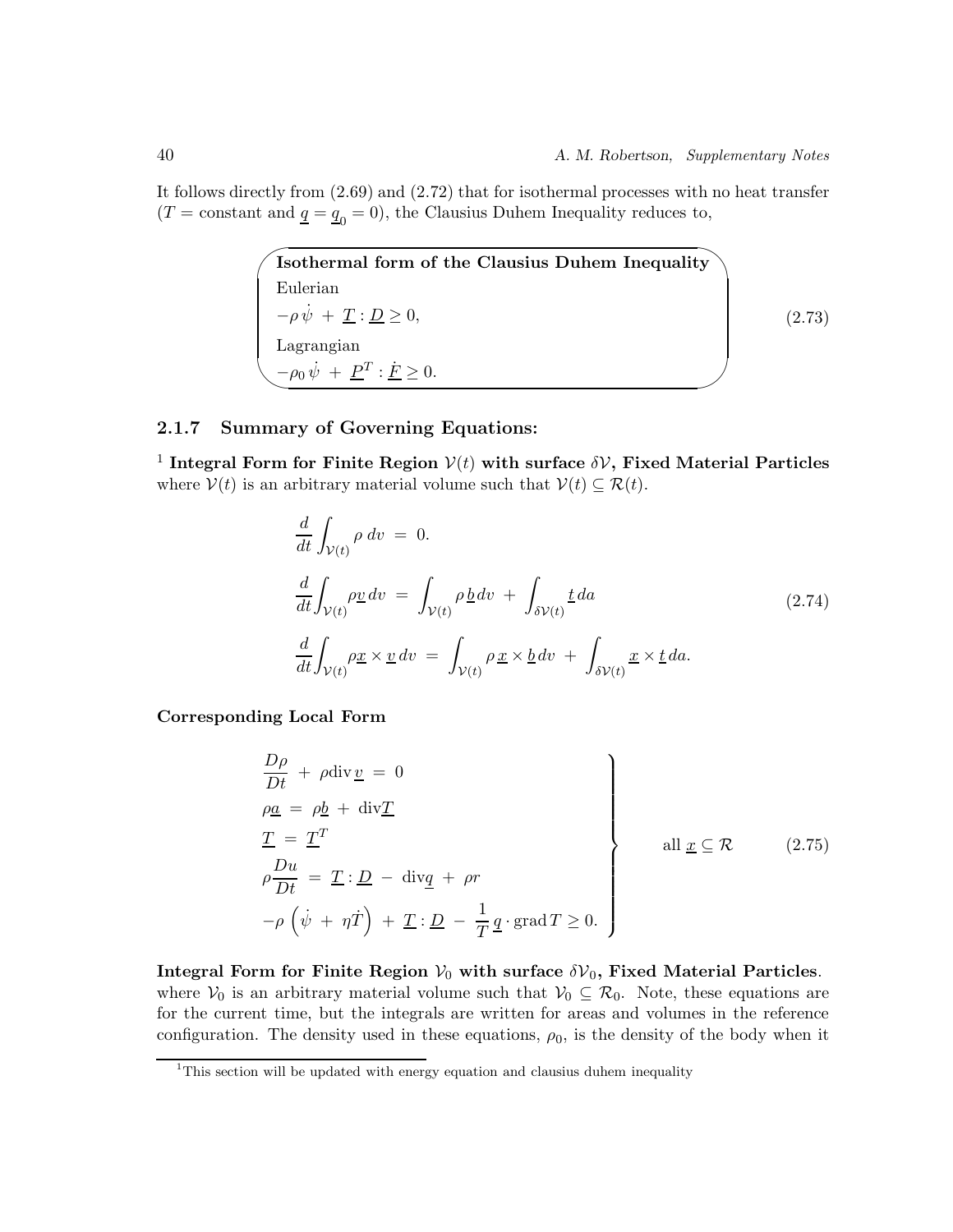It follows directly from (2.69) and (2.72) that for isothermal processes with no heat transfer ($T = \text{constant}$ and $\underline{q} = \underline{q}_0 = 0$), the Clausius Duhem Inequality reduces to,

**Isothermal form of the Clausius Duhem Inequality**

Eulerian

$$-\rho\,\dot{\psi} \;+\; \underline{T} : \underline{D} \geq 0, \tag{2.73}$$

Lagrangian

$$-\rho_0\,\dot{\psi} \;+\; \underline{P}^T : \dot{\underline{F}} \geq 0.$$

### 2.1.7 Summary of Governing Equations:

[1] **Integral Form for Finite Region $\mathcal{V}(t)$ with surface $\delta\mathcal{V}$, Fixed Material Particles** where $\mathcal{V}(t)$ is an arbitrary material volume such that $\mathcal{V}(t) \subseteq \mathcal{R}(t)$.

$$
\begin{aligned}
&\frac{d}{dt}\int_{\mathcal{V}(t)} \rho \; dv \;=\; 0. \\
&\frac{d}{dt}\int_{\mathcal{V}(t)} \rho \underline{v} \, dv \;=\; \int_{\mathcal{V}(t)} \rho \, \underline{b} \, dv \;+\; \int_{\delta\mathcal{V}(t)} \underline{t} \, da \\
&\frac{d}{dt}\int_{\mathcal{V}(t)} \rho \underline{x} \times \underline{v} \, dv \;=\; \int_{\mathcal{V}(t)} \rho \, \underline{x} \times \underline{b} \, dv \;+\; \int_{\delta\mathcal{V}(t)} \underline{x} \times \underline{t} \, da.
\end{aligned}
\tag{2.74}
$$

**Corresponding Local Form**

$$
\left.
\begin{aligned}
&\frac{D\rho}{Dt} \;+\; \rho \,\mathrm{div}\, \underline{v} \;=\; 0 \\
&\rho \underline{a} \;=\; \rho \underline{b} \;+\; \mathrm{div} \underline{T} \\
&\underline{T} \;=\; \underline{T}^T \\
&\rho \frac{Du}{Dt} \;=\; \underline{T} : \underline{D} \;-\; \mathrm{div} \underline{q} \;+\; \rho r \\
&-\rho\left(\dot{\psi} \;+\; \eta \dot{T}\right) \;+\; \underline{T} : \underline{D} \;-\; \frac{1}{T}\, \underline{q} \cdot \mathrm{grad}\, T \geq 0.
\end{aligned}
\right\} \quad \text{all } \underline{x} \subseteq \mathcal{R}
\tag{2.75}
$$

**Integral Form for Finite Region $\mathcal{V}_0$ with surface $\delta\mathcal{V}_0$, Fixed Material Particles**. where $\mathcal{V}_0$ is an arbitrary material volume such that $\mathcal{V}_0 \subseteq \mathcal{R}_0$. Note, these equations are for the current time, but the integrals are written for areas and volumes in the reference configuration. The density used in these equations, $\rho_0$, is the density of the body when it

[1] This section will be updated with energy equation and clausius duhem inequality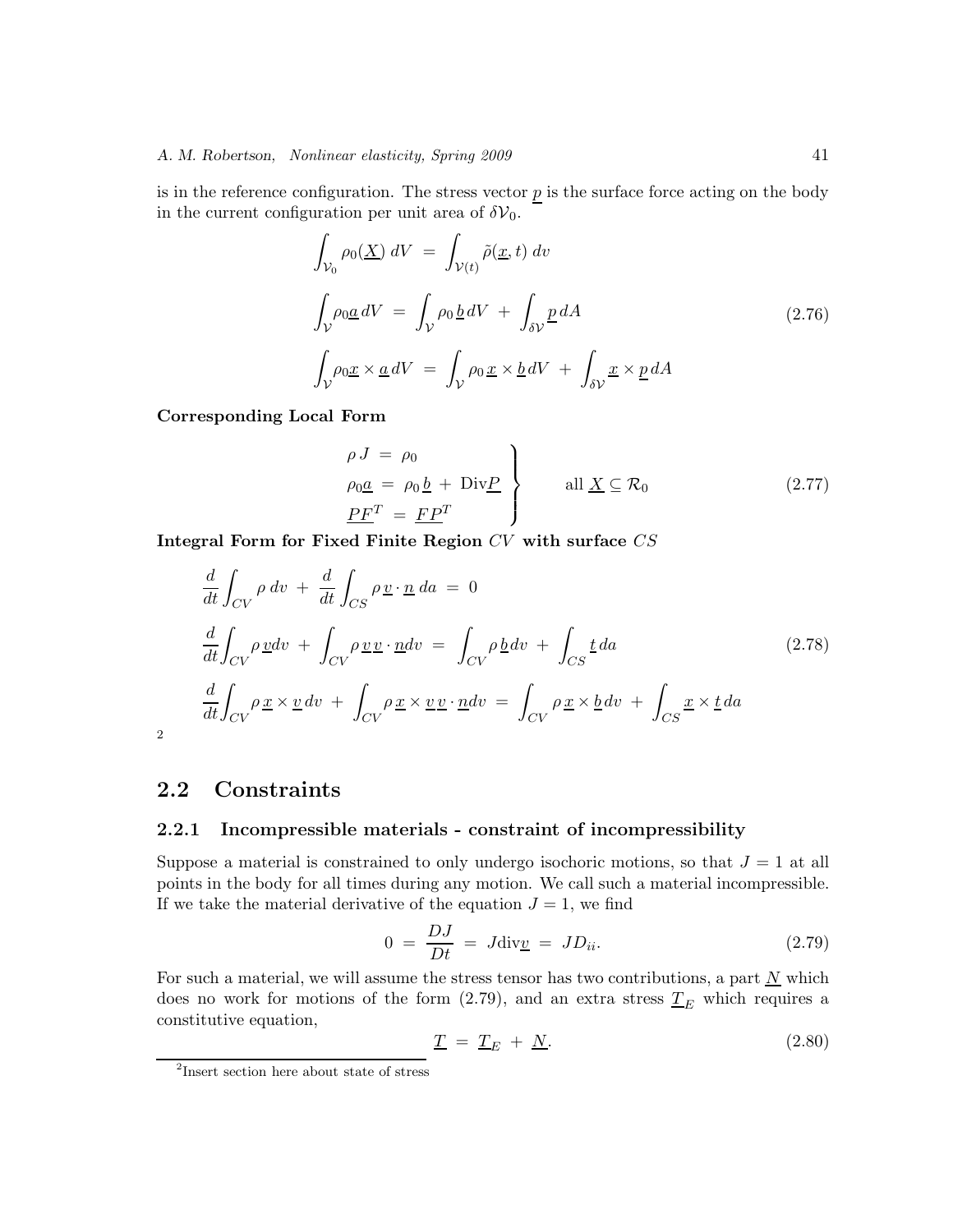is in the reference configuration. The stress vector $\underline{p}$ is the surface force acting on the body in the current configuration per unit area of $\delta\mathcal{V}_0$.

$$
\begin{aligned}
\int_{\mathcal{V}_0} \rho_0(\underline{X})\, dV \;&=\; \int_{\mathcal{V}(t)} \tilde{\rho}(\underline{x}, t)\, dv \\
\int_{\mathcal{V}} \rho_0 \underline{a}\, dV \;&=\; \int_{\mathcal{V}} \rho_0\, \underline{b}\, dV \;+\; \int_{\delta\mathcal{V}} \underline{p}\, dA \\
\int_{\mathcal{V}} \rho_0 \underline{x} \times \underline{a}\, dV \;&=\; \int_{\mathcal{V}} \rho_0\, \underline{x} \times \underline{b}\, dV \;+\; \int_{\delta\mathcal{V}} \underline{x} \times \underline{p}\, dA
\end{aligned}
\tag{2.76}
$$

**Corresponding Local Form**

$$
\left.
\begin{aligned}
\rho\, J \;&=\; \rho_0 \\
\rho_0 \underline{a} \;&=\; \rho_0\, \underline{b} \;+\; \text{Div}\underline{P} \\
\underline{P}\underline{F}^T \;&=\; \underline{F}\,\underline{P}^T
\end{aligned}
\right\} \qquad \text{all } \underline{X} \subseteq \mathcal{R}_0
\tag{2.77}
$$

**Integral Form for Fixed Finite Region $CV$ with surface $CS$**

$$
\begin{aligned}
&\frac{d}{dt}\int_{CV} \rho\, dv \;+\; \frac{d}{dt}\int_{CS} \rho\, \underline{v} \cdot \underline{n}\, da \;=\; 0 \\
&\frac{d}{dt}\int_{CV} \rho\, \underline{v} dv \;+\; \int_{CV} \rho\, \underline{v}\,\underline{v} \cdot \underline{n} dv \;=\; \int_{CV} \rho\, \underline{b} dv \;+\; \int_{CS} \underline{t}\, da \\
&\frac{d}{dt}\int_{CV} \rho\, \underline{x} \times \underline{v}\, dv \;+\; \int_{CV} \rho\, \underline{x} \times \underline{v}\,\underline{v} \cdot \underline{n} dv \;=\; \int_{CV} \rho\, \underline{x} \times \underline{b}\, dv \;+\; \int_{CS} \underline{x} \times \underline{t}\, da
\end{aligned}
\tag{2.78}
$$

[2]

## 2.2 Constraints

### 2.2.1 Incompressible materials - constraint of incompressibility

Suppose a material is constrained to only undergo isochoric motions, so that $J = 1$ at all points in the body for all times during any motion. We call such a material incompressible. If we take the material derivative of the equation $J = 1$, we find

$$
0 \;=\; \frac{DJ}{Dt} \;=\; J\text{div}\underline{v} \;=\; JD_{ii}. \tag{2.79}
$$

For such a material, we will assume the stress tensor has two contributions, a part $\underline{N}$ which does no work for motions of the form (2.79), and an extra stress $\underline{T}_E$ which requires a constitutive equation,

$$
\underline{T} \;=\; \underline{T}_E \;+\; \underline{N}. \tag{2.80}
$$

[2] Insert section here about state of stress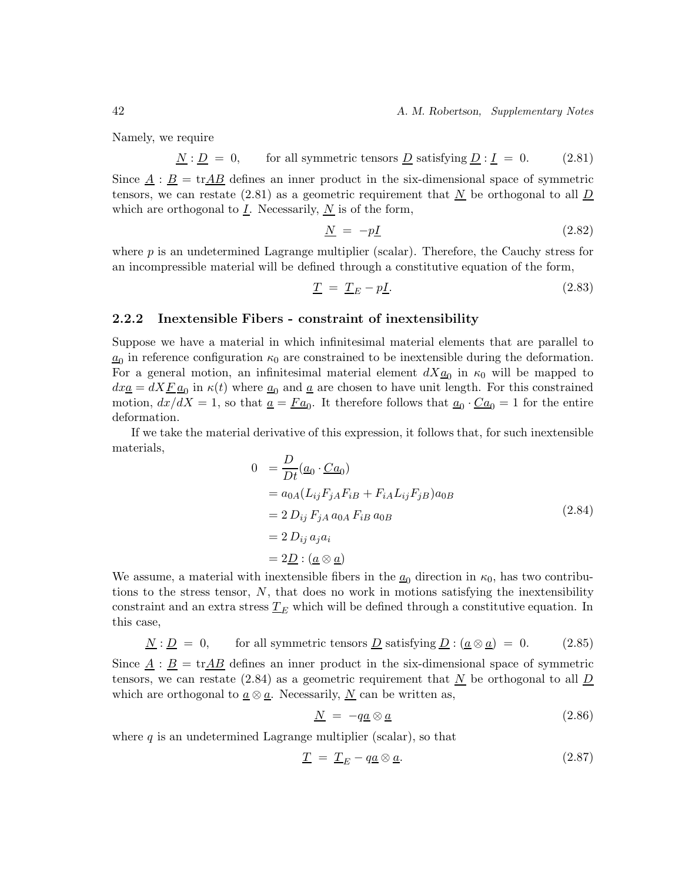Namely, we require

$$\underline{N} : \underline{D} \;=\; 0, \qquad \text{for all symmetric tensors } \underline{D} \text{ satisfying } \underline{D} : \underline{I} \;=\; 0. \tag{2.81}$$

Since $\underline{A} : \underline{B} = \mathrm{tr}\underline{AB}$ defines an inner product in the six-dimensional space of symmetric tensors, we can restate (2.81) as a geometric requirement that $\underline{N}$ be orthogonal to all $\underline{D}$ which are orthogonal to $\underline{I}$. Necessarily, $\underline{N}$ is of the form,

$$\underline{N} \;=\; -p\underline{I} \tag{2.82}$$

where $p$ is an undetermined Lagrange multiplier (scalar). Therefore, the Cauchy stress for an incompressible material will be defined through a constitutive equation of the form,

$$\underline{T} \;=\; \underline{T}_E - p\underline{I}. \tag{2.83}$$

### 2.2.2 Inextensible Fibers - constraint of inextensibility

Suppose we have a material in which infinitesimal material elements that are parallel to $\underline{a}_0$ in reference configuration $\kappa_0$ are constrained to be inextensible during the deformation. For a general motion, an infinitesimal material element $dX\underline{a}_0$ in $\kappa_0$ will be mapped to $dx\underline{a} = dX\underline{F}\,\underline{a}_0$ in $\kappa(t)$ where $\underline{a}_0$ and $\underline{a}$ are chosen to have unit length. For this constrained motion, $dx/dX = 1$, so that $\underline{a} = \underline{F}\underline{a}_0$. It therefore follows that $\underline{a}_0 \cdot \underline{C}\underline{a}_0 = 1$ for the entire deformation.

If we take the material derivative of this expression, it follows that, for such inextensible materials,

$$\begin{aligned}
0 \; &= \frac{D}{Dt}(\underline{a}_0 \cdot \underline{C}\underline{a}_0) \\
&= a_{0A}(L_{ij}F_{jA}F_{iB} + F_{iA}L_{ij}F_{jB})a_{0B} \\
&= 2\, D_{ij}\, F_{jA}\, a_{0A}\, F_{iB}\, a_{0B} \\
&= 2\, D_{ij}\, a_j a_i \\
&= 2\underline{D} : (\underline{a} \otimes \underline{a})
\end{aligned} \tag{2.84}$$

We assume, a material with inextensible fibers in the $\underline{a}_0$ direction in $\kappa_0$, has two contributions to the stress tensor, $N$, that does no work in motions satisfying the inextensibility constraint and an extra stress $\underline{T}_E$ which will be defined through a constitutive equation. In this case,

$$\underline{N} : \underline{D} \;=\; 0, \qquad \text{for all symmetric tensors } \underline{D} \text{ satisfying } \underline{D} : (\underline{a} \otimes \underline{a}) \;=\; 0. \tag{2.85}$$

Since $\underline{A} : \underline{B} = \mathrm{tr}\underline{AB}$ defines an inner product in the six-dimensional space of symmetric tensors, we can restate (2.84) as a geometric requirement that $\underline{N}$ be orthogonal to all $\underline{D}$ which are orthogonal to $\underline{a} \otimes \underline{a}$. Necessarily, $\underline{N}$ can be written as,

$$\underline{N} \;=\; -q\underline{a} \otimes \underline{a} \tag{2.86}$$

where $q$ is an undetermined Lagrange multiplier (scalar), so that

$$\underline{T} \;=\; \underline{T}_E - q\underline{a} \otimes \underline{a}. \tag{2.87}$$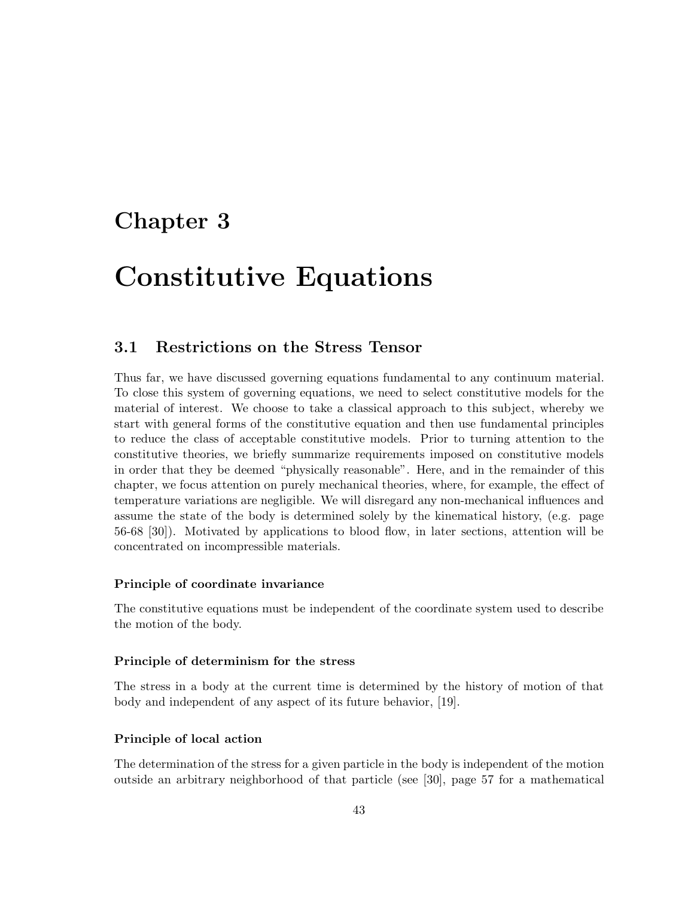# Chapter 3

# Constitutive Equations

## 3.1 Restrictions on the Stress Tensor

Thus far, we have discussed governing equations fundamental to any continuum material. To close this system of governing equations, we need to select constitutive models for the material of interest. We choose to take a classical approach to this subject, whereby we start with general forms of the constitutive equation and then use fundamental principles to reduce the class of acceptable constitutive models. Prior to turning attention to the constitutive theories, we briefly summarize requirements imposed on constitutive models in order that they be deemed "physically reasonable". Here, and in the remainder of this chapter, we focus attention on purely mechanical theories, where, for example, the effect of temperature variations are negligible. We will disregard any non-mechanical influences and assume the state of the body is determined solely by the kinematical history, (e.g. page 56-68 [30]). Motivated by applications to blood flow, in later sections, attention will be concentrated on incompressible materials.

**Principle of coordinate invariance**

The constitutive equations must be independent of the coordinate system used to describe the motion of the body.

**Principle of determinism for the stress**

The stress in a body at the current time is determined by the history of motion of that body and independent of any aspect of its future behavior, [19].

**Principle of local action**

The determination of the stress for a given particle in the body is independent of the motion outside an arbitrary neighborhood of that particle (see [30], page 57 for a mathematical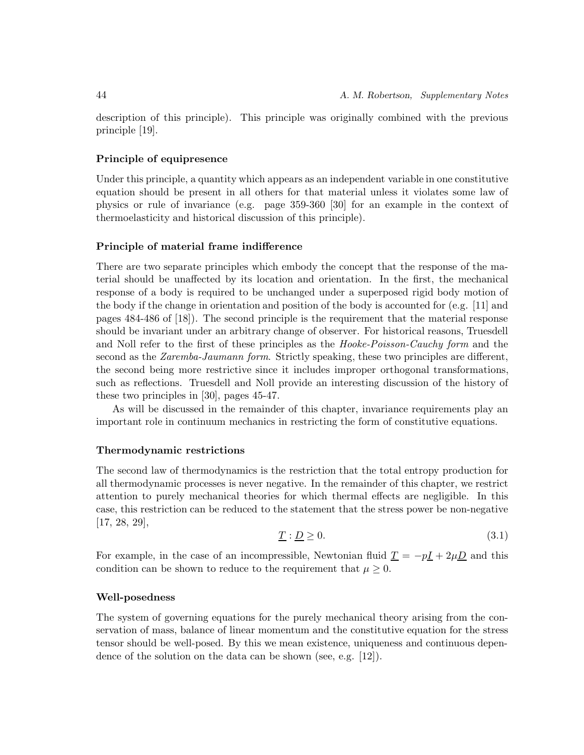description of this principle). This principle was originally combined with the previous principle [19].

### Principle of equipresence

Under this principle, a quantity which appears as an independent variable in one constitutive equation should be present in all others for that material unless it violates some law of physics or rule of invariance (e.g. page 359-360 [30] for an example in the context of thermoelasticity and historical discussion of this principle).

### Principle of material frame indifference

There are two separate principles which embody the concept that the response of the material should be unaffected by its location and orientation. In the first, the mechanical response of a body is required to be unchanged under a superposed rigid body motion of the body if the change in orientation and position of the body is accounted for (e.g. [11] and pages 484-486 of [18]). The second principle is the requirement that the material response should be invariant under an arbitrary change of observer. For historical reasons, Truesdell and Noll refer to the first of these principles as the *Hooke-Poisson-Cauchy form* and the second as the *Zaremba-Jaumann form*. Strictly speaking, these two principles are different, the second being more restrictive since it includes improper orthogonal transformations, such as reflections. Truesdell and Noll provide an interesting discussion of the history of these two principles in [30], pages 45-47.

As will be discussed in the remainder of this chapter, invariance requirements play an important role in continuum mechanics in restricting the form of constitutive equations.

### Thermodynamic restrictions

The second law of thermodynamics is the restriction that the total entropy production for all thermodynamic processes is never negative. In the remainder of this chapter, we restrict attention to purely mechanical theories for which thermal effects are negligible. In this case, this restriction can be reduced to the statement that the stress power be non-negative [17, 28, 29],

$$\underline{T} : \underline{D} \geq 0. \tag{3.1}$$

For example, in the case of an incompressible, Newtonian fluid $\underline{T} = -p\underline{I} + 2\mu\underline{D}$ and this condition can be shown to reduce to the requirement that $\mu \geq 0$.

### Well-posedness

The system of governing equations for the purely mechanical theory arising from the conservation of mass, balance of linear momentum and the constitutive equation for the stress tensor should be well-posed. By this we mean existence, uniqueness and continuous dependence of the solution on the data can be shown (see, e.g. [12]).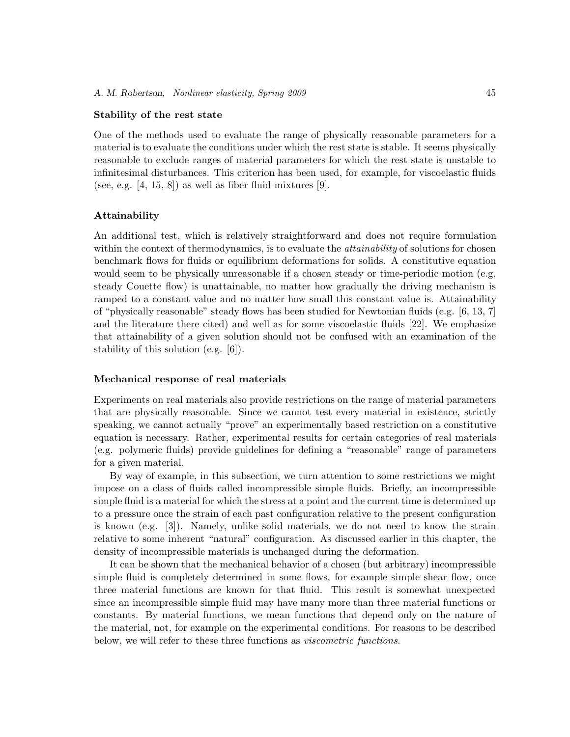### Stability of the rest state

One of the methods used to evaluate the range of physically reasonable parameters for a material is to evaluate the conditions under which the rest state is stable. It seems physically reasonable to exclude ranges of material parameters for which the rest state is unstable to infinitesimal disturbances. This criterion has been used, for example, for viscoelastic fluids (see, e.g. [4, 15, 8]) as well as fiber fluid mixtures [9].

### Attainability

An additional test, which is relatively straightforward and does not require formulation within the context of thermodynamics, is to evaluate the *attainability* of solutions for chosen benchmark flows for fluids or equilibrium deformations for solids. A constitutive equation would seem to be physically unreasonable if a chosen steady or time-periodic motion (e.g. steady Couette flow) is unattainable, no matter how gradually the driving mechanism is ramped to a constant value and no matter how small this constant value is. Attainability of "physically reasonable" steady flows has been studied for Newtonian fluids (e.g. [6, 13, 7] and the literature there cited) and well as for some viscoelastic fluids [22]. We emphasize that attainability of a given solution should not be confused with an examination of the stability of this solution (e.g. [6]).

### Mechanical response of real materials

Experiments on real materials also provide restrictions on the range of material parameters that are physically reasonable. Since we cannot test every material in existence, strictly speaking, we cannot actually "prove" an experimentally based restriction on a constitutive equation is necessary. Rather, experimental results for certain categories of real materials (e.g. polymeric fluids) provide guidelines for defining a "reasonable" range of parameters for a given material.

By way of example, in this subsection, we turn attention to some restrictions we might impose on a class of fluids called incompressible simple fluids. Briefly, an incompressible simple fluid is a material for which the stress at a point and the current time is determined up to a pressure once the strain of each past configuration relative to the present configuration is known (e.g. [3]). Namely, unlike solid materials, we do not need to know the strain relative to some inherent "natural" configuration. As discussed earlier in this chapter, the density of incompressible materials is unchanged during the deformation.

It can be shown that the mechanical behavior of a chosen (but arbitrary) incompressible simple fluid is completely determined in some flows, for example simple shear flow, once three material functions are known for that fluid. This result is somewhat unexpected since an incompressible simple fluid may have many more than three material functions or constants. By material functions, we mean functions that depend only on the nature of the material, not, for example on the experimental conditions. For reasons to be described below, we will refer to these three functions as *viscometric functions*.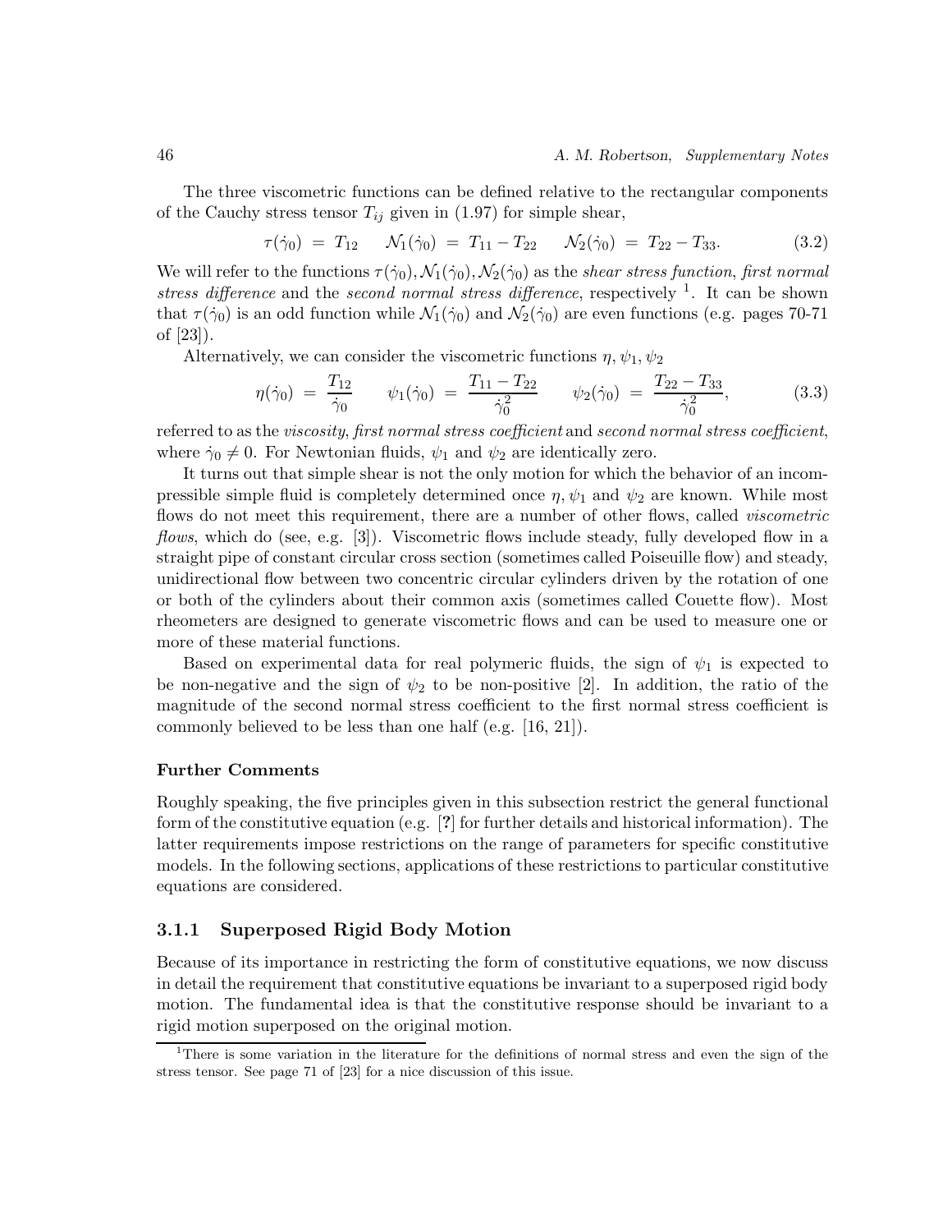The three viscometric functions can be defined relative to the rectangular components of the Cauchy stress tensor $T_{ij}$ given in (1.97) for simple shear,

$$\tau(\dot{\gamma}_0) \;=\; T_{12} \qquad \mathcal{N}_1(\dot{\gamma}_0) \;=\; T_{11} - T_{22} \qquad \mathcal{N}_2(\dot{\gamma}_0) \;=\; T_{22} - T_{33}. \tag{3.2}$$

We will refer to the functions $\tau(\dot{\gamma}_0), \mathcal{N}_1(\dot{\gamma}_0), \mathcal{N}_2(\dot{\gamma}_0)$ as the *shear stress function*, *first normal stress difference* and the *second normal stress difference*, respectively [1]. It can be shown that $\tau(\dot{\gamma}_0)$ is an odd function while $\mathcal{N}_1(\dot{\gamma}_0)$ and $\mathcal{N}_2(\dot{\gamma}_0)$ are even functions (e.g. pages 70-71 of [23]).

Alternatively, we can consider the viscometric functions $\eta, \psi_1, \psi_2$

$$\eta(\dot{\gamma}_0) \;=\; \frac{T_{12}}{\dot{\gamma}_0} \qquad \psi_1(\dot{\gamma}_0) \;=\; \frac{T_{11} - T_{22}}{\dot{\gamma}_0^2} \qquad \psi_2(\dot{\gamma}_0) \;=\; \frac{T_{22} - T_{33}}{\dot{\gamma}_0^2}, \tag{3.3}$$

referred to as the *viscosity, first normal stress coefficient* and *second normal stress coefficient*, where $\dot{\gamma}_0 \neq 0$. For Newtonian fluids, $\psi_1$ and $\psi_2$ are identically zero.

It turns out that simple shear is not the only motion for which the behavior of an incompressible simple fluid is completely determined once $\eta, \psi_1$ and $\psi_2$ are known. While most flows do not meet this requirement, there are a number of other flows, called *viscometric flows*, which do (see, e.g. [3]). Viscometric flows include steady, fully developed flow in a straight pipe of constant circular cross section (sometimes called Poiseuille flow) and steady, unidirectional flow between two concentric circular cylinders driven by the rotation of one or both of the cylinders about their common axis (sometimes called Couette flow). Most rheometers are designed to generate viscometric flows and can be used to measure one or more of these material functions.

Based on experimental data for real polymeric fluids, the sign of $\psi_1$ is expected to be non-negative and the sign of $\psi_2$ to be non-positive [2]. In addition, the ratio of the magnitude of the second normal stress coefficient to the first normal stress coefficient is commonly believed to be less than one half (e.g. [16, 21]).

**Further Comments**

Roughly speaking, the five principles given in this subsection restrict the general functional form of the constitutive equation (e.g. [**?**] for further details and historical information). The latter requirements impose restrictions on the range of parameters for specific constitutive models. In the following sections, applications of these restrictions to particular constitutive equations are considered.

### 3.1.1 Superposed Rigid Body Motion

Because of its importance in restricting the form of constitutive equations, we now discuss in detail the requirement that constitutive equations be invariant to a superposed rigid body motion. The fundamental idea is that the constitutive response should be invariant to a rigid motion superposed on the original motion.

[1] There is some variation in the literature for the definitions of normal stress and even the sign of the stress tensor. See page 71 of [23] for a nice discussion of this issue.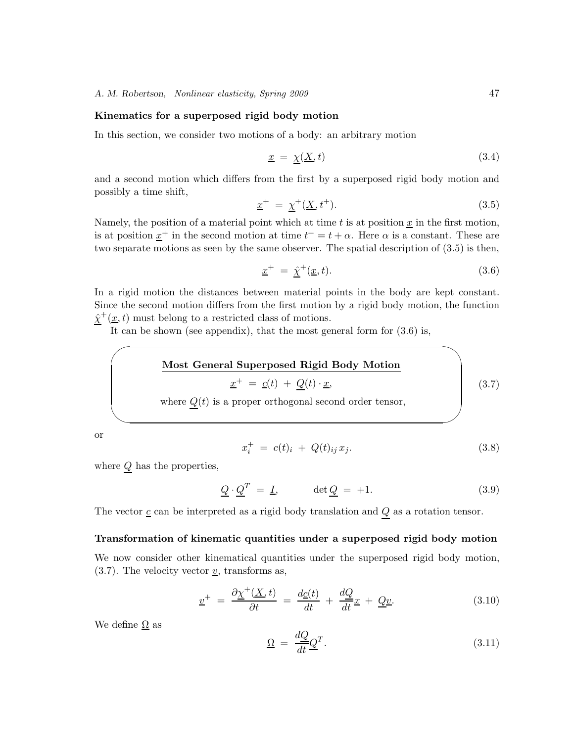### Kinematics for a superposed rigid body motion

In this section, we consider two motions of a body: an arbitrary motion

$$\underline{x} \;=\; \underline{\chi}(\underline{X}, t) \tag{3.4}$$

and a second motion which differs from the first by a superposed rigid body motion and possibly a time shift,

$$\underline{x}^+ \;=\; \underline{\chi}^+(\underline{X}, t^+). \tag{3.5}$$

Namely, the position of a material point which at time $t$ is at position $\underline{x}$ in the first motion, is at position $\underline{x}^+$ in the second motion at time $t^+ = t + \alpha$. Here $\alpha$ is a constant. These are two separate motions as seen by the same observer. The spatial description of (3.5) is then,

$$\underline{x}^+ \;=\; \hat{\underline{\chi}}^+(\underline{x}, t). \tag{3.6}$$

In a rigid motion the distances between material points in the body are kept constant. Since the second motion differs from the first motion by a rigid body motion, the function $\hat{\underline{\chi}}^+(\underline{x}, t)$ must belong to a restricted class of motions.

It can be shown (see appendix), that the most general form for (3.6) is,

**Most General Superposed Rigid Body Motion**

$$\underline{x}^+ \;=\; \underline{c}(t) \;+\; \underline{Q}(t) \cdot \underline{x}, \tag{3.7}$$

where $\underline{Q}(t)$ is a proper orthogonal second order tensor,

or

$$x_i^+ \;=\; c(t)_i \;+\; Q(t)_{ij}\, x_j. \tag{3.8}$$

where $\underline{Q}$ has the properties,

$$\underline{Q} \cdot \underline{Q}^T \;=\; \underline{I}, \qquad \det \underline{Q} \;=\; +1. \tag{3.9}$$

The vector $\underline{c}$ can be interpreted as a rigid body translation and $\underline{Q}$ as a rotation tensor.

### Transformation of kinematic quantities under a superposed rigid body motion

We now consider other kinematical quantities under the superposed rigid body motion, (3.7). The velocity vector $\underline{v}$, transforms as,

$$\underline{v}^+ \;=\; \frac{\partial \underline{\chi}^+(\underline{X}, t)}{\partial t} \;=\; \frac{d\underline{c}(t)}{dt} \;+\; \frac{d\underline{Q}}{dt}\underline{x} \;+\; \underline{Q}\underline{v}. \tag{3.10}$$

We define $\underline{\Omega}$ as

$$\underline{\Omega} \;=\; \frac{d\underline{Q}}{dt}\underline{Q}^T. \tag{3.11}$$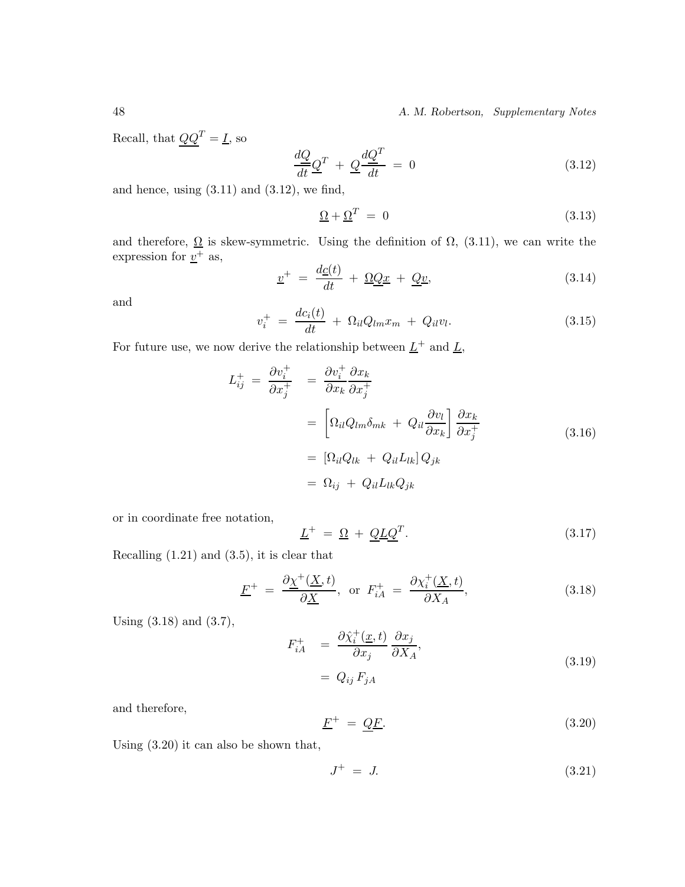Recall, that $\underline{\underline{Q}}\underline{\underline{Q}}^T = \underline{\underline{I}}$, so

$$\frac{d\underline{\underline{Q}}}{dt}\underline{\underline{Q}}^T \; + \; \underline{\underline{Q}}\frac{d\underline{\underline{Q}}^T}{dt} \; = \; 0 \tag{3.12}$$

and hence, using (3.11) and (3.12), we find,

$$\underline{\underline{\Omega}} + \underline{\underline{\Omega}}^T \; = \; 0 \tag{3.13}$$

and therefore, $\underline{\underline{\Omega}}$ is skew-symmetric. Using the definition of $\Omega$, (3.11), we can write the expression for $\underline{v}^+$ as,

$$\underline{v}^+ \; = \; \frac{d\underline{c}(t)}{dt} \; + \; \underline{\underline{\Omega}}\underline{\underline{Q}}\underline{x} \; + \; \underline{\underline{Q}}\underline{v}, \tag{3.14}$$

and

$$v_i^+ \; = \; \frac{dc_i(t)}{dt} \; + \; \Omega_{il}Q_{lm}x_m \; + \; Q_{il}v_l. \tag{3.15}$$

For future use, we now derive the relationship between $\underline{\underline{L}}^+$ and $\underline{\underline{L}}$,

$$\begin{aligned}
L_{ij}^+ \; = \; \frac{\partial v_i^+}{\partial x_j^+} \quad &= \; \frac{\partial v_i^+}{\partial x_k}\frac{\partial x_k}{\partial x_j^+} \\
&= \; \left[\Omega_{il}Q_{lm}\delta_{mk} \; + \; Q_{il}\frac{\partial v_l}{\partial x_k}\right]\frac{\partial x_k}{\partial x_j^+} \\
&= \; \left[\Omega_{il}Q_{lk} \; + \; Q_{il}L_{lk}\right]Q_{jk} \\
&= \; \Omega_{ij} \; + \; Q_{il}L_{lk}Q_{jk}
\end{aligned} \tag{3.16}$$

or in coordinate free notation,

$$\underline{\underline{L}}^+ \; = \; \underline{\underline{\Omega}} \; + \; \underline{\underline{Q}}\underline{\underline{L}}\underline{\underline{Q}}^T. \tag{3.17}$$

Recalling (1.21) and (3.5), it is clear that

$$\underline{\underline{F}}^+ \; = \; \frac{\partial \underline{\chi}^+(\underline{X},t)}{\partial \underline{X}}, \;\; \text{or} \;\; F_{iA}^+ \; = \; \frac{\partial \chi_i^+(\underline{X},t)}{\partial X_A}, \tag{3.18}$$

Using (3.18) and (3.7),

$$\begin{aligned}
F_{iA}^+ \quad &= \; \frac{\partial \hat{\chi}_i^+(\underline{x},t)}{\partial x_j}\,\frac{\partial x_j}{\partial X_A}, \\
&= \; Q_{ij}\,F_{jA}
\end{aligned} \tag{3.19}$$

and therefore,

$$\underline{\underline{F}}^+ \; = \; \underline{\underline{Q}}\underline{\underline{F}}. \tag{3.20}$$

Using (3.20) it can also be shown that,

$$J^+ \; = \; J. \tag{3.21}$$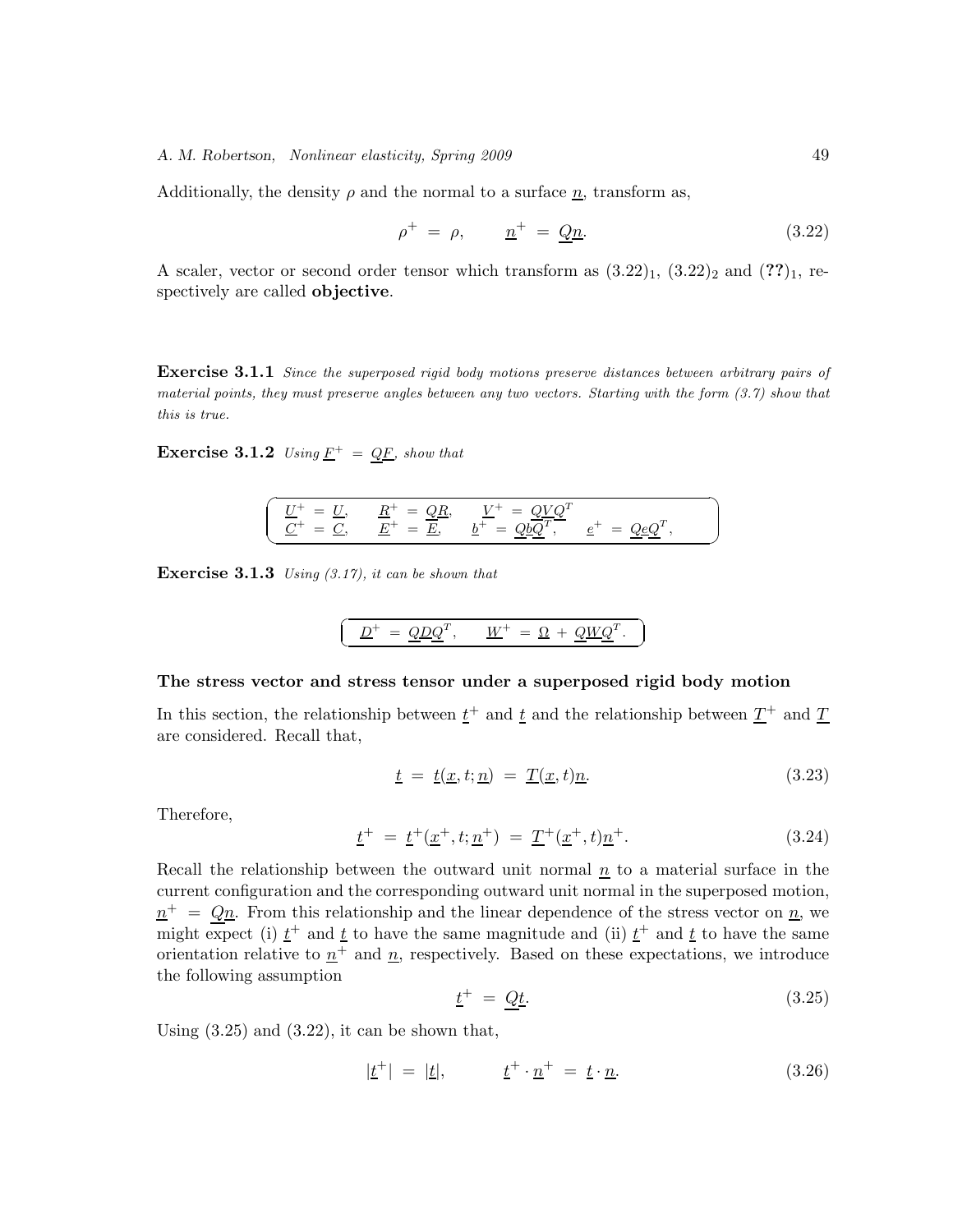Additionally, the density $\rho$ and the normal to a surface $\underline{n}$, transform as,

$$\rho^+ \;=\; \rho, \qquad \underline{n}^+ \;=\; \underline{Q}\underline{n}. \tag{3.22}$$

A scaler, vector or second order tensor which transform as $(3.22)_1$, $(3.22)_2$ and $(\mathbf{??})_1$, respectively are called **objective**.

**Exercise 3.1.1** *Since the superposed rigid body motions preserve distances between arbitrary pairs of material points, they must preserve angles between any two vectors. Starting with the form (3.7) show that this is true.*

**Exercise 3.1.2** *Using $\underline{F}^+ = \underline{Q}\underline{F}$, show that*

$$\begin{array}{llll} \underline{U}^+ = \underline{U}, & \underline{R}^+ = \underline{Q}\underline{R}, & \underline{V}^+ = \underline{Q}\underline{V}\underline{Q}^T & \\ \underline{C}^+ = \underline{C}, & \underline{E}^+ = \underline{E}, & \underline{b}^+ = \underline{Q}\underline{b}\underline{Q}^T, & \underline{e}^+ = \underline{Q}\underline{e}\underline{Q}^T, \end{array}$$

**Exercise 3.1.3** *Using (3.17), it can be shown that*

$$\underline{D}^+ \;=\; \underline{Q}\underline{D}\underline{Q}^T, \qquad \underline{W}^+ \;=\; \underline{\Omega} \;+\; \underline{Q}\underline{W}\underline{Q}^T.$$

### The stress vector and stress tensor under a superposed rigid body motion

In this section, the relationship between $\underline{t}^+$ and $\underline{t}$ and the relationship between $\underline{T}^+$ and $\underline{T}$ are considered. Recall that,

$$\underline{t} \;=\; \underline{t}(\underline{x}, t; \underline{n}) \;=\; \underline{T}(\underline{x}, t)\underline{n}. \tag{3.23}$$

Therefore,

$$\underline{t}^+ \;=\; \underline{t}^+(\underline{x}^+, t; \underline{n}^+) \;=\; \underline{T}^+(\underline{x}^+, t)\underline{n}^+. \tag{3.24}$$

Recall the relationship between the outward unit normal $\underline{n}$ to a material surface in the current configuration and the corresponding outward unit normal in the superposed motion, $\underline{n}^+ \;=\; \underline{Q}\underline{n}$. From this relationship and the linear dependence of the stress vector on $\underline{n}$, we might expect (i) $\underline{t}^+$ and $\underline{t}$ to have the same magnitude and (ii) $\underline{t}^+$ and $\underline{t}$ to have the same orientation relative to $\underline{n}^+$ and $\underline{n}$, respectively. Based on these expectations, we introduce the following assumption

$$\underline{t}^+ \;=\; \underline{Q}\underline{t}. \tag{3.25}$$

Using (3.25) and (3.22), it can be shown that,

$$|\underline{t}^+| \;=\; |\underline{t}|, \qquad \underline{t}^+ \cdot \underline{n}^+ \;=\; \underline{t} \cdot \underline{n}. \tag{3.26}$$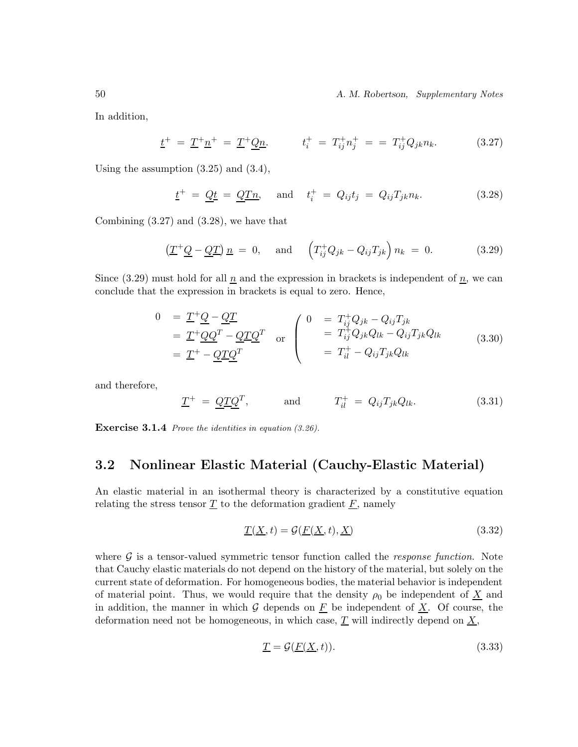In addition,

$$\underline{t}^+ \;=\; \underline{T}^+\underline{n}^+ \;=\; \underline{T}^+\underline{Q}\underline{n}. \qquad t_i^+ \;=\; T_{ij}^+ n_j^+ \;=\;=\; T_{ij}^+ Q_{jk} n_k. \tag{3.27}$$

Using the assumption (3.25) and (3.4),

$$\underline{t}^+ \;=\; \underline{Q}\underline{t} \;=\; \underline{Q}\underline{T}\underline{n}, \quad \text{and} \quad t_i^+ \;=\; Q_{ij} t_j \;=\; Q_{ij} T_{jk} n_k. \tag{3.28}$$

Combining (3.27) and (3.28), we have that

$$\left(\underline{T}^+\underline{Q} - \underline{Q}\underline{T}\right)\underline{n} \;=\; 0, \quad \text{and} \quad \left(T_{ij}^+ Q_{jk} - Q_{ij} T_{jk}\right) n_k \;=\; 0. \tag{3.29}$$

Since (3.29) must hold for all $\underline{n}$ and the expression in brackets is independent of $\underline{n}$, we can conclude that the expression in brackets is equal to zero. Hence,

$$\begin{aligned} 0 \;&=\; \underline{T}^+\underline{Q} - \underline{Q}\underline{T} \\ &=\; \underline{T}^+\underline{Q}\underline{Q}^T - \underline{Q}\underline{T}\underline{Q}^T \\ &=\; \underline{T}^+ - \underline{Q}\underline{T}\underline{Q}^T \end{aligned} \quad \text{or} \quad \left( \begin{aligned} 0 \;&=\; T_{ij}^+ Q_{jk} - Q_{ij} T_{jk} \\ &=\; T_{ij}^+ Q_{jk} Q_{lk} - Q_{ij} T_{jk} Q_{lk} \\ &=\; T_{il}^+ - Q_{ij} T_{jk} Q_{lk} \end{aligned} \right. \tag{3.30}$$

and therefore,

$$\underline{T}^+ \;=\; \underline{Q}\underline{T}\underline{Q}^T, \qquad \text{and} \qquad T_{il}^+ \;=\; Q_{ij} T_{jk} Q_{lk}. \tag{3.31}$$

**Exercise 3.1.4** *Prove the identities in equation (3.26).*

## 3.2 Nonlinear Elastic Material (Cauchy-Elastic Material)

An elastic material in an isothermal theory is characterized by a constitutive equation relating the stress tensor $\underline{T}$ to the deformation gradient $\underline{F}$, namely

$$\underline{T}(\underline{X}, t) = \mathcal{G}(\underline{F}(\underline{X}, t), \underline{X}) \tag{3.32}$$

where $\mathcal{G}$ is a tensor-valued symmetric tensor function called the *response function*. Note that Cauchy elastic materials do not depend on the history of the material, but solely on the current state of deformation. For homogeneous bodies, the material behavior is independent of material point. Thus, we would require that the density $\rho_0$ be independent of $\underline{X}$ and in addition, the manner in which $\mathcal{G}$ depends on $\underline{F}$ be independent of $\underline{X}$. Of course, the deformation need not be homogeneous, in which case, $\underline{T}$ will indirectly depend on $\underline{X}$,

$$\underline{T} = \mathcal{G}(\underline{F}(\underline{X}, t)). \tag{3.33}$$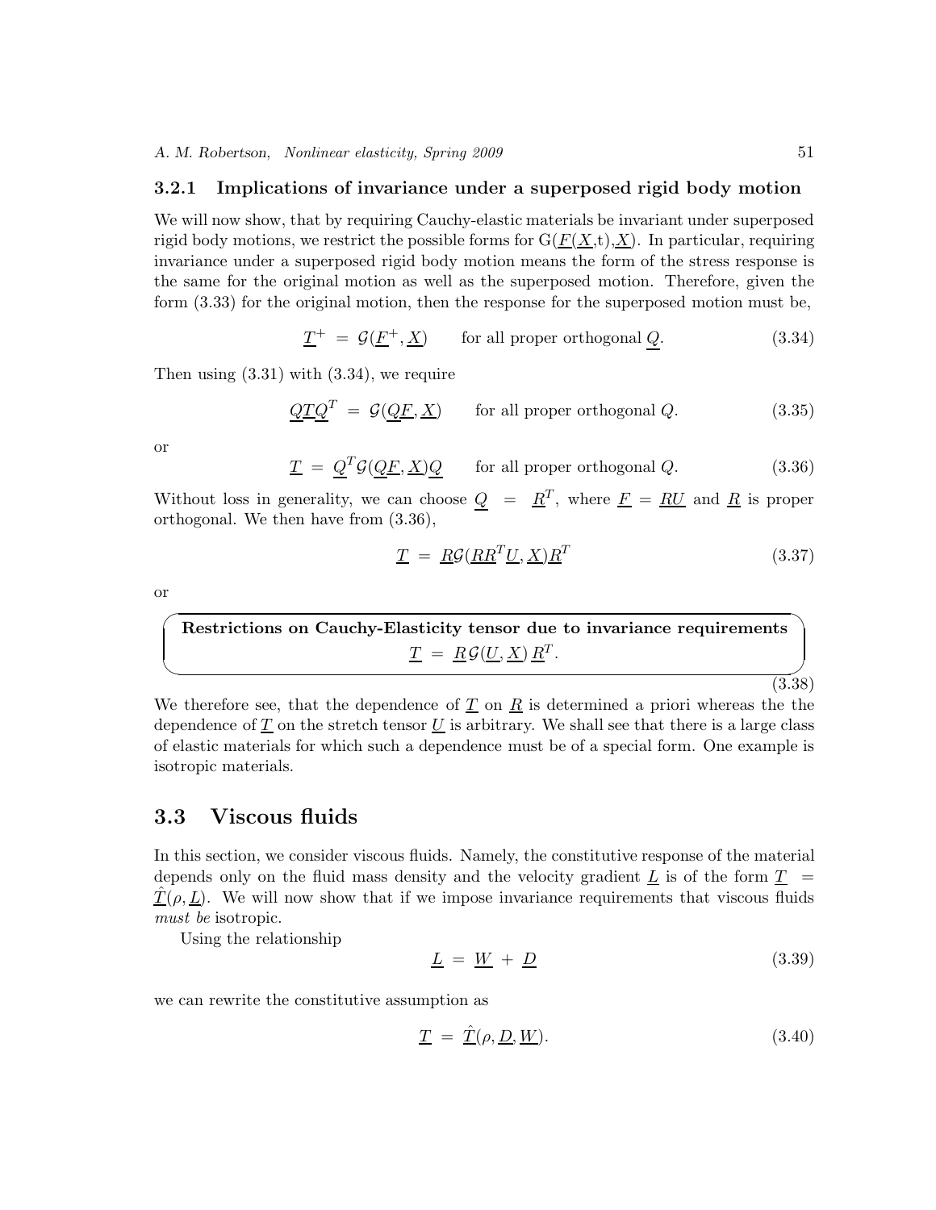### 3.2.1 Implications of invariance under a superposed rigid body motion

We will now show, that by requiring Cauchy-elastic materials be invariant under superposed rigid body motions, we restrict the possible forms for $G(\underline{F}(\underline{X},t),\underline{X})$. In particular, requiring invariance under a superposed rigid body motion means the form of the stress response is the same for the original motion as well as the superposed motion. Therefore, given the form (3.33) for the original motion, then the response for the superposed motion must be,

$$\underline{T}^+ \;=\; \mathcal{G}(\underline{F}^+, \underline{X}) \qquad \text{for all proper orthogonal } \underline{Q}. \tag{3.34}$$

Then using (3.31) with (3.34), we require

$$\underline{Q}\underline{T}\underline{Q}^T \;=\; \mathcal{G}(\underline{Q}\underline{F}, \underline{X}) \qquad \text{for all proper orthogonal } Q. \tag{3.35}$$

or

$$\underline{T} \;=\; \underline{Q}^T\mathcal{G}(\underline{Q}\underline{F}, \underline{X})\underline{Q} \qquad \text{for all proper orthogonal } Q. \tag{3.36}$$

Without loss in generality, we can choose $\underline{Q} \;=\; \underline{R}^T$, where $\underline{F} = \underline{R}\underline{U}$ and $\underline{R}$ is proper orthogonal. We then have from (3.36),

$$\underline{T} \;=\; \underline{R}\mathcal{G}(\underline{R}\underline{R}^T\underline{U}, \underline{X})\underline{R}^T \tag{3.37}$$

or

**Restrictions on Cauchy-Elasticity tensor due to invariance requirements**

$$\underline{T} \;=\; \underline{R}\,\mathcal{G}(\underline{U}, \underline{X})\,\underline{R}^T. \tag{3.38}$$

We therefore see, that the dependence of $\underline{T}$ on $\underline{R}$ is determined a priori whereas the the dependence of $\underline{T}$ on the stretch tensor $\underline{U}$ is arbitrary. We shall see that there is a large class of elastic materials for which such a dependence must be of a special form. One example is isotropic materials.

## 3.3 Viscous fluids

In this section, we consider viscous fluids. Namely, the constitutive response of the material depends only on the fluid mass density and the velocity gradient $\underline{L}$ is of the form $\underline{T} \;=\; \hat{\underline{T}}(\rho, \underline{L})$. We will now show that if we impose invariance requirements that viscous fluids *must be* isotropic.

Using the relationship

$$\underline{L} \;=\; \underline{W} \;+\; \underline{D} \tag{3.39}$$

we can rewrite the constitutive assumption as

$$\underline{T} \;=\; \hat{\underline{T}}(\rho, \underline{D}, \underline{W}). \tag{3.40}$$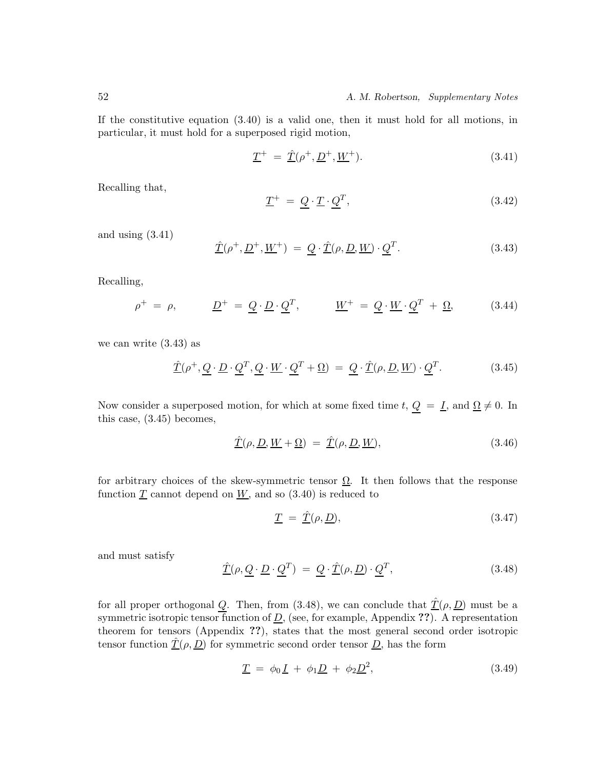If the constitutive equation (3.40) is a valid one, then it must hold for all motions, in particular, it must hold for a superposed rigid motion,

$$\underline{T}^+ \;=\; \hat{\underline{T}}(\rho^+, \underline{D}^+, \underline{W}^+). \tag{3.41}$$

Recalling that,

$$\underline{T}^+ \;=\; \underline{Q} \cdot \underline{T} \cdot \underline{Q}^T, \tag{3.42}$$

and using (3.41)

$$\hat{\underline{T}}(\rho^+, \underline{D}^+, \underline{W}^+) \;=\; \underline{Q} \cdot \hat{\underline{T}}(\rho, \underline{D}, \underline{W}) \cdot \underline{Q}^T. \tag{3.43}$$

Recalling,

$$\rho^+ \;=\; \rho, \qquad\qquad \underline{D}^+ \;=\; \underline{Q} \cdot \underline{D} \cdot \underline{Q}^T, \qquad\qquad \underline{W}^+ \;=\; \underline{Q} \cdot \underline{W} \cdot \underline{Q}^T \;+\; \underline{\Omega}, \tag{3.44}$$

we can write (3.43) as

$$\hat{\underline{T}}(\rho^+, \underline{Q} \cdot \underline{D} \cdot \underline{Q}^T, \underline{Q} \cdot \underline{W} \cdot \underline{Q}^T + \underline{\Omega}) \;=\; \underline{Q} \cdot \hat{\underline{T}}(\rho, \underline{D}, \underline{W}) \cdot \underline{Q}^T. \tag{3.45}$$

Now consider a superposed motion, for which at some fixed time $t$, $\underline{Q} \;=\; \underline{I}$, and $\underline{\Omega} \neq 0$. In this case, (3.45) becomes,

$$\hat{\underline{T}}(\rho, \underline{D}, \underline{W} + \underline{\Omega}) \;=\; \hat{\underline{T}}(\rho, \underline{D}, \underline{W}), \tag{3.46}$$

for arbitrary choices of the skew-symmetric tensor $\underline{\Omega}$. It then follows that the response function $\underline{T}$ cannot depend on $\underline{W}$, and so (3.40) is reduced to

$$\underline{T} \;=\; \hat{\underline{T}}(\rho, \underline{D}), \tag{3.47}$$

and must satisfy

$$\hat{\underline{T}}(\rho, \underline{Q} \cdot \underline{D} \cdot \underline{Q}^T) \;=\; \underline{Q} \cdot \hat{\underline{T}}(\rho, \underline{D}) \cdot \underline{Q}^T, \tag{3.48}$$

for all proper orthogonal $\underline{Q}$. Then, from (3.48), we can conclude that $\hat{\underline{T}}(\rho, \underline{D})$ must be a symmetric isotropic tensor function of $\underline{D}$, (see, for example, Appendix **??**). A representation theorem for tensors (Appendix **??**), states that the most general second order isotropic tensor function $\hat{\underline{T}}(\rho, \underline{D})$ for symmetric second order tensor $\underline{D}$, has the form

$$\underline{T} \;=\; \phi_0 \, \underline{I} \;+\; \phi_1 \underline{D} \;+\; \phi_2 \underline{D}^2, \tag{3.49}$$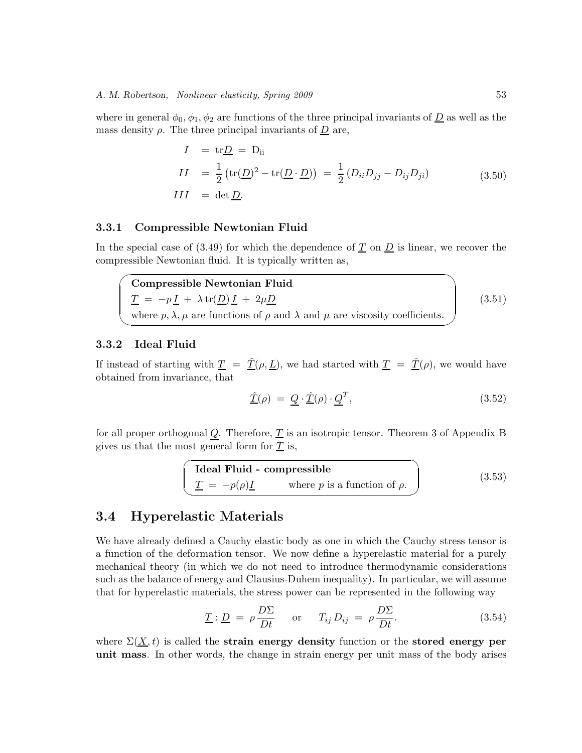where in general $\phi_0, \phi_1, \phi_2$ are functions of the three principal invariants of $\underline{D}$ as well as the mass density $\rho$. The three principal invariants of $\underline{D}$ are,

$$
\begin{aligned}
I &= \mathrm{tr}\underline{D} = \mathrm{D_{ii}} \\
II &= \frac{1}{2}\left(\mathrm{tr}(\underline{D})^2 - \mathrm{tr}(\underline{D}\cdot\underline{D})\right) = \frac{1}{2}\left(D_{ii}D_{jj} - D_{ij}D_{ji}\right) \\
III &= \det\underline{D}.
\end{aligned}
\tag{3.50}
$$

### 3.3.1 Compressible Newtonian Fluid

In the special case of (3.49) for which the dependence of $\underline{T}$ on $\underline{D}$ is linear, we recover the compressible Newtonian fluid. It is typically written as,

**Compressible Newtonian Fluid**

$$
\underline{T} = -p\,\underline{I} + \lambda\,\mathrm{tr}(\underline{D})\,\underline{I} + 2\mu\underline{D}
\tag{3.51}
$$

where $p, \lambda, \mu$ are functions of $\rho$ and $\lambda$ and $\mu$ are viscosity coefficients.

### 3.3.2 Ideal Fluid

If instead of starting with $\underline{T} = \underline{\hat{T}}(\rho, \underline{L})$, we had started with $\underline{T} = \underline{\hat{T}}(\rho)$, we would have obtained from invariance, that

$$
\underline{\hat{T}}(\rho) = \underline{Q}\cdot\underline{\hat{T}}(\rho)\cdot\underline{Q}^T,
\tag{3.52}
$$

for all proper orthogonal $\underline{Q}$. Therefore, $\underline{T}$ is an isotropic tensor. Theorem 3 of Appendix B gives us that the most general form for $\underline{T}$ is,

**Ideal Fluid - compressible**

$$
\underline{T} = -p(\rho)\underline{I} \qquad \text{where } p \text{ is a function of } \rho.
\tag{3.53}
$$

## 3.4 Hyperelastic Materials

We have already defined a Cauchy elastic body as one in which the Cauchy stress tensor is a function of the deformation tensor. We now define a hyperelastic material for a purely mechanical theory (in which we do not need to introduce thermodynamic considerations such as the balance of energy and Clausius-Duhem inequality). In particular, we will assume that for hyperelastic materials, the stress power can be represented in the following way

$$
\underline{T} : \underline{D} = \rho\,\frac{D\Sigma}{Dt} \qquad \text{or} \qquad T_{ij}\,D_{ij} = \rho\,\frac{D\Sigma}{Dt}.
\tag{3.54}
$$

where $\Sigma(\underline{X}, t)$ is called the **strain energy density** function or the **stored energy per unit mass**. In other words, the change in strain energy per unit mass of the body arises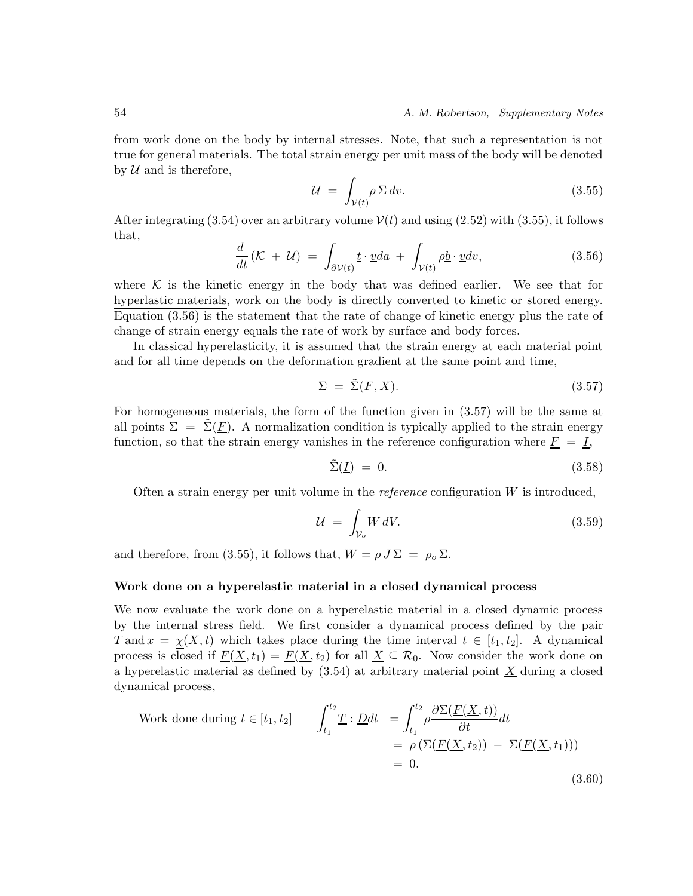from work done on the body by internal stresses. Note, that such a representation is not true for general materials. The total strain energy per unit mass of the body will be denoted by $\mathcal{U}$ and is therefore,

$$\mathcal{U} \;=\; \int_{\mathcal{V}(t)} \rho \, \Sigma \, dv. \tag{3.55}$$

After integrating (3.54) over an arbitrary volume $\mathcal{V}(t)$ and using (2.52) with (3.55), it follows that,

$$\frac{d}{dt}\left(\mathcal{K} \,+\, \mathcal{U}\right) \;=\; \int_{\partial\mathcal{V}(t)} \underline{t} \cdot \underline{v} da \;+\; \int_{\mathcal{V}(t)} \rho \underline{b} \cdot \underline{v} dv, \tag{3.56}$$

where $\mathcal{K}$ is the kinetic energy in the body that was defined earlier. We see that for hyperlastic materials, work on the body is directly converted to kinetic or stored energy. Equation (3.56) is the statement that the rate of change of kinetic energy plus the rate of change of strain energy equals the rate of work by surface and body forces.

In classical hyperelasticity, it is assumed that the strain energy at each material point and for all time depends on the deformation gradient at the same point and time,

$$\Sigma \;=\; \tilde{\Sigma}(\underline{F}, \underline{X}). \tag{3.57}$$

For homogeneous materials, the form of the function given in (3.57) will be the same at all points $\Sigma \;=\; \tilde{\Sigma}(\underline{F})$. A normalization condition is typically applied to the strain energy function, so that the strain energy vanishes in the reference configuration where $\underline{F} \;=\; \underline{I}$,

$$\tilde{\Sigma}(\underline{I}) \;=\; 0. \tag{3.58}$$

Often a strain energy per unit volume in the *reference* configuration $W$ is introduced,

$$\mathcal{U} \;=\; \int_{\mathcal{V}_o} W \, dV. \tag{3.59}$$

and therefore, from (3.55), it follows that, $W = \rho \, J \, \Sigma \;=\; \rho_o \, \Sigma$.

**Work done on a hyperelastic material in a closed dynamical process**

We now evaluate the work done on a hyperelastic material in a closed dynamic process by the internal stress field. We first consider a dynamical process defined by the pair $\underline{T}$ and $\underline{x} \;=\; \underline{\chi}(\underline{X}, t)$ which takes place during the time interval $t \in [t_1, t_2]$. A dynamical process is closed if $\underline{F}(\underline{X}, t_1) = \underline{F}(\underline{X}, t_2)$ for all $\underline{X} \subseteq \mathcal{R}_0$. Now consider the work done on a hyperelastic material as defined by (3.54) at arbitrary material point $\underline{X}$ during a closed dynamical process,

$$\begin{aligned}
\text{Work done during } t \in [t_1, t_2] \qquad \int_{t_1}^{t_2} \underline{T} : \underline{D} dt \;&=\; \int_{t_1}^{t_2} \rho \frac{\partial \Sigma(\underline{F}(\underline{X}, t))}{\partial t} dt \\
&=\; \rho \left( \Sigma(\underline{F}(\underline{X}, t_2)) \;-\; \Sigma(\underline{F}(\underline{X}, t_1)) \right) \\
&=\; 0.
\end{aligned} \tag{3.60}$$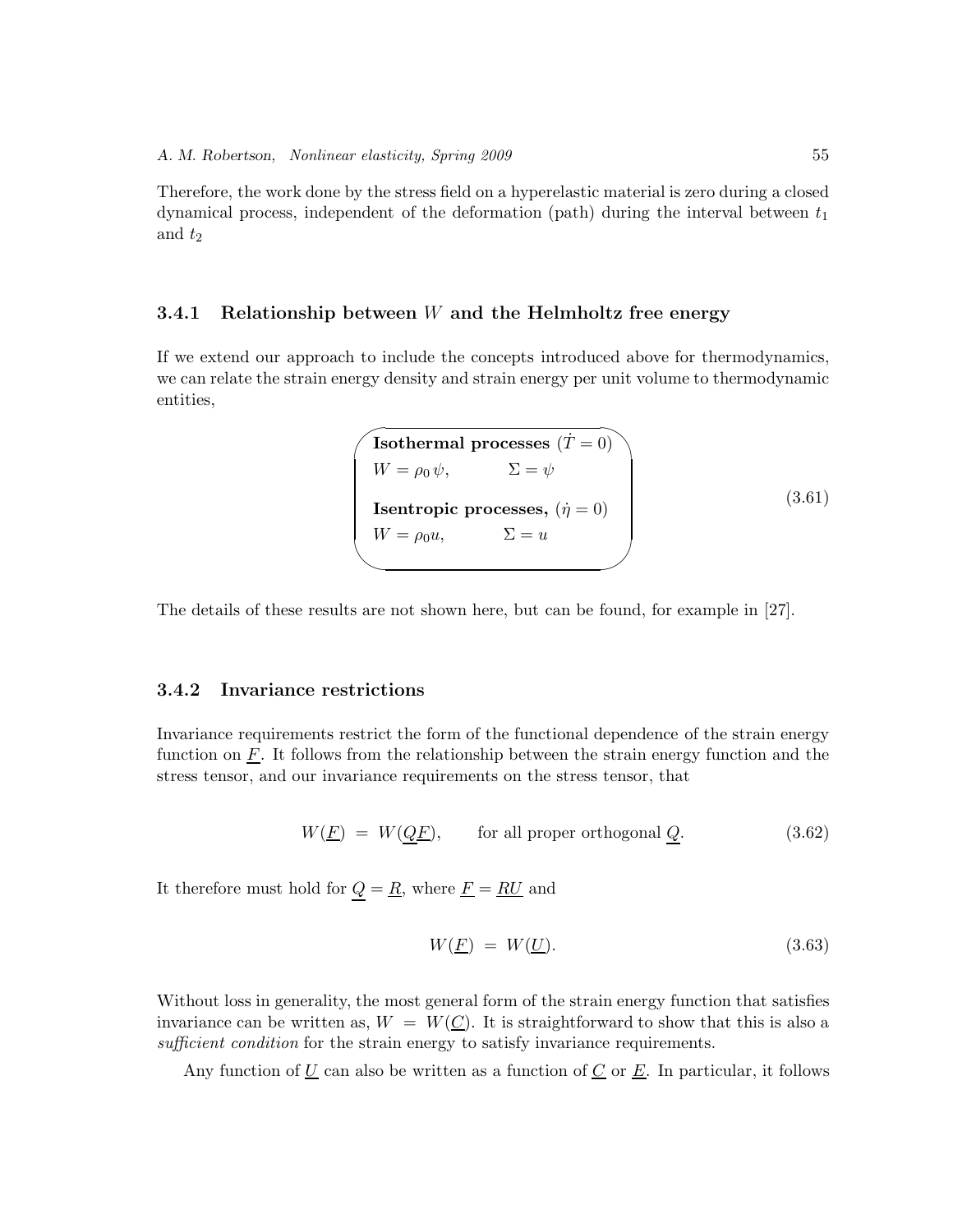Therefore, the work done by the stress field on a hyperelastic material is zero during a closed dynamical process, independent of the deformation (path) during the interval between $t_1$ and $t_2$

### 3.4.1 Relationship between $W$ and the Helmholtz free energy

If we extend our approach to include the concepts introduced above for thermodynamics, we can relate the strain energy density and strain energy per unit volume to thermodynamic entities,

$$
\begin{array}{ll}
\textbf{Isothermal processes } (\dot{T} = 0) & \\
W = \rho_0 \, \psi, & \Sigma = \psi \\
& \\
\textbf{Isentropic processes, } (\dot{\eta} = 0) & \\
W = \rho_0 u, & \Sigma = u
\end{array}
\tag{3.61}
$$

The details of these results are not shown here, but can be found, for example in [27].

### 3.4.2 Invariance restrictions

Invariance requirements restrict the form of the functional dependence of the strain energy function on $\underline{F}$. It follows from the relationship between the strain energy function and the stress tensor, and our invariance requirements on the stress tensor, that

$$
W(\underline{F}) \;=\; W(\underline{Q}\underline{F}), \qquad \text{for all proper orthogonal } \underline{Q}. \tag{3.62}
$$

It therefore must hold for $\underline{Q} = \underline{R}$, where $\underline{F} = \underline{R}\underline{U}$ and

$$
W(\underline{F}) \;=\; W(\underline{U}). \tag{3.63}
$$

Without loss in generality, the most general form of the strain energy function that satisfies invariance can be written as, $W \;=\; W(\underline{C})$. It is straightforward to show that this is also a *sufficient condition* for the strain energy to satisfy invariance requirements.

Any function of $\underline{U}$ can also be written as a function of $\underline{C}$ or $\underline{E}$. In particular, it follows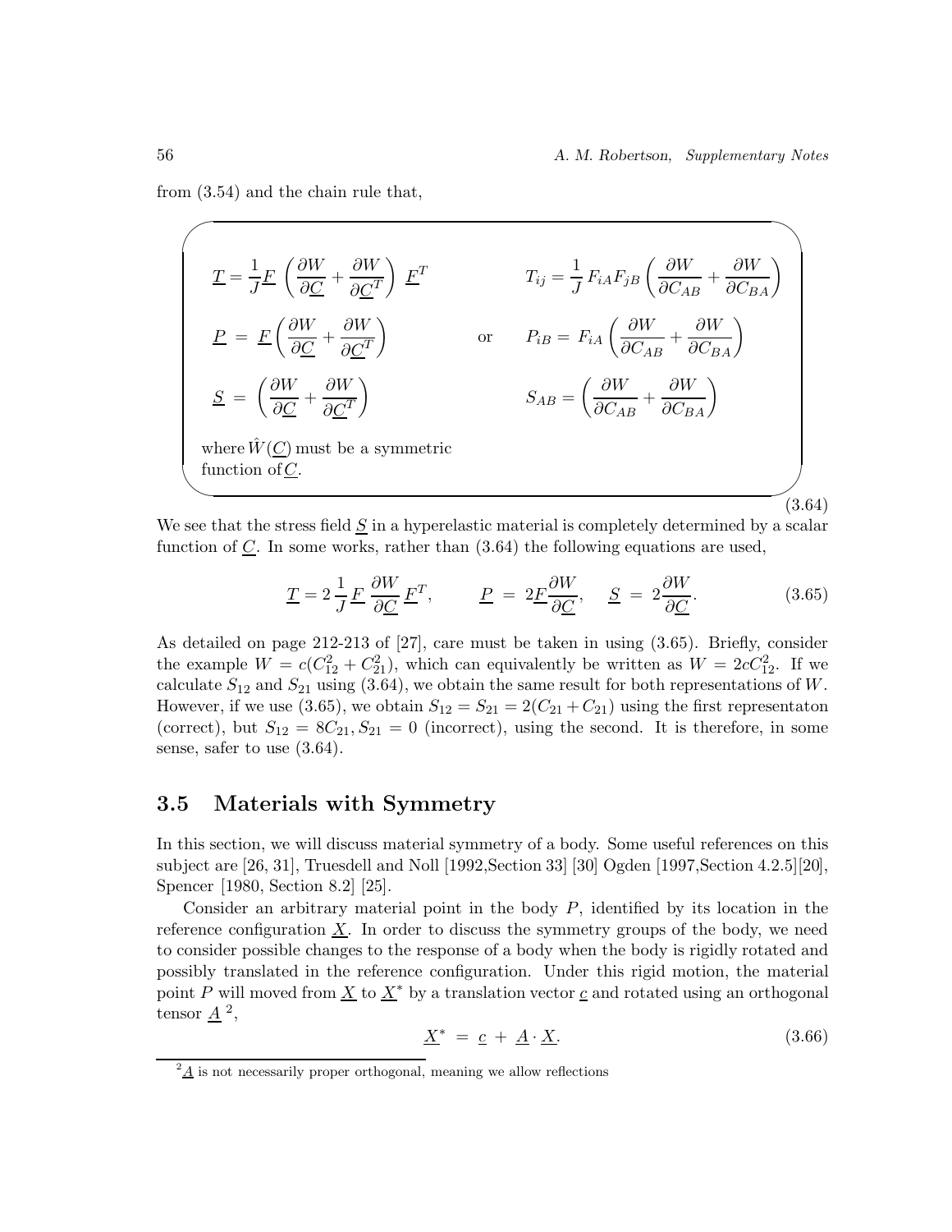from (3.54) and the chain rule that,

$$
\begin{aligned}
&\underline{T} = \frac{1}{J}\underline{F}\left(\frac{\partial W}{\partial \underline{C}} + \frac{\partial W}{\partial \underline{C}^T}\right)\underline{F}^T && T_{ij} = \frac{1}{J}F_{iA}F_{jB}\left(\frac{\partial W}{\partial C_{AB}} + \frac{\partial W}{\partial C_{BA}}\right) \\
&\underline{P} = \underline{F}\left(\frac{\partial W}{\partial \underline{C}} + \frac{\partial W}{\partial \underline{C}^T}\right) \qquad \text{or} && P_{iB} = F_{iA}\left(\frac{\partial W}{\partial C_{AB}} + \frac{\partial W}{\partial C_{BA}}\right) \\
&\underline{S} = \left(\frac{\partial W}{\partial \underline{C}} + \frac{\partial W}{\partial \underline{C}^T}\right) && S_{AB} = \left(\frac{\partial W}{\partial C_{AB}} + \frac{\partial W}{\partial C_{BA}}\right)
\end{aligned}
\tag{3.64}
$$

where $\hat{W}(\underline{C})$ must be a symmetric function of $\underline{C}$.

We see that the stress field $\underline{S}$ in a hyperelastic material is completely determined by a scalar function of $\underline{C}$. In some works, rather than (3.64) the following equations are used,

$$
\underline{T} = 2\,\frac{1}{J}\,\underline{F}\,\frac{\partial W}{\partial \underline{C}}\,\underline{F}^T, \qquad \underline{P} \;=\; 2\underline{F}\frac{\partial W}{\partial \underline{C}}, \quad \underline{S} \;=\; 2\frac{\partial W}{\partial \underline{C}}. \tag{3.65}
$$

As detailed on page 212-213 of [27], care must be taken in using (3.65). Briefly, consider the example $W = c(C_{12}^2 + C_{21}^2)$, which can equivalently be written as $W = 2cC_{12}^2$. If we calculate $S_{12}$ and $S_{21}$ using (3.64), we obtain the same result for both representations of $W$. However, if we use (3.65), we obtain $S_{12} = S_{21} = 2(C_{21} + C_{21})$ using the first representaton (correct), but $S_{12} = 8C_{21}, S_{21} = 0$ (incorrect), using the second. It is therefore, in some sense, safer to use (3.64).

## 3.5 Materials with Symmetry

In this section, we will discuss material symmetry of a body. Some useful references on this subject are [26, 31], Truesdell and Noll [1992,Section 33] [30] Ogden [1997,Section 4.2.5][20], Spencer [1980, Section 8.2] [25].

Consider an arbitrary material point in the body $P$, identified by its location in the reference configuration $\underline{X}$. In order to discuss the symmetry groups of the body, we need to consider possible changes to the response of a body when the body is rigidly rotated and possibly translated in the reference configuration. Under this rigid motion, the material point $P$ will moved from $\underline{X}$ to $\underline{X}^*$ by a translation vector $\underline{c}$ and rotated using an orthogonal tensor $\underline{A}$ [2],

$$
\underline{X}^* \;=\; \underline{c} \;+\; \underline{A}\cdot\underline{X}. \tag{3.66}
$$

[2] $\underline{A}$ is not necessarily proper orthogonal, meaning we allow reflections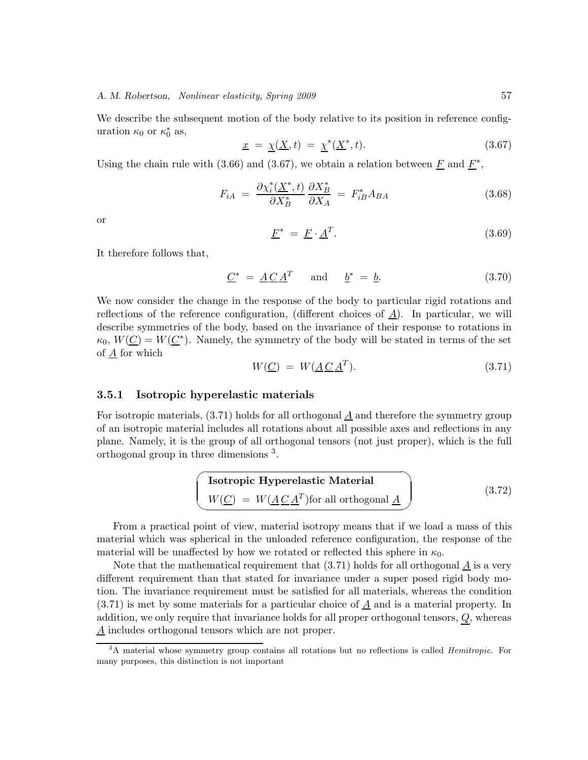We describe the subsequent motion of the body relative to its position in reference configuration $\kappa_0$ or $\kappa_0^*$ as,

$$\underline{x} \; = \; \underline{\chi}(\underline{X}, t) \; = \; \underline{\chi}^*(\underline{X}^*, t). \tag{3.67}$$

Using the chain rule with (3.66) and (3.67), we obtain a relation between $\underline{F}$ and $\underline{F}^*$,

$$F_{iA} \; = \; \frac{\partial \chi_i^*(\underline{X}^*, t)}{\partial X_B^*} \frac{\partial X_B^*}{\partial X_A} \; = \; F_{iB}^* A_{BA} \tag{3.68}$$

or

$$\underline{F}^* \; = \; \underline{F} \cdot \underline{A}^T. \tag{3.69}$$

It therefore follows that,

$$\underline{C}^* \; = \; \underline{A}\,\underline{C}\,\underline{A}^T \qquad \text{and} \qquad \underline{b}^* \; = \; \underline{b}. \tag{3.70}$$

We now consider the change in the response of the body to particular rigid rotations and reflections of the reference configuration, (different choices of $\underline{A}$). In particular, we will describe symmetries of the body, based on the invariance of their response to rotations in $\kappa_0$, $W(\underline{C}) = W(\underline{C}^*)$. Namely, the symmetry of the body will be stated in terms of the set of $\underline{A}$ for which

$$W(\underline{C}) \; = \; W(\underline{A}\,\underline{C}\,\underline{A}^T). \tag{3.71}$$

### 3.5.1 Isotropic hyperelastic materials

For isotropic materials, (3.71) holds for all orthogonal $\underline{A}$ and therefore the symmetry group of an isotropic material includes all rotations about all possible axes and reflections in any plane. Namely, it is the group of all orthogonal tensors (not just proper), which is the full orthogonal group in three dimensions [3].

**Isotropic Hyperelastic Material**

$$W(\underline{C}) \; = \; W(\underline{A}\,\underline{C}\,\underline{A}^T) \text{for all orthogonal } \underline{A} \tag{3.72}$$

From a practical point of view, material isotropy means that if we load a mass of this material which was spherical in the unloaded reference configuration, the response of the material will be unaffected by how we rotated or reflected this sphere in $\kappa_0$.

Note that the mathematical requirement that (3.71) holds for all orthogonal $\underline{A}$ is a very different requirement than that stated for invariance under a super posed rigid body motion. The invariance requirement must be satisfied for all materials, whereas the condition (3.71) is met by some materials for a particular choice of $\underline{A}$ and is a material property. In addition, we only require that invariance holds for all proper orthogonal tensors, $\underline{Q}$, whereas $\underline{A}$ includes orthogonal tensors which are not proper.

[3] A material whose symmetry group contains all rotations but no reflections is called *Hemitropic*. For many purposes, this distinction is not important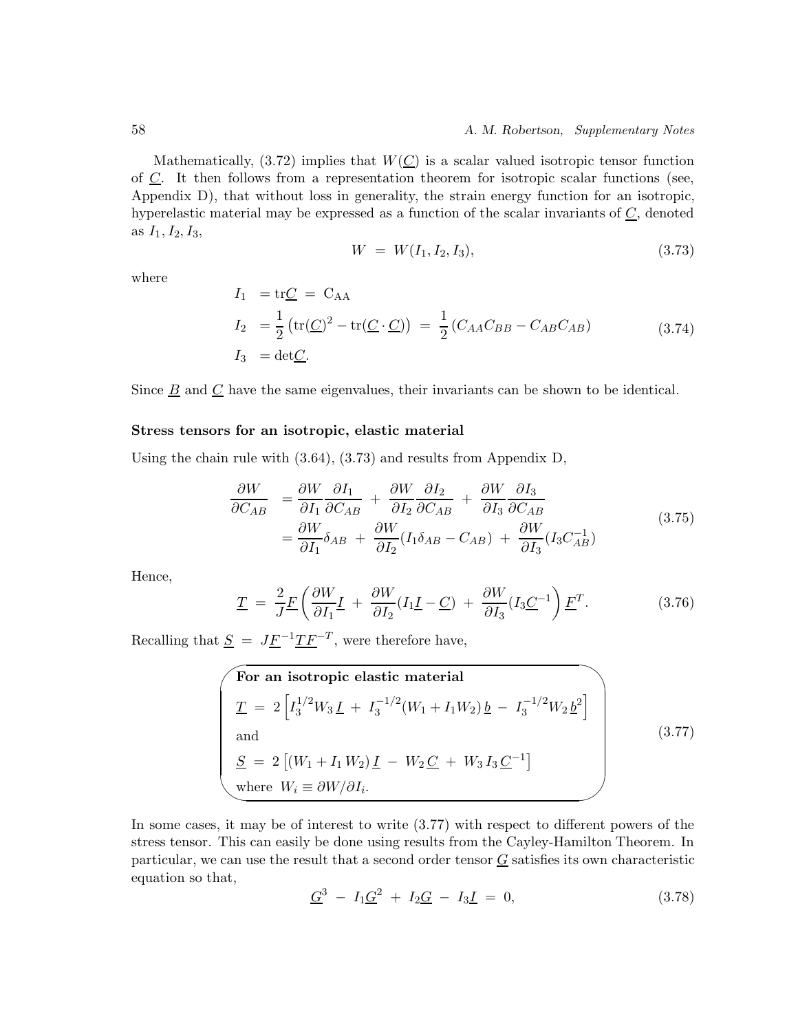Mathematically, (3.72) implies that $W(\underline{C})$ is a scalar valued isotropic tensor function of $\underline{C}$. It then follows from a representation theorem for isotropic scalar functions (see, Appendix D), that without loss in generality, the strain energy function for an isotropic, hyperelastic material may be expressed as a function of the scalar invariants of $\underline{C}$, denoted as $I_1, I_2, I_3$,

$$W \;=\; W(I_1, I_2, I_3), \tag{3.73}$$

where

$$\begin{aligned}
I_1 \;&= \mathrm{tr}\underline{C} \;=\; \mathrm{C_{AA}} \\
I_2 \;&= \frac{1}{2}\left(\mathrm{tr}(\underline{C})^2 - \mathrm{tr}(\underline{C}\cdot\underline{C})\right) \;=\; \frac{1}{2}\left(C_{AA}C_{BB} - C_{AB}C_{AB}\right) \\
I_3 \;&= \det\underline{C}.
\end{aligned} \tag{3.74}$$

Since $\underline{B}$ and $\underline{C}$ have the same eigenvalues, their invariants can be shown to be identical.

**Stress tensors for an isotropic, elastic material**

Using the chain rule with (3.64), (3.73) and results from Appendix D,

$$\begin{aligned}
\frac{\partial W}{\partial C_{AB}} \;&= \frac{\partial W}{\partial I_1}\frac{\partial I_1}{\partial C_{AB}} \;+\; \frac{\partial W}{\partial I_2}\frac{\partial I_2}{\partial C_{AB}} \;+\; \frac{\partial W}{\partial I_3}\frac{\partial I_3}{\partial C_{AB}} \\
&= \frac{\partial W}{\partial I_1}\delta_{AB} \;+\; \frac{\partial W}{\partial I_2}(I_1\delta_{AB} - C_{AB}) \;+\; \frac{\partial W}{\partial I_3}(I_3 C^{-1}_{AB})
\end{aligned} \tag{3.75}$$

Hence,

$$\underline{T} \;=\; \frac{2}{J}\underline{F}\left(\frac{\partial W}{\partial I_1}\underline{I} \;+\; \frac{\partial W}{\partial I_2}(I_1\underline{I} - \underline{C}) \;+\; \frac{\partial W}{\partial I_3}(I_3\underline{C}^{-1}\right)\underline{F}^T. \tag{3.76}$$

Recalling that $\underline{S} \;=\; J\underline{F}^{-1}\underline{T}\underline{F}^{-T}$, were therefore have,

**For an isotropic elastic material**

$$\underline{T} \;=\; 2\left[I_3^{1/2}W_3\,\underline{I} \;+\; I_3^{-1/2}(W_1 + I_1 W_2)\,\underline{b} \;-\; I_3^{-1/2}W_2\,\underline{b}^2\right]$$

and

$$\underline{S} \;=\; 2\left[(W_1 + I_1\,W_2)\,\underline{I} \;-\; W_2\,\underline{C} \;+\; W_3\,I_3\,\underline{C}^{-1}\right] \tag{3.77}$$

where $W_i \equiv \partial W/\partial I_i$.

In some cases, it may be of interest to write (3.77) with respect to different powers of the stress tensor. This can easily be done using results from the Cayley-Hamilton Theorem. In particular, we can use the result that a second order tensor $\underline{G}$ satisfies its own characteristic equation so that,

$$\underline{G}^3 \;-\; I_1\underline{G}^2 \;+\; I_2\underline{G} \;-\; I_3\underline{I} \;=\; 0, \tag{3.78}$$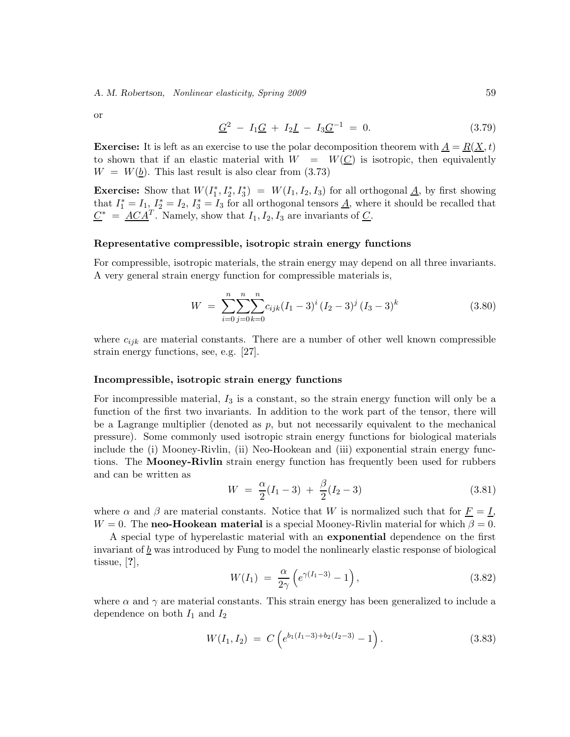or

$$\underline{G}^2 \,-\, I_1\underline{G} \,+\, I_2\underline{I} \,-\, I_3\underline{G}^{-1} \,=\, 0. \tag{3.79}$$

**Exercise:** It is left as an exercise to use the polar decomposition theorem with $\underline{A} = \underline{R}(\underline{X}, t)$ to shown that if an elastic material with $W \;=\; W(\underline{C})$ is isotropic, then equivalently $W \;=\; W(\underline{b})$. This last result is also clear from (3.73)

**Exercise:** Show that $W(I_1^*, I_2^*, I_3^*) \;=\; W(I_1, I_2, I_3)$ for all orthogonal $\underline{A}$, by first showing that $I_1^* = I_1$, $I_2^* = I_2$, $I_3^* = I_3$ for all orthogonal tensors $\underline{A}$, where it should be recalled that $\underline{C}^* \;=\; \underline{A}\underline{C}\underline{A}^T$. Namely, show that $I_1, I_2, I_3$ are invariants of $\underline{C}$.

### Representative compressible, isotropic strain energy functions

For compressible, isotropic materials, the strain energy may depend on all three invariants. A very general strain energy function for compressible materials is,

$$W \;=\; \sum_{i=0}^{n}\sum_{j=0}^{n}\sum_{k=0}^{n} c_{ijk}(I_1 - 3)^i\,(I_2 - 3)^j\,(I_3 - 3)^k \tag{3.80}$$

where $c_{ijk}$ are material constants. There are a number of other well known compressible strain energy functions, see, e.g. [27].

### Incompressible, isotropic strain energy functions

For incompressible material, $I_3$ is a constant, so the strain energy function will only be a function of the first two invariants. In addition to the work part of the tensor, there will be a Lagrange multiplier (denoted as $p$, but not necessarily equivalent to the mechanical pressure). Some commonly used isotropic strain energy functions for biological materials include the (i) Mooney-Rivlin, (ii) Neo-Hookean and (iii) exponential strain energy functions. The **Mooney-Rivlin** strain energy function has frequently been used for rubbers and can be written as

$$W \;=\; \frac{\alpha}{2}(I_1 - 3) \;+\; \frac{\beta}{2}(I_2 - 3) \tag{3.81}$$

where $\alpha$ and $\beta$ are material constants. Notice that $W$ is normalized such that for $\underline{F} = \underline{I}$, $W = 0$. The **neo-Hookean material** is a special Mooney-Rivlin material for which $\beta = 0$.

A special type of hyperelastic material with an **exponential** dependence on the first invariant of $\underline{b}$ was introduced by Fung to model the nonlinearly elastic response of biological tissue, [**?**],

$$W(I_1) \;=\; \frac{\alpha}{2\gamma}\left(e^{\gamma(I_1-3)} - 1\right), \tag{3.82}$$

where $\alpha$ and $\gamma$ are material constants. This strain energy has been generalized to include a dependence on both $I_1$ and $I_2$

$$W(I_1, I_2) \;=\; C\left(e^{b_1(I_1-3)+b_2(I_2-3)} - 1\right). \tag{3.83}$$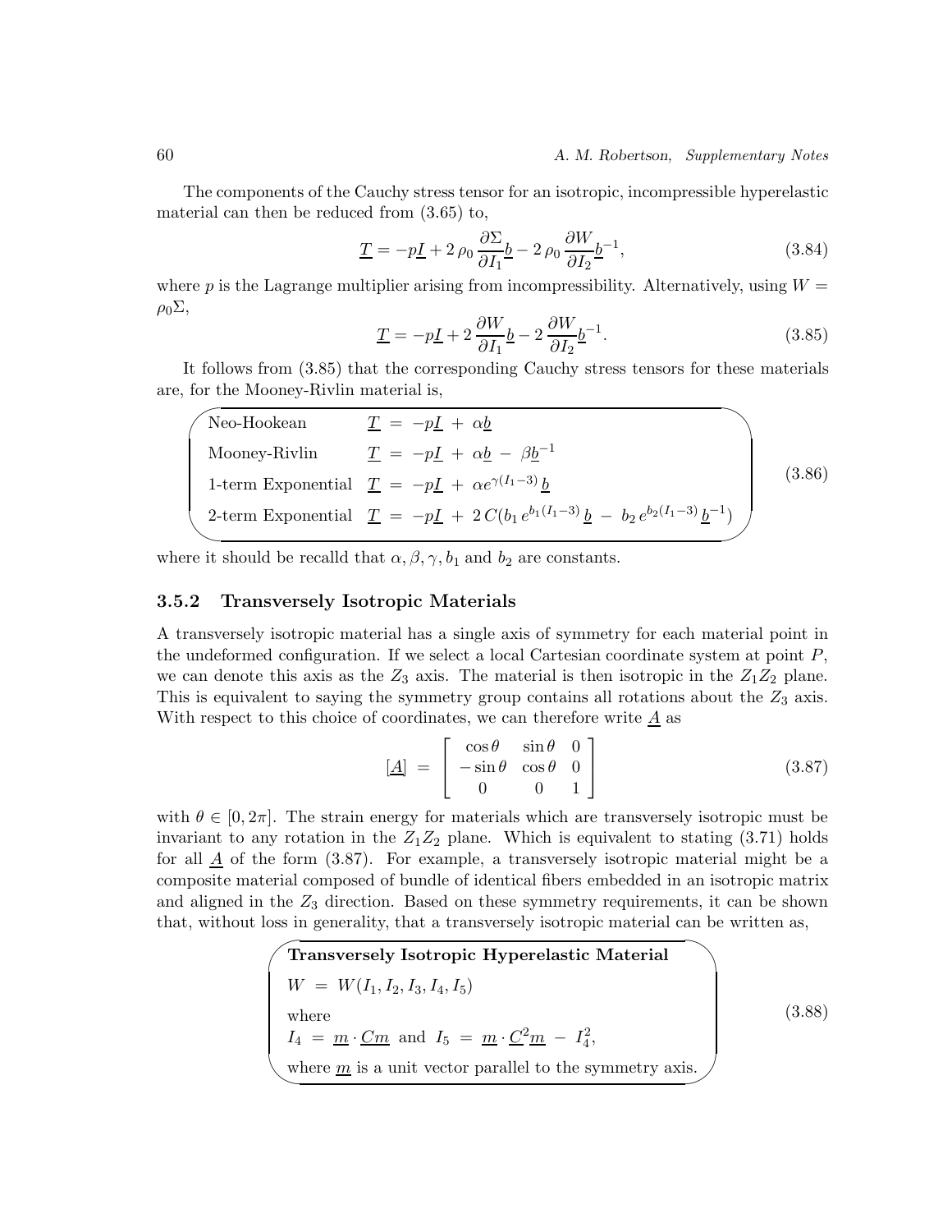The components of the Cauchy stress tensor for an isotropic, incompressible hyperelastic material can then be reduced from (3.65) to,

$$\underline{T} = -p\underline{I} + 2\,\rho_0\,\frac{\partial \Sigma}{\partial I_1}\underline{b} - 2\,\rho_0\,\frac{\partial W}{\partial I_2}\underline{b}^{-1}, \tag{3.84}$$

where $p$ is the Lagrange multiplier arising from incompressibility. Alternatively, using $W = \rho_0 \Sigma$,

$$\underline{T} = -p\underline{I} + 2\,\frac{\partial W}{\partial I_1}\underline{b} - 2\,\frac{\partial W}{\partial I_2}\underline{b}^{-1}. \tag{3.85}$$

It follows from (3.85) that the corresponding Cauchy stress tensors for these materials are, for the Mooney-Rivlin material is,

$$\begin{array}{ll}
\text{Neo-Hookean} & \underline{T} \;=\; -p\underline{I} \;+\; \alpha\underline{b} \\
\text{Mooney-Rivlin} & \underline{T} \;=\; -p\underline{I} \;+\; \alpha\underline{b} \;-\; \beta\underline{b}^{-1} \\
\text{1-term Exponential} & \underline{T} \;=\; -p\underline{I} \;+\; \alpha e^{\gamma(I_1-3)}\,\underline{b} \\
\text{2-term Exponential} & \underline{T} \;=\; -p\underline{I} \;+\; 2\,C(b_1\,e^{b_1(I_1-3)}\,\underline{b} \;-\; b_2\,e^{b_2(I_1-3)}\,\underline{b}^{-1})
\end{array} \tag{3.86}$$

where it should be recalld that $\alpha, \beta, \gamma, b_1$ and $b_2$ are constants.

### 3.5.2 Transversely Isotropic Materials

A transversely isotropic material has a single axis of symmetry for each material point in the undeformed configuration. If we select a local Cartesian coordinate system at point $P$, we can denote this axis as the $Z_3$ axis. The material is then isotropic in the $Z_1Z_2$ plane. This is equivalent to saying the symmetry group contains all rotations about the $Z_3$ axis. With respect to this choice of coordinates, we can therefore write $\underline{A}$ as

$$[\underline{A}] \;=\; \begin{bmatrix} \cos\theta & \sin\theta & 0 \\ -\sin\theta & \cos\theta & 0 \\ 0 & 0 & 1 \end{bmatrix} \tag{3.87}$$

with $\theta \in [0, 2\pi]$. The strain energy for materials which are transversely isotropic must be invariant to any rotation in the $Z_1Z_2$ plane. Which is equivalent to stating (3.71) holds for all $\underline{A}$ of the form (3.87). For example, a transversely isotropic material might be a composite material composed of bundle of identical fibers embedded in an isotropic matrix and aligned in the $Z_3$ direction. Based on these symmetry requirements, it can be shown that, without loss in generality, that a transversely isotropic material can be written as,

**Transversely Isotropic Hyperelastic Material**

$$W \;=\; W(I_1, I_2, I_3, I_4, I_5) \tag{3.88}$$

where

$I_4 \;=\; \underline{m}\cdot\underline{C}\underline{m}$ and $I_5 \;=\; \underline{m}\cdot\underline{C}^2\underline{m} \;-\; I_4^2$,

where $\underline{m}$ is a unit vector parallel to the symmetry axis.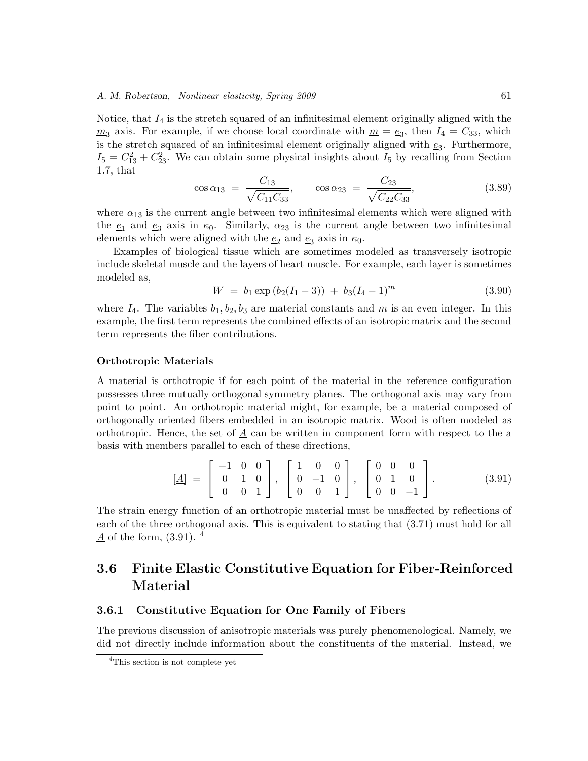Notice, that $I_4$ is the stretch squared of an infinitesimal element originally aligned with the $\underline{m}_3$ axis. For example, if we choose local coordinate with $\underline{m} = \underline{e}_3$, then $I_4 = C_{33}$, which is the stretch squared of an infinitesimal element originally aligned with $\underline{e}_3$. Furthermore, $I_5 = C_{13}^2 + C_{23}^2$. We can obtain some physical insights about $I_5$ by recalling from Section 1.7, that

$$\cos\alpha_{13} \;=\; \frac{C_{13}}{\sqrt{C_{11}C_{33}}}, \qquad \cos\alpha_{23} \;=\; \frac{C_{23}}{\sqrt{C_{22}C_{33}}}, \tag{3.89}$$

where $\alpha_{13}$ is the current angle between two infinitesimal elements which were aligned with the $\underline{e}_1$ and $\underline{e}_3$ axis in $\kappa_0$. Similarly, $\alpha_{23}$ is the current angle between two infinitesimal elements which were aligned with the $\underline{e}_2$ and $\underline{e}_3$ axis in $\kappa_0$.

Examples of biological tissue which are sometimes modeled as transversely isotropic include skeletal muscle and the layers of heart muscle. For example, each layer is sometimes modeled as,

$$W \;=\; b_1 \exp\left(b_2(I_1 - 3)\right) \;+\; b_3(I_4 - 1)^m \tag{3.90}$$

where $I_4$. The variables $b_1, b_2, b_3$ are material constants and $m$ is an even integer. In this example, the first term represents the combined effects of an isotropic matrix and the second term represents the fiber contributions.

**Orthotropic Materials**

A material is orthotropic if for each point of the material in the reference configuration possesses three mutually orthogonal symmetry planes. The orthogonal axis may vary from point to point. An orthotropic material might, for example, be a material composed of orthogonally oriented fibers embedded in an isotropic matrix. Wood is often modeled as orthotropic. Hence, the set of $\underline{A}$ can be written in component form with respect to the a basis with members parallel to each of these directions,

$$[\underline{A}] \;=\; \begin{bmatrix} -1 & 0 & 0 \\ 0 & 1 & 0 \\ 0 & 0 & 1 \end{bmatrix}, \; \begin{bmatrix} 1 & 0 & 0 \\ 0 & -1 & 0 \\ 0 & 0 & 1 \end{bmatrix}, \; \begin{bmatrix} 0 & 0 & 0 \\ 0 & 1 & 0 \\ 0 & 0 & -1 \end{bmatrix}. \tag{3.91}$$

The strain energy function of an orthotropic material must be unaffected by reflections of each of the three orthogonal axis. This is equivalent to stating that (3.71) must hold for all $\underline{A}$ of the form, (3.91). [4]

## 3.6 Finite Elastic Constitutive Equation for Fiber-Reinforced Material

### 3.6.1 Constitutive Equation for One Family of Fibers

The previous discussion of anisotropic materials was purely phenomenological. Namely, we did not directly include information about the constituents of the material. Instead, we

[4] This section is not complete yet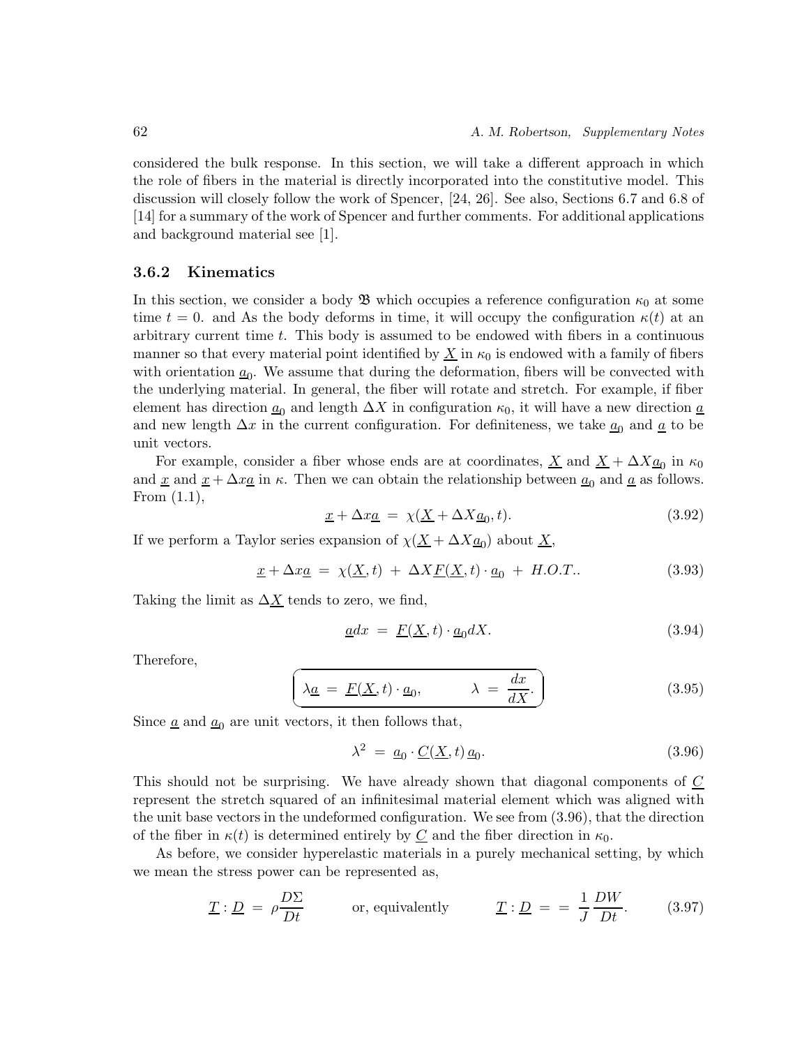considered the bulk response. In this section, we will take a different approach in which the role of fibers in the material is directly incorporated into the constitutive model. This discussion will closely follow the work of Spencer, [24, 26]. See also, Sections 6.7 and 6.8 of [14] for a summary of the work of Spencer and further comments. For additional applications and background material see [1].

### 3.6.2 Kinematics

In this section, we consider a body $\mathfrak{B}$ which occupies a reference configuration $\kappa_0$ at some time $t = 0$. and As the body deforms in time, it will occupy the configuration $\kappa(t)$ at an arbitrary current time $t$. This body is assumed to be endowed with fibers in a continuous manner so that every material point identified by $\underline{X}$ in $\kappa_0$ is endowed with a family of fibers with orientation $\underline{a}_0$. We assume that during the deformation, fibers will be convected with the underlying material. In general, the fiber will rotate and stretch. For example, if fiber element has direction $\underline{a}_0$ and length $\Delta X$ in configuration $\kappa_0$, it will have a new direction $\underline{a}$ and new length $\Delta x$ in the current configuration. For definiteness, we take $\underline{a}_0$ and $\underline{a}$ to be unit vectors.

For example, consider a fiber whose ends are at coordinates, $\underline{X}$ and $\underline{X} + \Delta X \underline{a}_0$ in $\kappa_0$ and $\underline{x}$ and $\underline{x} + \Delta x \underline{a}$ in $\kappa$. Then we can obtain the relationship between $\underline{a}_0$ and $\underline{a}$ as follows. From (1.1),

$$\underline{x} + \Delta x \underline{a} \;=\; \chi(\underline{X} + \Delta X \underline{a}_0, t). \tag{3.92}$$

If we perform a Taylor series expansion of $\chi(\underline{X} + \Delta X \underline{a}_0)$ about $\underline{X}$,

$$\underline{x} + \Delta x \underline{a} \;=\; \chi(\underline{X}, t) \;+\; \Delta X \underline{F}(\underline{X}, t) \cdot \underline{a}_0 \;+\; H.O.T.. \tag{3.93}$$

Taking the limit as $\Delta \underline{X}$ tends to zero, we find,

$$\underline{a} dx \;=\; \underline{F}(\underline{X}, t) \cdot \underline{a}_0 dX. \tag{3.94}$$

Therefore,

$$\boxed{\lambda \underline{a} \;=\; \underline{F}(\underline{X}, t) \cdot \underline{a}_0, \qquad\qquad \lambda \;=\; \frac{dx}{dX}.} \tag{3.95}$$

Since $\underline{a}$ and $\underline{a}_0$ are unit vectors, it then follows that,

$$\lambda^2 \;=\; \underline{a}_0 \cdot \underline{C}(\underline{X}, t)\, \underline{a}_0. \tag{3.96}$$

This should not be surprising. We have already shown that diagonal components of $\underline{C}$ represent the stretch squared of an infinitesimal material element which was aligned with the unit base vectors in the undeformed configuration. We see from (3.96), that the direction of the fiber in $\kappa(t)$ is determined entirely by $\underline{C}$ and the fiber direction in $\kappa_0$.

As before, we consider hyperelastic materials in a purely mechanical setting, by which we mean the stress power can be represented as,

$$\underline{T} : \underline{D} \;=\; \rho \frac{D\Sigma}{Dt} \qquad \text{or, equivalently} \qquad \underline{T} : \underline{D} \;=\; = \; \frac{1}{J} \frac{DW}{Dt}. \tag{3.97}$$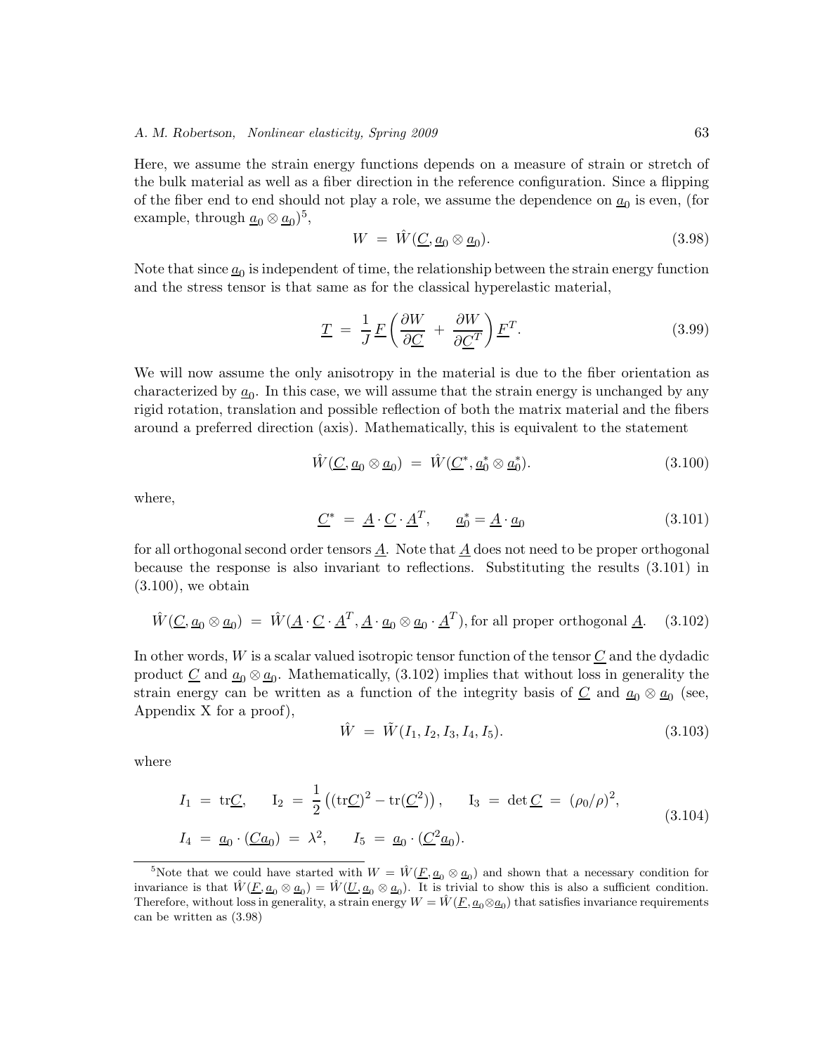Here, we assume the strain energy functions depends on a measure of strain or stretch of the bulk material as well as a fiber direction in the reference configuration. Since a flipping of the fiber end to end should not play a role, we assume the dependence on $\underline{a}_0$ is even, (for example, through $\underline{a}_0 \otimes \underline{a}_0$)[5],

$$W \;=\; \hat{W}(\underline{C}, \underline{a}_0 \otimes \underline{a}_0). \tag{3.98}$$

Note that since $\underline{a}_0$ is independent of time, the relationship between the strain energy function and the stress tensor is that same as for the classical hyperelastic material,

$$\underline{T} \;=\; \frac{1}{J}\,\underline{F}\left(\frac{\partial W}{\partial \underline{C}} \;+\; \frac{\partial W}{\partial \underline{C}^T}\right)\underline{F}^T. \tag{3.99}$$

We will now assume the only anisotropy in the material is due to the fiber orientation as characterized by $\underline{a}_0$. In this case, we will assume that the strain energy is unchanged by any rigid rotation, translation and possible reflection of both the matrix material and the fibers around a preferred direction (axis). Mathematically, this is equivalent to the statement

$$\hat{W}(\underline{C}, \underline{a}_0 \otimes \underline{a}_0) \;=\; \hat{W}(\underline{C}^*, \underline{a}_0^* \otimes \underline{a}_0^*). \tag{3.100}$$

where,

$$\underline{C}^* \;=\; \underline{A}\cdot\underline{C}\cdot\underline{A}^T, \qquad \underline{a}_0^* = \underline{A}\cdot\underline{a}_0 \tag{3.101}$$

for all orthogonal second order tensors $\underline{A}$. Note that $\underline{A}$ does not need to be proper orthogonal because the response is also invariant to reflections. Substituting the results (3.101) in (3.100), we obtain

$$\hat{W}(\underline{C}, \underline{a}_0 \otimes \underline{a}_0) \;=\; \hat{W}(\underline{A}\cdot\underline{C}\cdot\underline{A}^T, \underline{A}\cdot\underline{a}_0 \otimes \underline{a}_0 \cdot \underline{A}^T), \text{for all proper orthogonal } \underline{A}. \tag{3.102}$$

In other words, $W$ is a scalar valued isotropic tensor function of the tensor $\underline{C}$ and the dyadic product $\underline{C}$ and $\underline{a}_0 \otimes \underline{a}_0$. Mathematically, (3.102) implies that without loss in generality the strain energy can be written as a function of the integrity basis of $\underline{C}$ and $\underline{a}_0 \otimes \underline{a}_0$ (see, Appendix X for a proof),

$$\hat{W} \;=\; \tilde{W}(I_1, I_2, I_3, I_4, I_5). \tag{3.103}$$

where

$$\begin{aligned} I_1 \;&=\; \mathrm{tr}\underline{C}, \qquad \mathrm{I}_2 \;=\; \frac{1}{2}\left((\mathrm{tr}\underline{C})^2 - \mathrm{tr}(\underline{C}^2)\right), \qquad \mathrm{I}_3 \;=\; \det\underline{C} \;=\; (\rho_0/\rho)^2, \\ I_4 \;&=\; \underline{a}_0\cdot(\underline{C}\underline{a}_0) \;=\; \lambda^2, \qquad I_5 \;=\; \underline{a}_0\cdot(\underline{C}^2\underline{a}_0). \end{aligned} \tag{3.104}$$

[5] Note that we could have started with $W = \hat{W}(\underline{F}, \underline{a}_0 \otimes \underline{a}_0)$ and shown that a necessary condition for invariance is that $\hat{W}(\underline{F}, \underline{a}_0 \otimes \underline{a}_0) = \hat{W}(\underline{U}, \underline{a}_0 \otimes \underline{a}_0)$. It is trivial to show this is also a sufficient condition. Therefore, without loss in generality, a strain energy $W = \hat{W}(\underline{F}, \underline{a}_0 \otimes \underline{a}_0)$ that satisfies invariance requirements can be written as (3.98)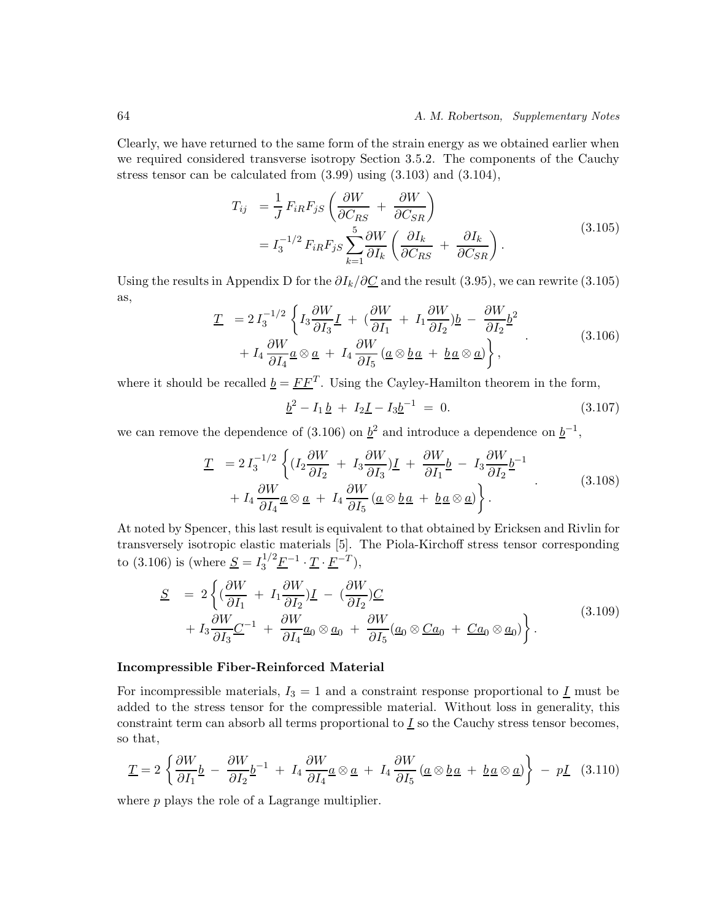Clearly, we have returned to the same form of the strain energy as we obtained earlier when we required considered transverse isotropy Section 3.5.2. The components of the Cauchy stress tensor can be calculated from (3.99) using (3.103) and (3.104),

$$
\begin{aligned}
T_{ij} &= \frac{1}{J}\, F_{iR} F_{jS} \left( \frac{\partial W}{\partial C_{RS}} \;+\; \frac{\partial W}{\partial C_{SR}} \right) \\
&= I_3^{-1/2}\, F_{iR} F_{jS} \sum_{k=1}^{5} \frac{\partial W}{\partial I_k} \left( \frac{\partial I_k}{\partial C_{RS}} \;+\; \frac{\partial I_k}{\partial C_{SR}} \right).
\end{aligned}
\tag{3.105}
$$

Using the results in Appendix D for the $\partial I_k / \partial \underline{C}$ and the result (3.95), we can rewrite (3.105) as,

$$
\begin{aligned}
\underline{T} \;&= 2\, I_3^{-1/2} \left\{ I_3 \frac{\partial W}{\partial I_3} \underline{I} \;+\; (\frac{\partial W}{\partial I_1} \;+\; I_1 \frac{\partial W}{\partial I_2}) \underline{b} \;-\; \frac{\partial W}{\partial I_2} \underline{b}^2 \right. \\
&\left. \quad +\; I_4 \frac{\partial W}{\partial I_4} \underline{a} \otimes \underline{a} \;+\; I_4 \frac{\partial W}{\partial I_5} \left( \underline{a} \otimes \underline{b}\, \underline{a} \;+\; \underline{b}\, \underline{a} \otimes \underline{a} \right) \right\},
\end{aligned}
\tag{3.106}
$$

where it should be recalled $\underline{b} = \underline{F}\underline{F}^T$. Using the Cayley-Hamilton theorem in the form,

$$
\underline{b}^2 - I_1\, \underline{b} \;+\; I_2 \underline{I} - I_3 \underline{b}^{-1} \;=\; 0. \tag{3.107}
$$

we can remove the dependence of (3.106) on $\underline{b}^2$ and introduce a dependence on $\underline{b}^{-1}$,

$$
\begin{aligned}
\underline{T} \;&= 2\, I_3^{-1/2} \left\{ (I_2 \frac{\partial W}{\partial I_2} \;+\; I_3 \frac{\partial W}{\partial I_3}) \underline{I} \;+\; \frac{\partial W}{\partial I_1} \underline{b} \;-\; I_3 \frac{\partial W}{\partial I_2} \underline{b}^{-1} \right. \\
&\left. \quad +\; I_4 \frac{\partial W}{\partial I_4} \underline{a} \otimes \underline{a} \;+\; I_4 \frac{\partial W}{\partial I_5} \left( \underline{a} \otimes \underline{b}\, \underline{a} \;+\; \underline{b}\, \underline{a} \otimes \underline{a} \right) \right\}.
\end{aligned}
\tag{3.108}
$$

At noted by Spencer, this last result is equivalent to that obtained by Ericksen and Rivlin for transversely isotropic elastic materials [5]. The Piola-Kirchoff stress tensor corresponding to (3.106) is (where $\underline{S} = I_3^{1/2} \underline{F}^{-1} \cdot \underline{T} \cdot \underline{F}^{-T}$),

$$
\begin{aligned}
\underline{S} \;\;&=\;\; 2 \left\{ (\frac{\partial W}{\partial I_1} \;+\; I_1 \frac{\partial W}{\partial I_2}) \underline{I} \;-\; (\frac{\partial W}{\partial I_2}) \underline{C} \right. \\
&\left. \quad +\; I_3 \frac{\partial W}{\partial I_3} \underline{C}^{-1} \;+\; \frac{\partial W}{\partial I_4} \underline{a}_0 \otimes \underline{a}_0 \;+\; \frac{\partial W}{\partial I_5} (\underline{a}_0 \otimes \underline{C}\underline{a}_0 \;+\; \underline{C}\underline{a}_0 \otimes \underline{a}_0) \right\}.
\end{aligned}
\tag{3.109}
$$

**Incompressible Fiber-Reinforced Material**

For incompressible materials, $I_3 = 1$ and a constraint response proportional to $\underline{I}$ must be added to the stress tensor for the compressible material. Without loss in generality, this constraint term can absorb all terms proportional to $\underline{I}$ so the Cauchy stress tensor becomes, so that,

$$
\underline{T} = 2 \left\{ \frac{\partial W}{\partial I_1} \underline{b} \;-\; \frac{\partial W}{\partial I_2} \underline{b}^{-1} \;+\; I_4 \frac{\partial W}{\partial I_4} \underline{a} \otimes \underline{a} \;+\; I_4 \frac{\partial W}{\partial I_5} \left( \underline{a} \otimes \underline{b}\, \underline{a} \;+\; \underline{b}\, \underline{a} \otimes \underline{a} \right) \right\} \;-\; p \underline{I} \tag{3.110}
$$

where $p$ plays the role of a Lagrange multiplier.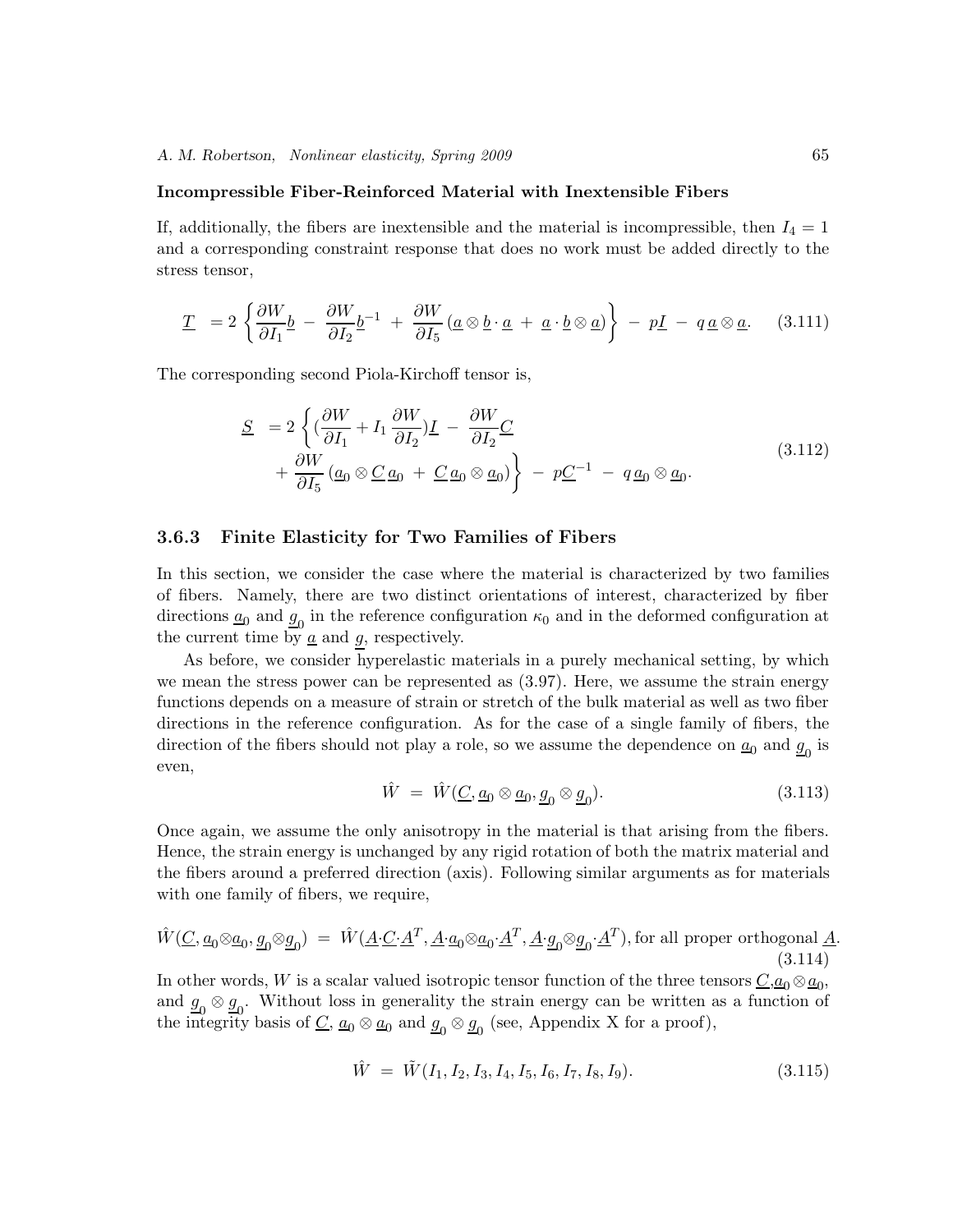**Incompressible Fiber-Reinforced Material with Inextensible Fibers**

If, additionally, the fibers are inextensible and the material is incompressible, then $I_4 = 1$ and a corresponding constraint response that does no work must be added directly to the stress tensor,

$$\underline{T} \;= 2\left\{\frac{\partial W}{\partial I_1}\underline{b} \;-\; \frac{\partial W}{\partial I_2}\underline{b}^{-1} \;+\; \frac{\partial W}{\partial I_5}\left(\underline{a}\otimes\underline{b}\cdot\underline{a} \;+\; \underline{a}\cdot\underline{b}\otimes\underline{a}\right)\right\} \;-\; p\underline{I} \;-\; q\,\underline{a}\otimes\underline{a}. \tag{3.111}$$

The corresponding second Piola-Kirchoff tensor is,

$$\begin{aligned}\underline{S} \;&= 2\left\{(\frac{\partial W}{\partial I_1} + I_1\,\frac{\partial W}{\partial I_2})\underline{I} \;-\; \frac{\partial W}{\partial I_2}\underline{C} \right.\\ &\left. + \frac{\partial W}{\partial I_5}\left(\underline{a}_0\otimes\underline{C}\,\underline{a}_0 \;+\; \underline{C}\,\underline{a}_0\otimes\underline{a}_0\right)\right\} \;-\; p\underline{C}^{-1} \;-\; q\,\underline{a}_0\otimes\underline{a}_0.\end{aligned} \tag{3.112}$$

### 3.6.3 Finite Elasticity for Two Families of Fibers

In this section, we consider the case where the material is characterized by two families of fibers. Namely, there are two distinct orientations of interest, characterized by fiber directions $\underline{a}_0$ and $\underline{g}_0$ in the reference configuration $\kappa_0$ and in the deformed configuration at the current time by $\underline{a}$ and $\underline{g}$, respectively.

As before, we consider hyperelastic materials in a purely mechanical setting, by which we mean the stress power can be represented as (3.97). Here, we assume the strain energy functions depends on a measure of strain or stretch of the bulk material as well as two fiber directions in the reference configuration. As for the case of a single family of fibers, the direction of the fibers should not play a role, so we assume the dependence on $\underline{a}_0$ and $\underline{g}_0$ is even,

$$\hat{W} \;=\; \hat{W}(\underline{C}, \underline{a}_0\otimes\underline{a}_0, \underline{g}_0\otimes\underline{g}_0). \tag{3.113}$$

Once again, we assume the only anisotropy in the material is that arising from the fibers. Hence, the strain energy is unchanged by any rigid rotation of both the matrix material and the fibers around a preferred direction (axis). Following similar arguments as for materials with one family of fibers, we require,

$$\hat{W}(\underline{C}, \underline{a}_0\otimes\underline{a}_0, \underline{g}_0\otimes\underline{g}_0) \;=\; \hat{W}(\underline{A}\cdot\underline{C}\cdot\underline{A}^T, \underline{A}\cdot\underline{a}_0\otimes\underline{a}_0\cdot\underline{A}^T, \underline{A}\cdot\underline{g}_0\otimes\underline{g}_0\cdot\underline{A}^T), \text{for all proper orthogonal } \underline{A}. \tag{3.114}$$

In other words, $W$ is a scalar valued isotropic tensor function of the three tensors $\underline{C}$,$\underline{a}_0\otimes\underline{a}_0$, and $\underline{g}_0\otimes\underline{g}_0$. Without loss in generality the strain energy can be written as a function of the integrity basis of $\underline{C}$, $\underline{a}_0\otimes\underline{a}_0$ and $\underline{g}_0\otimes\underline{g}_0$ (see, Appendix X for a proof),

$$\hat{W} \;=\; \tilde{W}(I_1, I_2, I_3, I_4, I_5, I_6, I_7, I_8, I_9). \tag{3.115}$$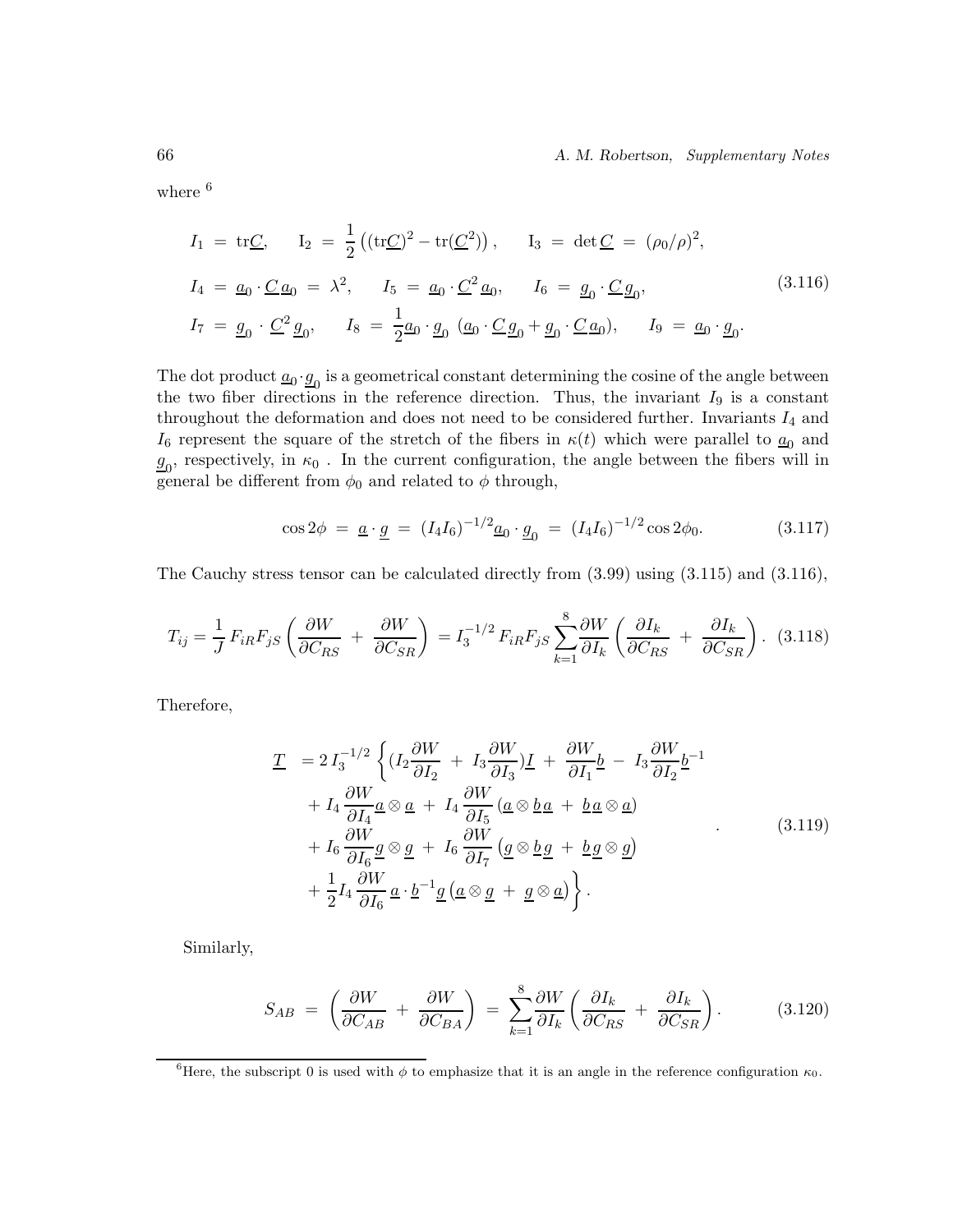where [6]

$$
\begin{aligned}
&I_1 \;=\; \mathrm{tr}\underline{C}, \qquad \mathrm{I}_2 \;=\; \frac{1}{2}\left((\mathrm{tr}\underline{C})^2 - \mathrm{tr}(\underline{C}^2)\right), \qquad \mathrm{I}_3 \;=\; \det\underline{C} \;=\; (\rho_0/\rho)^2, \\
&I_4 \;=\; \underline{a}_0\cdot\underline{C}\,\underline{a}_0 \;=\; \lambda^2, \qquad I_5 \;=\; \underline{a}_0\cdot\underline{C}^2\,\underline{a}_0, \qquad I_6 \;=\; \underline{g}_0\cdot\underline{C}\,\underline{g}_0, \\
&I_7 \;=\; \underline{g}_0\cdot\underline{C}^2\,\underline{g}_0, \qquad I_8 \;=\; \frac{1}{2}\underline{a}_0\cdot\underline{g}_0\;(\underline{a}_0\cdot\underline{C}\,\underline{g}_0 + \underline{g}_0\cdot\underline{C}\,\underline{a}_0), \qquad I_9 \;=\; \underline{a}_0\cdot\underline{g}_0.
\end{aligned}
\tag{3.116}
$$

The dot product $\underline{a}_0\cdot\underline{g}_0$ is a geometrical constant determining the cosine of the angle between the two fiber directions in the reference direction. Thus, the invariant $I_9$ is a constant throughout the deformation and does not need to be considered further. Invariants $I_4$ and $I_6$ represent the square of the stretch of the fibers in $\kappa(t)$ which were parallel to $\underline{a}_0$ and $\underline{g}_0$, respectively, in $\kappa_0$ . In the current configuration, the angle between the fibers will in general be different from $\phi_0$ and related to $\phi$ through,

$$
\cos 2\phi \;=\; \underline{a}\cdot\underline{g} \;=\; (I_4 I_6)^{-1/2}\underline{a}_0\cdot\underline{g}_0 \;=\; (I_4 I_6)^{-1/2}\cos 2\phi_0. \tag{3.117}
$$

The Cauchy stress tensor can be calculated directly from (3.99) using (3.115) and (3.116),

$$
T_{ij} = \frac{1}{J}\,F_{iR}F_{jS}\left(\frac{\partial W}{\partial C_{RS}} \;+\; \frac{\partial W}{\partial C_{SR}}\right) = I_3^{-1/2}\,F_{iR}F_{jS}\sum_{k=1}^{8}\frac{\partial W}{\partial I_k}\left(\frac{\partial I_k}{\partial C_{RS}} \;+\; \frac{\partial I_k}{\partial C_{SR}}\right). \tag{3.118}
$$

Therefore,

$$
\begin{aligned}
\underline{T} \;=\; 2\,I_3^{-1/2}\Bigg\{&(I_2\frac{\partial W}{\partial I_2} \;+\; I_3\frac{\partial W}{\partial I_3})\underline{I} \;+\; \frac{\partial W}{\partial I_1}\underline{b} \;-\; I_3\frac{\partial W}{\partial I_2}\underline{b}^{-1} \\
&+ I_4\,\frac{\partial W}{\partial I_4}\underline{a}\otimes\underline{a} \;+\; I_4\,\frac{\partial W}{\partial I_5}\left(\underline{a}\otimes\underline{b}\,\underline{a} \;+\; \underline{b}\,\underline{a}\otimes\underline{a}\right) \\
&+ I_6\,\frac{\partial W}{\partial I_6}\underline{g}\otimes\underline{g} \;+\; I_6\,\frac{\partial W}{\partial I_7}\left(\underline{g}\otimes\underline{b}\,\underline{g} \;+\; \underline{b}\,\underline{g}\otimes\underline{g}\right) \\
&+ \frac{1}{2}I_4\,\frac{\partial W}{\partial I_6}\,\underline{a}\cdot\underline{b}^{-1}\underline{g}\left(\underline{a}\otimes\underline{g} \;+\; \underline{g}\otimes\underline{a}\right)\Bigg\}.
\end{aligned}
\tag{3.119}
$$

Similarly,

$$
S_{AB} \;=\; \left(\frac{\partial W}{\partial C_{AB}} \;+\; \frac{\partial W}{\partial C_{BA}}\right) \;=\; \sum_{k=1}^{8}\frac{\partial W}{\partial I_k}\left(\frac{\partial I_k}{\partial C_{RS}} \;+\; \frac{\partial I_k}{\partial C_{SR}}\right). \tag{3.120}
$$

---

[6] Here, the subscript 0 is used with $\phi$ to emphasize that it is an angle in the reference configuration $\kappa_0$.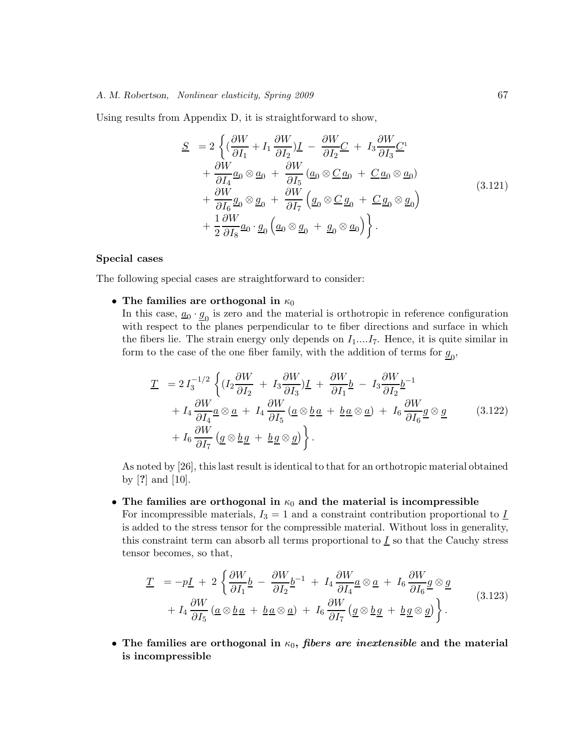Using results from Appendix D, it is straightforward to show,

$$
\begin{aligned}
\underline{S} \;&= 2\left\{ (\frac{\partial W}{\partial I_1} + I_1 \frac{\partial W}{\partial I_2})\underline{I} \;-\; \frac{\partial W}{\partial I_2}\underline{C} \;+\; I_3 \frac{\partial W}{\partial I_3}\underline{C}^{1} \right. \\
&+ \frac{\partial W}{\partial I_4}\underline{a}_0 \otimes \underline{a}_0 \;+\; \frac{\partial W}{\partial I_5}\left(\underline{a}_0 \otimes \underline{C}\,\underline{a}_0 \;+\; \underline{C}\,\underline{a}_0 \otimes \underline{a}_0\right) \\
&+ \frac{\partial W}{\partial I_6}\underline{g}_0 \otimes \underline{g}_0 \;+\; \frac{\partial W}{\partial I_7}\left(\underline{g}_0 \otimes \underline{C}\,\underline{g}_0 \;+\; \underline{C}\,\underline{g}_0 \otimes \underline{g}_0\right) \\
&\left. + \frac{1}{2}\frac{\partial W}{\partial I_8}\underline{a}_0 \cdot \underline{g}_0 \left(\underline{a}_0 \otimes \underline{g}_0 \;+\; \underline{g}_0 \otimes \underline{a}_0\right) \right\}.
\end{aligned}
\tag{3.121}
$$

**Special cases**

The following special cases are straightforward to consider:

- **The families are orthogonal in $\kappa_0$**
  In this case, $\underline{a}_0 \cdot \underline{g}_0$ is zero and the material is orthotropic in reference configuration with respect to the planes perpendicular to te fiber directions and surface in which the fibers lie. The strain energy only depends on $I_1 \ldots I_7$. Hence, it is quite similar in form to the case of the one fiber family, with the addition of terms for $\underline{g}_0$,

$$
\begin{aligned}
\underline{T} \;&= 2\, I_3^{-1/2} \left\{ (I_2 \frac{\partial W}{\partial I_2} \;+\; I_3 \frac{\partial W}{\partial I_3})\underline{I} \;+\; \frac{\partial W}{\partial I_1}\underline{b} \;-\; I_3 \frac{\partial W}{\partial I_2}\underline{b}^{-1} \right. \\
&+ I_4 \frac{\partial W}{\partial I_4}\underline{a} \otimes \underline{a} \;+\; I_4 \frac{\partial W}{\partial I_5}\left(\underline{a} \otimes \underline{b}\,\underline{a} \;+\; \underline{b}\,\underline{a} \otimes \underline{a}\right) \;+\; I_6 \frac{\partial W}{\partial I_6}\underline{g} \otimes \underline{g} \\
&\left. + I_6 \frac{\partial W}{\partial I_7}\left(\underline{g} \otimes \underline{b}\,\underline{g} \;+\; \underline{b}\,\underline{g} \otimes \underline{g}\right) \right\}.
\end{aligned}
\tag{3.122}
$$

  As noted by [26], this last result is identical to that for an orthotropic material obtained by [?] and [10].

- **The families are orthogonal in $\kappa_0$ and the material is incompressible**
  For incompressible materials, $I_3 = 1$ and a constraint contribution proportional to $\underline{I}$ is added to the stress tensor for the compressible material. Without loss in generality, this constraint term can absorb all terms proportional to $\underline{I}$ so that the Cauchy stress tensor becomes, so that,

$$
\begin{aligned}
\underline{T} \;&= -p\underline{I} \;+\; 2\left\{ \frac{\partial W}{\partial I_1}\underline{b} \;-\; \frac{\partial W}{\partial I_2}\underline{b}^{-1} \;+\; I_4 \frac{\partial W}{\partial I_4}\underline{a} \otimes \underline{a} \;+\; I_6 \frac{\partial W}{\partial I_6}\underline{g} \otimes \underline{g} \right. \\
&\left. + I_4 \frac{\partial W}{\partial I_5}\left(\underline{a} \otimes \underline{b}\,\underline{a} \;+\; \underline{b}\,\underline{a} \otimes \underline{a}\right) \;+\; I_6 \frac{\partial W}{\partial I_7}\left(\underline{g} \otimes \underline{b}\,\underline{g} \;+\; \underline{b}\,\underline{g} \otimes \underline{g}\right) \right\}.
\end{aligned}
\tag{3.123}
$$

- **The families are orthogonal in $\kappa_0$, *fibers are inextensible* and the material is incompressible**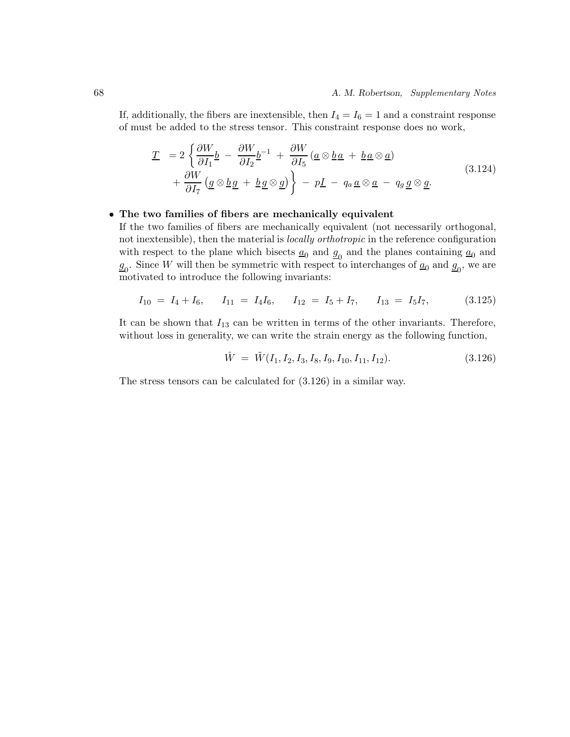If, additionally, the fibers are inextensible, then $I_4 = I_6 = 1$ and a constraint response of must be added to the stress tensor. This constraint response does no work,

$$
\begin{aligned}
\underline{T} \;&= 2\left\{ \frac{\partial W}{\partial I_1}\underline{b} \;-\; \frac{\partial W}{\partial I_2}\underline{b}^{-1} \;+\; \frac{\partial W}{\partial I_5}\left(\underline{a}\otimes\underline{b}\,\underline{a} \;+\; \underline{b}\,\underline{a}\otimes\underline{a}\right) \right. \\
&\quad \left. +\; \frac{\partial W}{\partial I_7}\left(\underline{g}\otimes\underline{b}\,\underline{g} \;+\; \underline{b}\,\underline{g}\otimes\underline{g}\right) \right\} \;-\; p\underline{I} \;-\; q_a\,\underline{a}\otimes\underline{a} \;-\; q_g\,\underline{g}\otimes\underline{g}.
\end{aligned}
\tag{3.124}
$$

- **The two families of fibers are mechanically equivalent**
  If the two families of fibers are mechanically equivalent (not necessarily orthogonal, not inextensible), then the material is *locally orthotropic* in the reference configuration with respect to the plane which bisects $\underline{a}_0$ and $\underline{g}_0$ and the planes containing $\underline{a}_0$ and $\underline{g}_0$. Since $W$ will then be symmetric with respect to interchanges of $\underline{a}_0$ and $\underline{g}_0$, we are motivated to introduce the following invariants:

$$
I_{10} \;=\; I_4 + I_6, \qquad I_{11} \;=\; I_4 I_6, \qquad I_{12} \;=\; I_5 + I_7, \qquad I_{13} \;=\; I_5 I_7, \tag{3.125}
$$

It can be shown that $I_{13}$ can be written in terms of the other invariants. Therefore, without loss in generality, we can write the strain energy as the following function,

$$
\hat{W} \;=\; \tilde{W}(I_1, I_2, I_3, I_8, I_9, I_{10}, I_{11}, I_{12}). \tag{3.126}
$$

The stress tensors can be calculated for (3.126) in a similar way.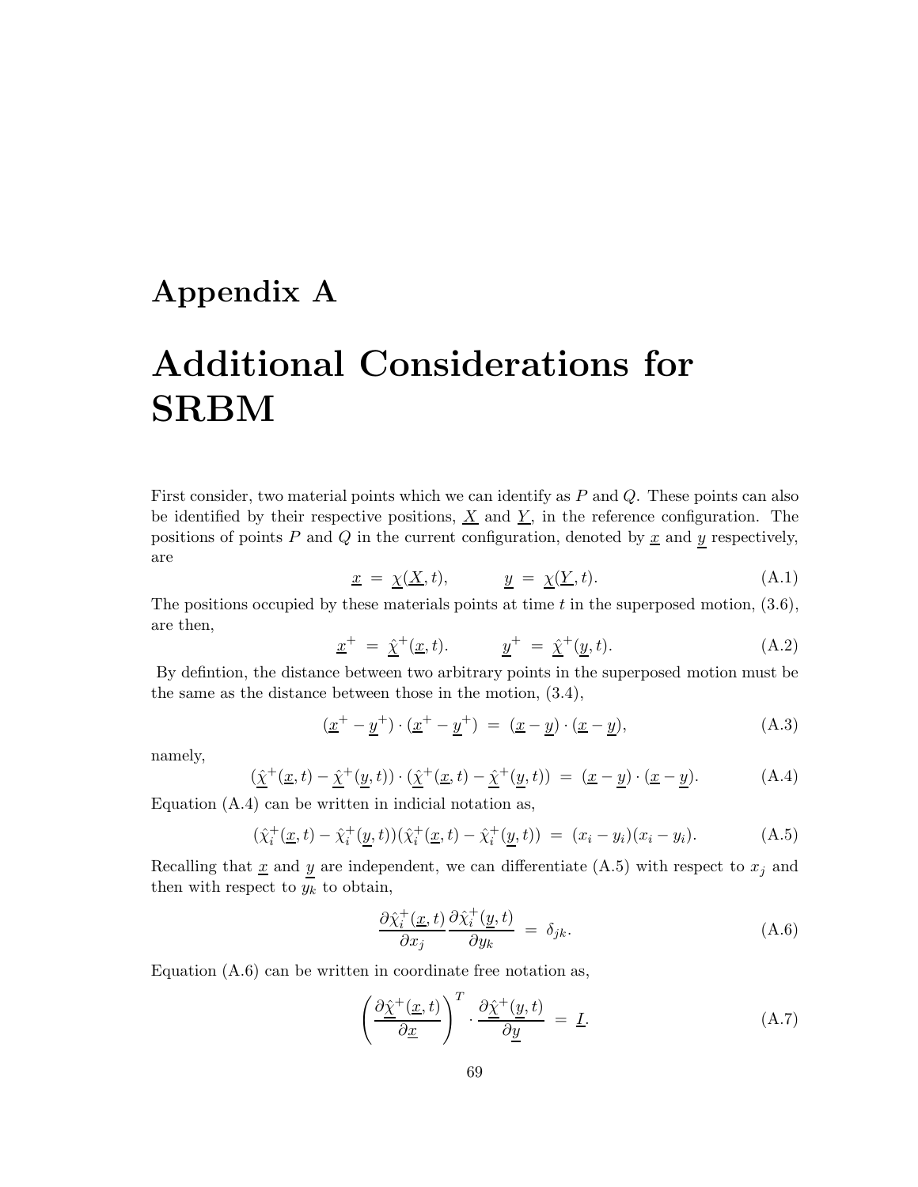# Appendix A

# Additional Considerations for SRBM

First consider, two material points which we can identify as $P$ and $Q$. These points can also be identified by their respective positions, $\underline{X}$ and $\underline{Y}$, in the reference configuration. The positions of points $P$ and $Q$ in the current configuration, denoted by $\underline{x}$ and $\underline{y}$ respectively, are

$$\underline{x} \ = \ \underline{\chi}(\underline{X}, t), \qquad\qquad \underline{y} \ = \ \underline{\chi}(\underline{Y}, t). \tag{A.1}$$

The positions occupied by these materials points at time $t$ in the superposed motion, (3.6), are then,

$$\underline{x}^+ \ = \ \hat{\underline{\chi}}^+(\underline{x}, t). \qquad\qquad \underline{y}^+ \ = \ \hat{\underline{\chi}}^+(\underline{y}, t). \tag{A.2}$$

By defintion, the distance between two arbitrary points in the superposed motion must be the same as the distance between those in the motion, (3.4),

$$(\underline{x}^+ - \underline{y}^+) \cdot (\underline{x}^+ - \underline{y}^+) \ = \ (\underline{x} - \underline{y}) \cdot (\underline{x} - \underline{y}), \tag{A.3}$$

namely,

$$(\hat{\underline{\chi}}^+(\underline{x}, t) - \hat{\underline{\chi}}^+(\underline{y}, t)) \cdot (\hat{\underline{\chi}}^+(\underline{x}, t) - \hat{\underline{\chi}}^+(\underline{y}, t)) \ = \ (\underline{x} - \underline{y}) \cdot (\underline{x} - \underline{y}). \tag{A.4}$$

Equation (A.4) can be written in indicial notation as,

$$(\hat{\chi}_i^+(\underline{x}, t) - \hat{\chi}_i^+(\underline{y}, t))(\hat{\chi}_i^+(\underline{x}, t) - \hat{\chi}_i^+(\underline{y}, t)) \ = \ (x_i - y_i)(x_i - y_i). \tag{A.5}$$

Recalling that $\underline{x}$ and $\underline{y}$ are independent, we can differentiate (A.5) with respect to $x_j$ and then with respect to $y_k$ to obtain,

$$\frac{\partial \hat{\chi}_i^+(\underline{x}, t)}{\partial x_j} \frac{\partial \hat{\chi}_i^+(\underline{y}, t)}{\partial y_k} \ = \ \delta_{jk}. \tag{A.6}$$

Equation (A.6) can be written in coordinate free notation as,

$$\left( \frac{\partial \hat{\underline{\chi}}^+(\underline{x}, t)}{\partial \underline{x}} \right)^T \cdot \frac{\partial \hat{\underline{\chi}}^+(\underline{y}, t)}{\partial \underline{y}} \ = \ \underline{I}. \tag{A.7}$$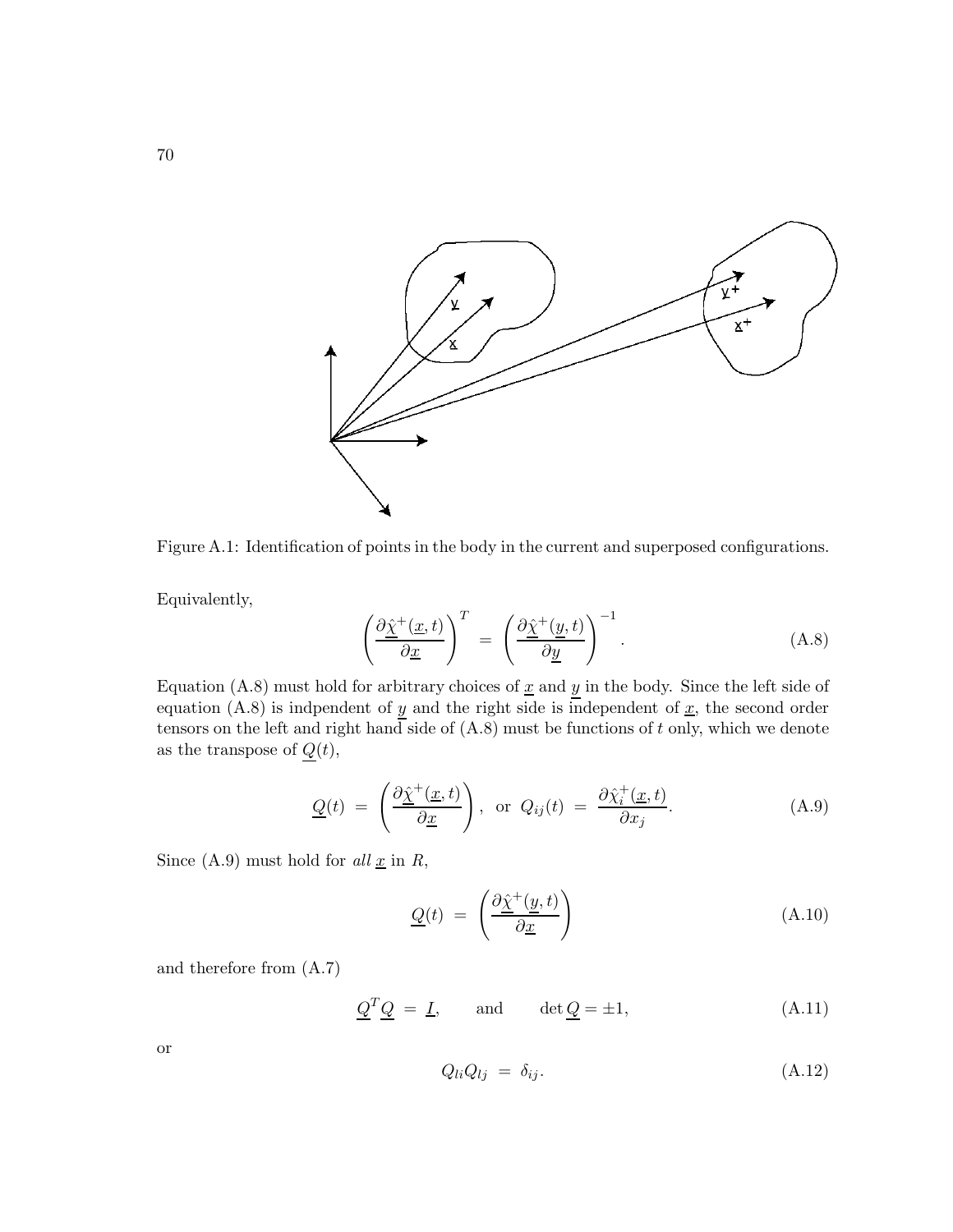Figure A.1: Identification of points in the body in the current and superposed configurations.

Equivalently,

$$\left( \frac{\partial \underline{\hat{\chi}}^{+}(\underline{x},t)}{\partial \underline{x}} \right)^{T} \;=\; \left( \frac{\partial \underline{\hat{\chi}}^{+}(\underline{y},t)}{\partial \underline{y}} \right)^{-1}. \tag{A.8}$$

Equation (A.8) must hold for arbitrary choices of $\underline{x}$ and $\underline{y}$ in the body. Since the left side of equation (A.8) is indpendent of $\underline{y}$ and the right side is independent of $\underline{x}$, the second order tensors on the left and right hand side of (A.8) must be functions of $t$ only, which we denote as the transpose of $\underline{Q}(t)$,

$$\underline{Q}(t) \;=\; \left( \frac{\partial \underline{\hat{\chi}}^{+}(\underline{x},t)}{\partial \underline{x}} \right), \;\text{ or }\; Q_{ij}(t) \;=\; \frac{\partial \hat{\chi}_i^{+}(\underline{x},t)}{\partial x_j}. \tag{A.9}$$

Since (A.9) must hold for *all* $\underline{x}$ in $R$,

$$\underline{Q}(t) \;=\; \left( \frac{\partial \underline{\hat{\chi}}^{+}(\underline{y},t)}{\partial \underline{x}} \right) \tag{A.10}$$

and therefore from (A.7)

$$\underline{Q}^{T}\underline{Q} \;=\; \underline{I}, \qquad \text{and} \qquad \det \underline{Q} = \pm 1, \tag{A.11}$$

or

$$Q_{li}Q_{lj} \;=\; \delta_{ij}. \tag{A.12}$$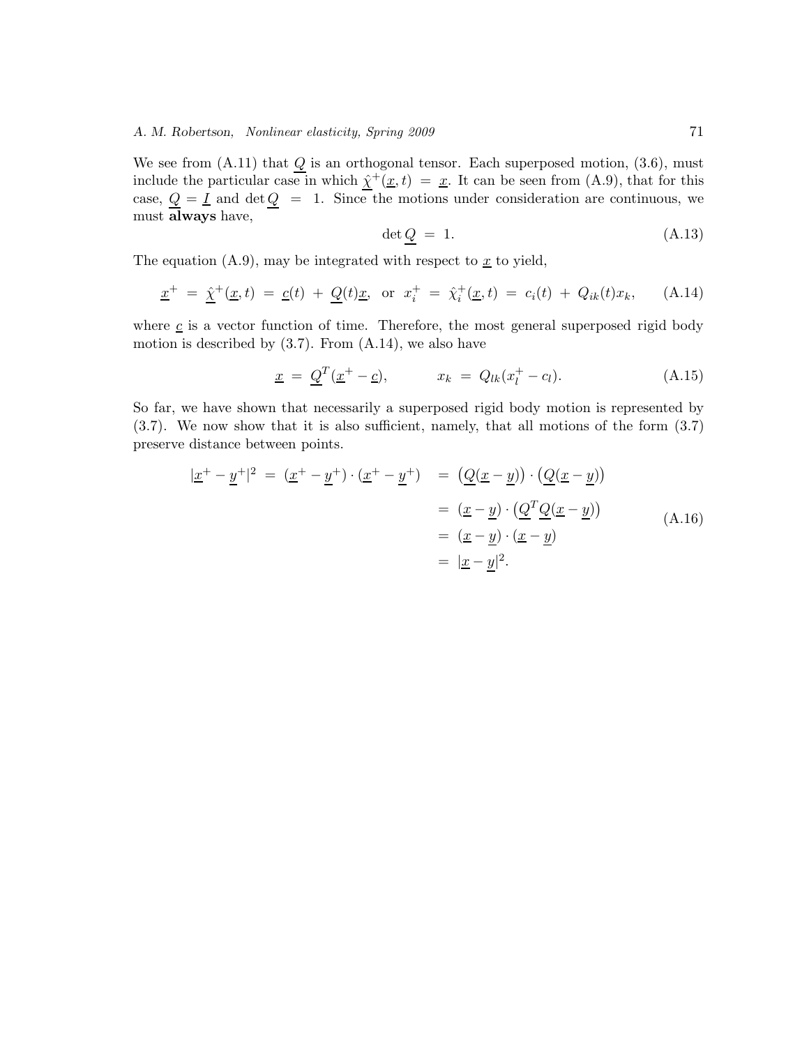We see from (A.11) that $\underline{Q}$ is an orthogonal tensor. Each superposed motion, (3.6), must include the particular case in which $\hat{\underline{\chi}}^+(\underline{x},t) = \underline{x}$. It can be seen from (A.9), that for this case, $\underline{Q} = \underline{I}$ and $\det \underline{Q} = 1$. Since the motions under consideration are continuous, we must **always** have,

$$\det \underline{Q} = 1. \tag{A.13}$$

The equation (A.9), may be integrated with respect to $\underline{x}$ to yield,

$$\underline{x}^+ = \hat{\underline{\chi}}^+(\underline{x},t) = \underline{c}(t) + \underline{Q}(t)\underline{x}, \text{ or } x_i^+ = \hat{\chi}_i^+(\underline{x},t) = c_i(t) + Q_{ik}(t)x_k, \tag{A.14}$$

where $\underline{c}$ is a vector function of time. Therefore, the most general superposed rigid body motion is described by (3.7). From (A.14), we also have

$$\underline{x} = \underline{Q}^T(\underline{x}^+ - \underline{c}), \qquad x_k = Q_{lk}(x_l^+ - c_l). \tag{A.15}$$

So far, we have shown that necessarily a superposed rigid body motion is represented by (3.7). We now show that it is also sufficient, namely, that all motions of the form (3.7) preserve distance between points.

$$\begin{aligned}
|\underline{x}^+ - \underline{y}^+|^2 = (\underline{x}^+ - \underline{y}^+)\cdot(\underline{x}^+ - \underline{y}^+) &= \big(\underline{Q}(\underline{x}-\underline{y})\big)\cdot\big(\underline{Q}(\underline{x}-\underline{y})\big) \\
&= (\underline{x}-\underline{y})\cdot\big(\underline{Q}^T\underline{Q}(\underline{x}-\underline{y})\big) \\
&= (\underline{x}-\underline{y})\cdot(\underline{x}-\underline{y}) \\
&= |\underline{x}-\underline{y}|^2.
\end{aligned} \tag{A.16}$$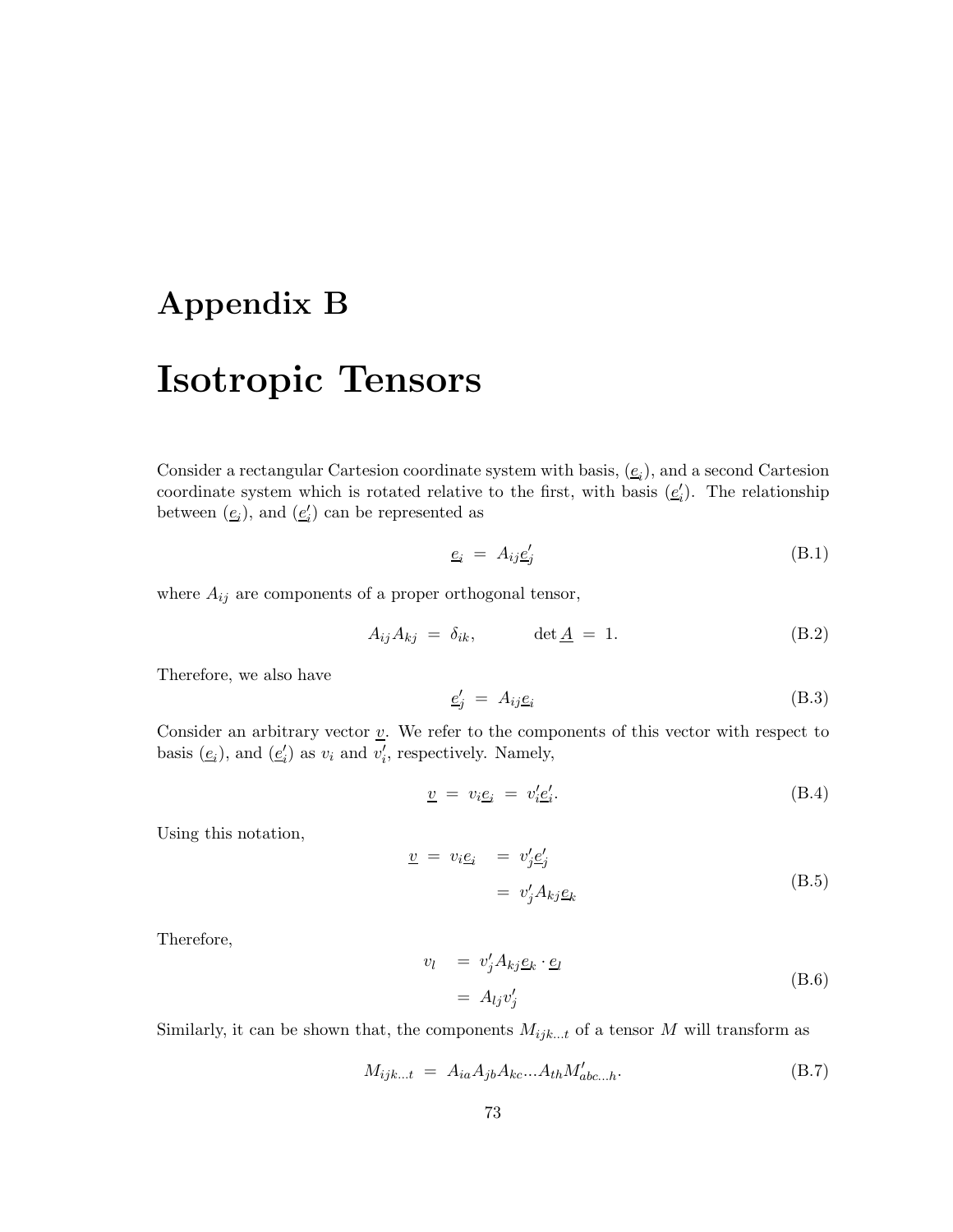# Appendix B

# Isotropic Tensors

Consider a rectangular Cartesion coordinate system with basis, $(\underline{e}_i)$, and a second Cartesion coordinate system which is rotated relative to the first, with basis $(\underline{e}'_i)$. The relationship between $(\underline{e}_i)$, and $(\underline{e}'_i)$ can be represented as

$$\underline{e}_i \; = \; A_{ij}\underline{e}'_j \tag{B.1}$$

where $A_{ij}$ are components of a proper orthogonal tensor,

$$A_{ij}A_{kj} \; = \; \delta_{ik}, \qquad \det \underline{A} \; = \; 1. \tag{B.2}$$

Therefore, we also have

$$\underline{e}'_j \; = \; A_{ij}\underline{e}_i \tag{B.3}$$

Consider an arbitrary vector $\underline{v}$. We refer to the components of this vector with respect to basis $(\underline{e}_i)$, and $(\underline{e}'_i)$ as $v_i$ and $v'_i$, respectively. Namely,

$$\underline{v} \; = \; v_i\underline{e}_i \; = \; v'_i\underline{e}'_i. \tag{B.4}$$

Using this notation,

$$\begin{aligned} \underline{v} \; = \; v_i\underline{e}_i \; &= \; v'_j\underline{e}'_j \\ &= \; v'_j A_{kj}\underline{e}_k \end{aligned} \tag{B.5}$$

Therefore,

$$\begin{aligned} v_l \; &= \; v'_j A_{kj}\underline{e}_k \cdot \underline{e}_l \\ &= \; A_{lj}v'_j \end{aligned} \tag{B.6}$$

Similarly, it can be shown that, the components $M_{ijk...t}$ of a tensor $M$ will transform as

$$M_{ijk...t} \; = \; A_{ia}A_{jb}A_{kc}...A_{th}M'_{abc...h}. \tag{B.7}$$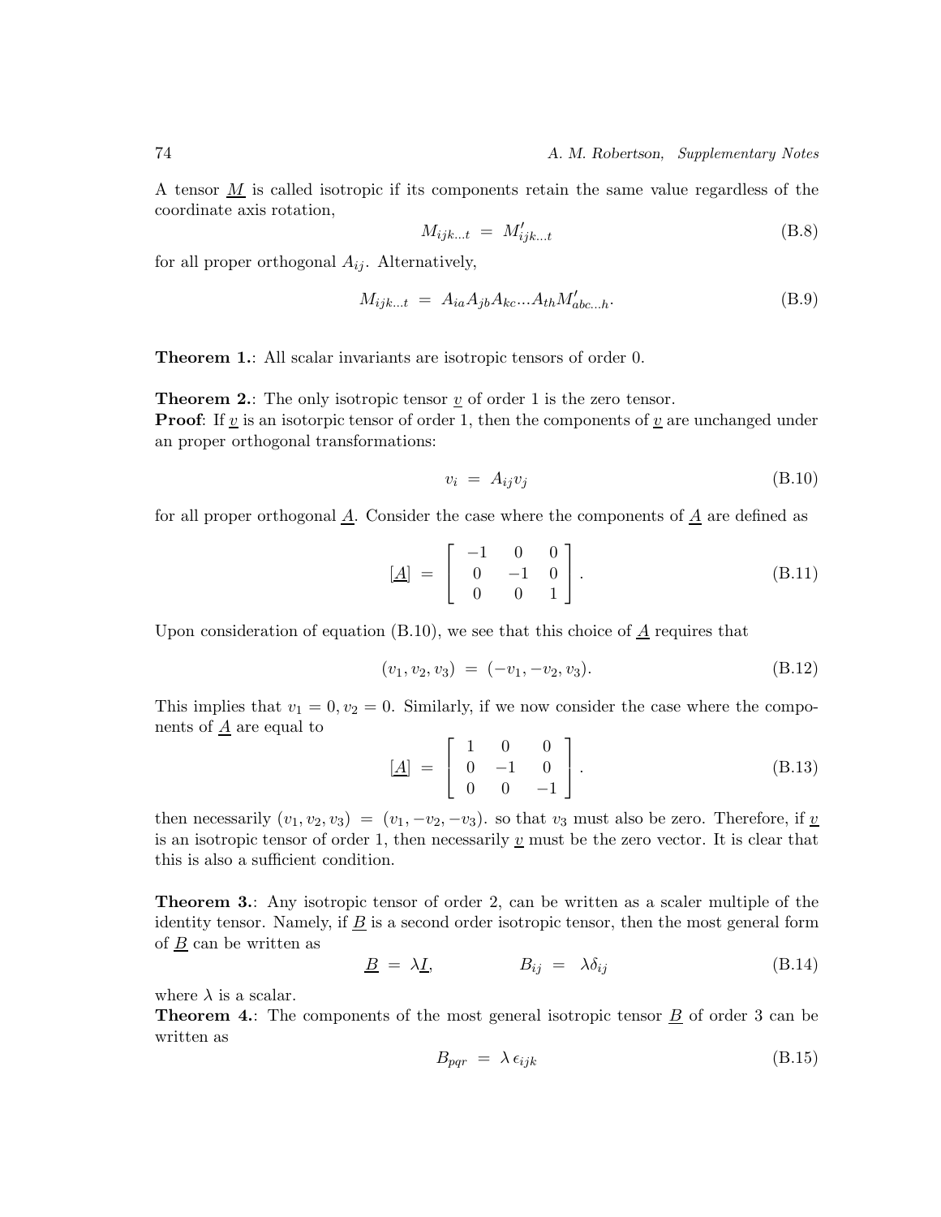A tensor $\underline{M}$ is called isotropic if its components retain the same value regardless of the coordinate axis rotation,

$$M_{ijk...t} \; = \; M'_{ijk...t} \tag{B.8}$$

for all proper orthogonal $A_{ij}$. Alternatively,

$$M_{ijk...t} \; = \; A_{ia}A_{jb}A_{kc}...A_{th}M'_{abc...h}. \tag{B.9}$$

**Theorem 1.**: All scalar invariants are isotropic tensors of order 0.

**Theorem 2.**: The only isotropic tensor $\underline{v}$ of order 1 is the zero tensor.
**Proof**: If $\underline{v}$ is an isotorpic tensor of order 1, then the components of $\underline{v}$ are unchanged under an proper orthogonal transformations:

$$v_i \; = \; A_{ij}v_j \tag{B.10}$$

for all proper orthogonal $\underline{A}$. Consider the case where the components of $\underline{A}$ are defined as

$$[\underline{A}] \; = \; \begin{bmatrix} -1 & 0 & 0 \\ 0 & -1 & 0 \\ 0 & 0 & 1 \end{bmatrix}. \tag{B.11}$$

Upon consideration of equation (B.10), we see that this choice of $\underline{A}$ requires that

$$(v_1, v_2, v_3) \; = \; (-v_1, -v_2, v_3). \tag{B.12}$$

This implies that $v_1 = 0, v_2 = 0$. Similarly, if we now consider the case where the components of $\underline{A}$ are equal to

$$[\underline{A}] \; = \; \begin{bmatrix} 1 & 0 & 0 \\ 0 & -1 & 0 \\ 0 & 0 & -1 \end{bmatrix}. \tag{B.13}$$

then necessarily $(v_1, v_2, v_3) \; = \; (v_1, -v_2, -v_3)$. so that $v_3$ must also be zero. Therefore, if $\underline{v}$ is an isotropic tensor of order 1, then necessarily $\underline{v}$ must be the zero vector. It is clear that this is also a sufficient condition.

**Theorem 3.**: Any isotropic tensor of order 2, can be written as a scaler multiple of the identity tensor. Namely, if $\underline{B}$ is a second order isotropic tensor, then the most general form of $\underline{B}$ can be written as

$$\underline{B} \; = \; \lambda \underline{I}, \qquad\qquad B_{ij} \; = \; \lambda \delta_{ij} \tag{B.14}$$

where $\lambda$ is a scalar.
**Theorem 4.**: The components of the most general isotropic tensor $\underline{B}$ of order 3 can be written as

$$B_{pqr} \; = \; \lambda \, \epsilon_{ijk} \tag{B.15}$$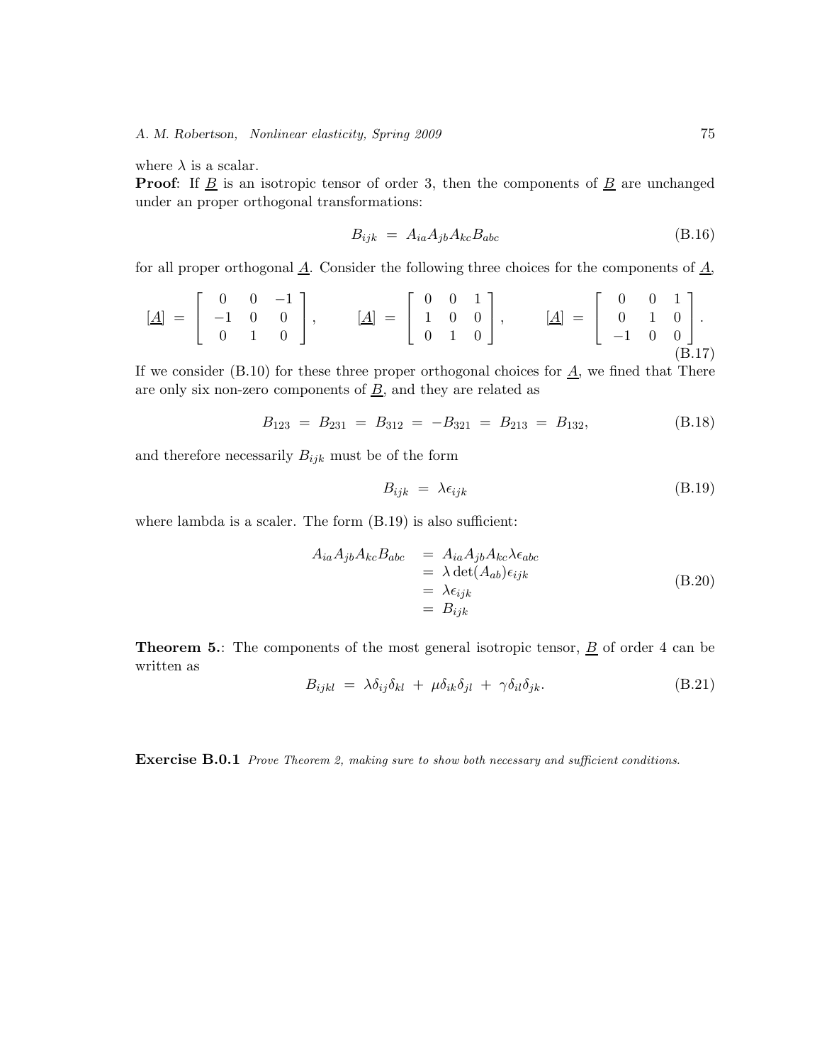where $\lambda$ is a scalar.

**Proof**: If $\underline{B}$ is an isotropic tensor of order 3, then the components of $\underline{B}$ are unchanged under an proper orthogonal transformations:

$$B_{ijk} \; = \; A_{ia} A_{jb} A_{kc} B_{abc} \tag{B.16}$$

for all proper orthogonal $\underline{A}$. Consider the following three choices for the components of $\underline{A}$,

$$[\underline{A}] \; = \; \begin{bmatrix} 0 & 0 & -1 \\ -1 & 0 & 0 \\ 0 & 1 & 0 \end{bmatrix}, \qquad [\underline{A}] \; = \; \begin{bmatrix} 0 & 0 & 1 \\ 1 & 0 & 0 \\ 0 & 1 & 0 \end{bmatrix}, \qquad [\underline{A}] \; = \; \begin{bmatrix} 0 & 0 & 1 \\ 0 & 1 & 0 \\ -1 & 0 & 0 \end{bmatrix}. \tag{B.17}$$

If we consider (B.10) for these three proper orthogonal choices for $\underline{A}$, we fined that There are only six non-zero components of $\underline{B}$, and they are related as

$$B_{123} \; = \; B_{231} \; = \; B_{312} \; = \; -B_{321} \; = \; B_{213} \; = \; B_{132}, \tag{B.18}$$

and therefore necessarily $B_{ijk}$ must be of the form

$$B_{ijk} \; = \; \lambda \epsilon_{ijk} \tag{B.19}$$

where lambda is a scaler. The form (B.19) is also sufficient:

$$\begin{aligned} A_{ia} A_{jb} A_{kc} B_{abc} &= A_{ia} A_{jb} A_{kc} \lambda \epsilon_{abc} \\ &= \lambda \det(A_{ab}) \epsilon_{ijk} \\ &= \lambda \epsilon_{ijk} \\ &= B_{ijk} \end{aligned} \tag{B.20}$$

**Theorem 5.**: The components of the most general isotropic tensor, $\underline{B}$ of order 4 can be written as

$$B_{ijkl} \; = \; \lambda \delta_{ij} \delta_{kl} \; + \; \mu \delta_{ik} \delta_{jl} \; + \; \gamma \delta_{il} \delta_{jk}. \tag{B.21}$$

**Exercise B.0.1** *Prove Theorem 2, making sure to show both necessary and sufficient conditions.*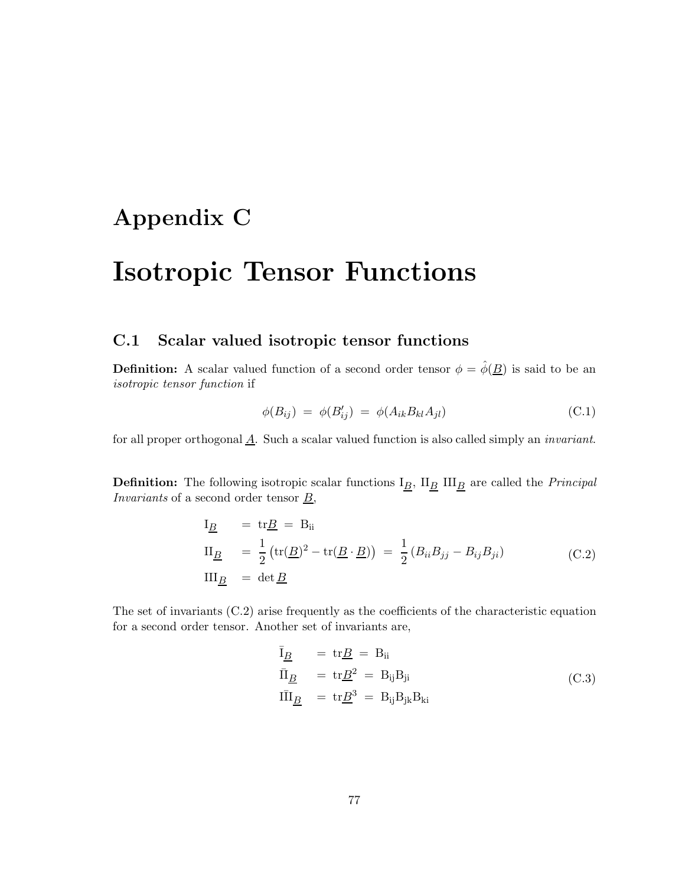# Appendix C

# Isotropic Tensor Functions

## C.1 Scalar valued isotropic tensor functions

**Definition:** A scalar valued function of a second order tensor $\phi = \hat{\phi}(\underline{B})$ is said to be an *isotropic tensor function* if

$$
\phi(B_{ij}) \;=\; \phi(B'_{ij}) \;=\; \phi(A_{ik}B_{kl}A_{jl}) \tag{C.1}
$$

for all proper orthogonal $\underline{A}$. Such a scalar valued function is also called simply an *invariant*.

**Definition:** The following isotropic scalar functions $\mathrm{I}_{\underline{B}}$, $\mathrm{II}_{\underline{B}}$ $\mathrm{III}_{\underline{B}}$ are called the *Principal Invariants* of a second order tensor $\underline{B}$,

$$
\begin{aligned}
\mathrm{I}_{\underline{B}} \quad &= \; \mathrm{tr}\underline{B} \;=\; \mathrm{B_{ii}} \\
\mathrm{II}_{\underline{B}} \quad &= \; \frac{1}{2}\left(\mathrm{tr}(\underline{B})^2 - \mathrm{tr}(\underline{B}\cdot\underline{B})\right) \;=\; \frac{1}{2}\left(B_{ii}B_{jj} - B_{ij}B_{ji}\right) \\
\mathrm{III}_{\underline{B}} \quad &= \; \det \underline{B}
\end{aligned} \tag{C.2}
$$

The set of invariants (C.2) arise frequently as the coefficients of the characteristic equation for a second order tensor. Another set of invariants are,

$$
\begin{aligned}
\bar{\mathrm{I}}_{\underline{B}} \quad &= \; \mathrm{tr}\underline{B} \;=\; \mathrm{B_{ii}} \\
\bar{\mathrm{II}}_{\underline{B}} \quad &= \; \mathrm{tr}\underline{B}^2 \;=\; \mathrm{B_{ij}B_{ji}} \\
\bar{\mathrm{III}}_{\underline{B}} \quad &= \; \mathrm{tr}\underline{B}^3 \;=\; \mathrm{B_{ij}B_{jk}B_{ki}}
\end{aligned} \tag{C.3}
$$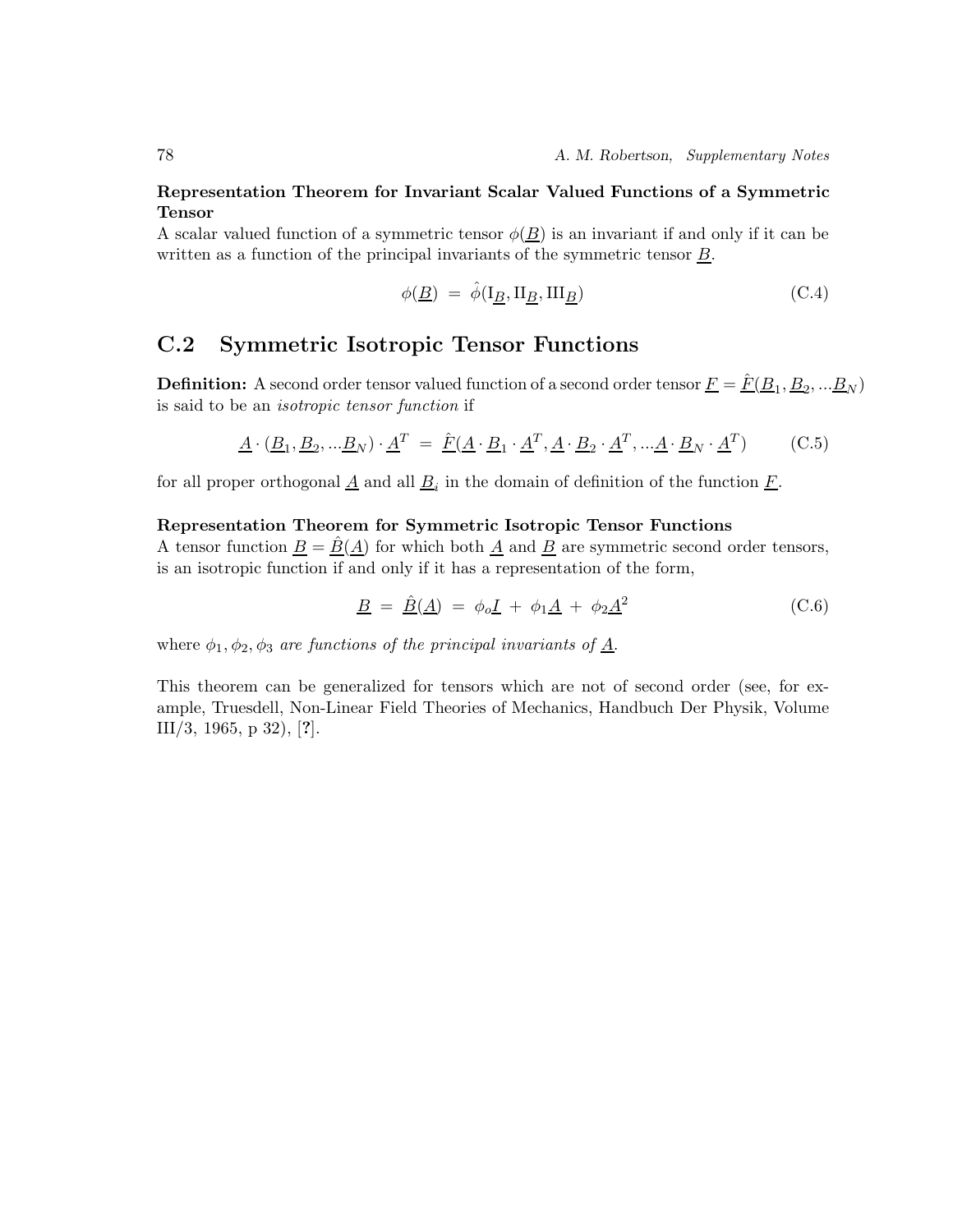**Representation Theorem for Invariant Scalar Valued Functions of a Symmetric Tensor**
A scalar valued function of a symmetric tensor $\phi(\underline{B})$ is an invariant if and only if it can be written as a function of the principal invariants of the symmetric tensor $\underline{B}$.

$$\phi(\underline{B}) \; = \; \hat{\phi}(\mathrm{I}_{\underline{B}}, \mathrm{II}_{\underline{B}}, \mathrm{III}_{\underline{B}}) \tag{C.4}$$

## C.2 Symmetric Isotropic Tensor Functions

**Definition:** A second order tensor valued function of a second order tensor $\underline{F} = \hat{\underline{F}}(\underline{B}_1, \underline{B}_2, ...\underline{B}_N)$ is said to be an *isotropic tensor function* if

$$\underline{A} \cdot (\underline{B}_1, \underline{B}_2, ...\underline{B}_N) \cdot \underline{A}^T \; = \; \hat{\underline{F}}(\underline{A} \cdot \underline{B}_1 \cdot \underline{A}^T, \underline{A} \cdot \underline{B}_2 \cdot \underline{A}^T, ...\underline{A} \cdot \underline{B}_N \cdot \underline{A}^T) \tag{C.5}$$

for all proper orthogonal $\underline{A}$ and all $\underline{B}_i$ in the domain of definition of the function $\underline{F}$.

**Representation Theorem for Symmetric Isotropic Tensor Functions**
A tensor function $\underline{B} = \hat{\underline{B}}(\underline{A})$ for which both $\underline{A}$ and $\underline{B}$ are symmetric second order tensors, is an isotropic function if and only if it has a representation of the form,

$$\underline{B} \; = \; \hat{\underline{B}}(\underline{A}) \; = \; \phi_o \underline{I} \; + \; \phi_1 \underline{A} \; + \; \phi_2 \underline{A}^2 \tag{C.6}$$

where $\phi_1, \phi_2, \phi_3$ *are functions of the principal invariants of* $\underline{A}$.

This theorem can be generalized for tensors which are not of second order (see, for example, Truesdell, Non-Linear Field Theories of Mechanics, Handbuch Der Physik, Volume III/3, 1965, p 32), [**?**].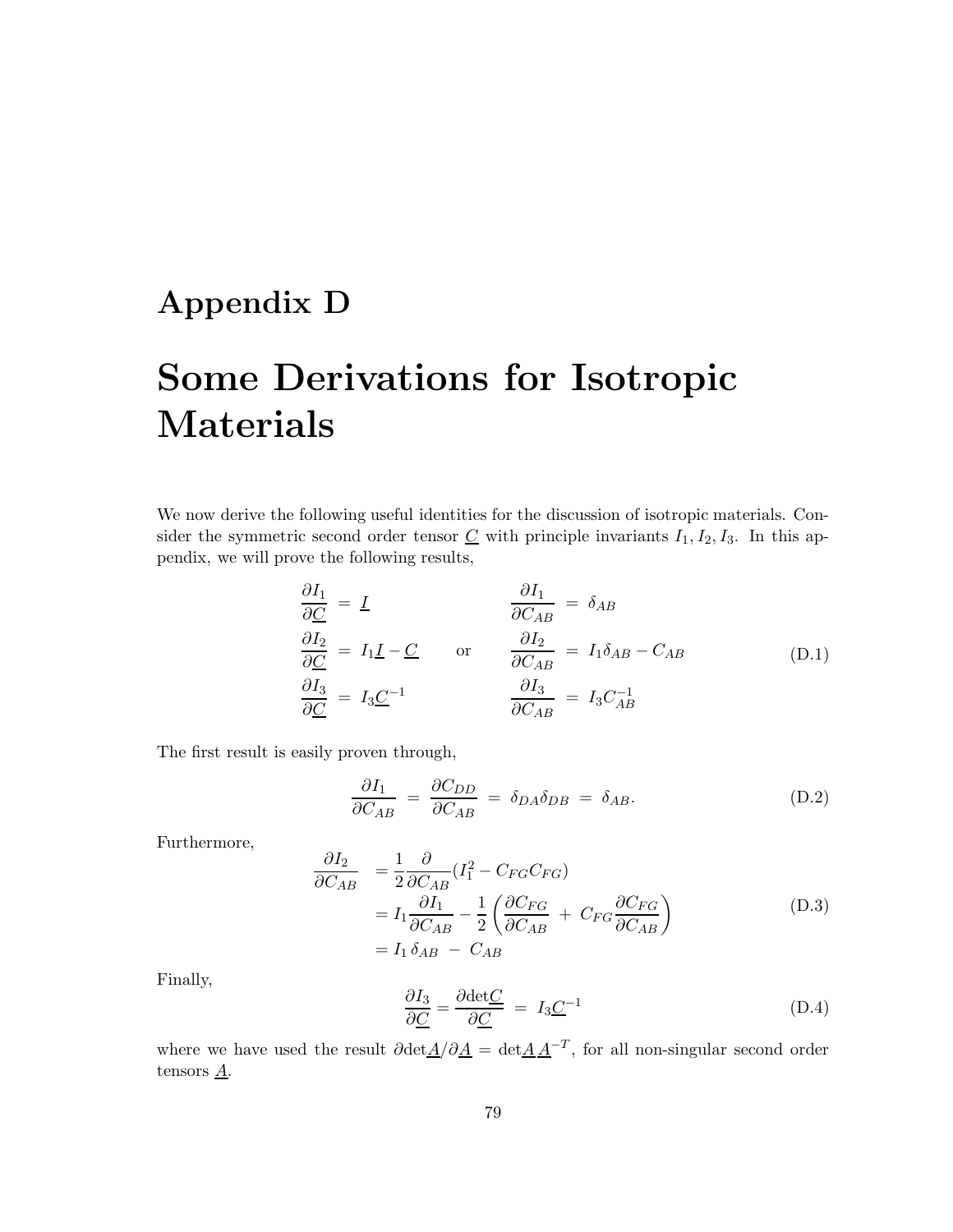# Appendix D

# Some Derivations for Isotropic Materials

We now derive the following useful identities for the discussion of isotropic materials. Consider the symmetric second order tensor $\underline{C}$ with principle invariants $I_1, I_2, I_3$. In this appendix, we will prove the following results,

$$
\begin{aligned}
\frac{\partial I_1}{\partial \underline{C}} &= \underline{I} & \qquad & & \frac{\partial I_1}{\partial C_{AB}} &= \delta_{AB} \\
\frac{\partial I_2}{\partial \underline{C}} &= I_1 \underline{I} - \underline{C} & \qquad & \text{or} & \frac{\partial I_2}{\partial C_{AB}} &= I_1 \delta_{AB} - C_{AB} \\
\frac{\partial I_3}{\partial \underline{C}} &= I_3 \underline{C}^{-1} & \qquad & & \frac{\partial I_3}{\partial C_{AB}} &= I_3 C^{-1}_{AB}
\end{aligned}
\tag{D.1}
$$

The first result is easily proven through,

$$
\frac{\partial I_1}{\partial C_{AB}} = \frac{\partial C_{DD}}{\partial C_{AB}} = \delta_{DA}\delta_{DB} = \delta_{AB}. \tag{D.2}
$$

Furthermore,

$$
\begin{aligned}
\frac{\partial I_2}{\partial C_{AB}} &= \frac{1}{2}\frac{\partial}{\partial C_{AB}}(I_1^2 - C_{FG}C_{FG}) \\
&= I_1 \frac{\partial I_1}{\partial C_{AB}} - \frac{1}{2}\left(\frac{\partial C_{FG}}{\partial C_{AB}} + C_{FG}\frac{\partial C_{FG}}{\partial C_{AB}}\right) \\
&= I_1\,\delta_{AB} - C_{AB}
\end{aligned}
\tag{D.3}
$$

Finally,

$$
\frac{\partial I_3}{\partial \underline{C}} = \frac{\partial \det \underline{C}}{\partial \underline{C}} = I_3 \underline{C}^{-1} \tag{D.4}
$$

where we have used the result $\partial \det \underline{A} / \partial \underline{A} = \det \underline{A}\, \underline{A}^{-T}$, for all non-singular second order tensors $\underline{A}$.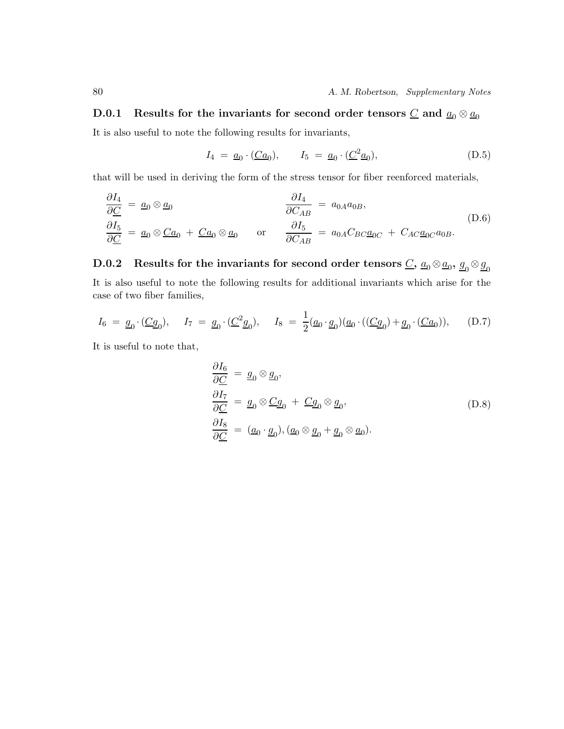### D.0.1 Results for the invariants for second order tensors $\underline{C}$ and $\underline{a}_0 \otimes \underline{a}_0$

It is also useful to note the following results for invariants,

$$I_4 \;=\; \underline{a}_0 \cdot (\underline{C}\underline{a}_0), \qquad I_5 \;=\; \underline{a}_0 \cdot (\underline{C}^2 \underline{a}_0), \tag{D.5}$$

that will be used in deriving the form of the stress tensor for fiber reenforced materials,

$$\begin{aligned} \frac{\partial I_4}{\partial \underline{C}} \;&=\; \underline{a}_0 \otimes \underline{a}_0 & & \frac{\partial I_4}{\partial C_{AB}} \;=\; a_{0A} a_{0B}, \\ \frac{\partial I_5}{\partial \underline{C}} \;&=\; \underline{a}_0 \otimes \underline{C}\underline{a}_0 \;+\; \underline{C}\underline{a}_0 \otimes \underline{a}_0 \qquad & \text{or} \qquad & \frac{\partial I_5}{\partial C_{AB}} \;=\; a_{0A} C_{BC} \underline{a}_{0C} \;+\; C_{AC} \underline{a}_{0C} a_{0B}. \end{aligned} \tag{D.6}$$

### D.0.2 Results for the invariants for second order tensors $\underline{C}$, $\underline{a}_0 \otimes \underline{a}_0$, $\underline{g}_0 \otimes \underline{g}_0$

It is also useful to note the following results for additional invariants which arise for the case of two fiber families,

$$I_6 \;=\; \underline{g}_0 \cdot (\underline{C}\underline{g}_0), \quad I_7 \;=\; \underline{g}_0 \cdot (\underline{C}^2 \underline{g}_0), \quad I_8 \;=\; \frac{1}{2}(\underline{a}_0 \cdot \underline{g}_0)(\underline{a}_0 \cdot ((\underline{C}\underline{g}_0) + \underline{g}_0 \cdot (\underline{C}\underline{a}_0)), \tag{D.7}$$

It is useful to note that,

$$\begin{aligned} \frac{\partial I_6}{\partial \underline{C}} \;&=\; \underline{g}_0 \otimes \underline{g}_0, \\ \frac{\partial I_7}{\partial \underline{C}} \;&=\; \underline{g}_0 \otimes \underline{C}\underline{g}_0 \;+\; \underline{C}\underline{g}_0 \otimes \underline{g}_0, \\ \frac{\partial I_8}{\partial \underline{C}} \;&=\; (\underline{a}_0 \cdot \underline{g}_0), (\underline{a}_0 \otimes \underline{g}_0 + \underline{g}_0 \otimes \underline{a}_0). \end{aligned} \tag{D.8}$$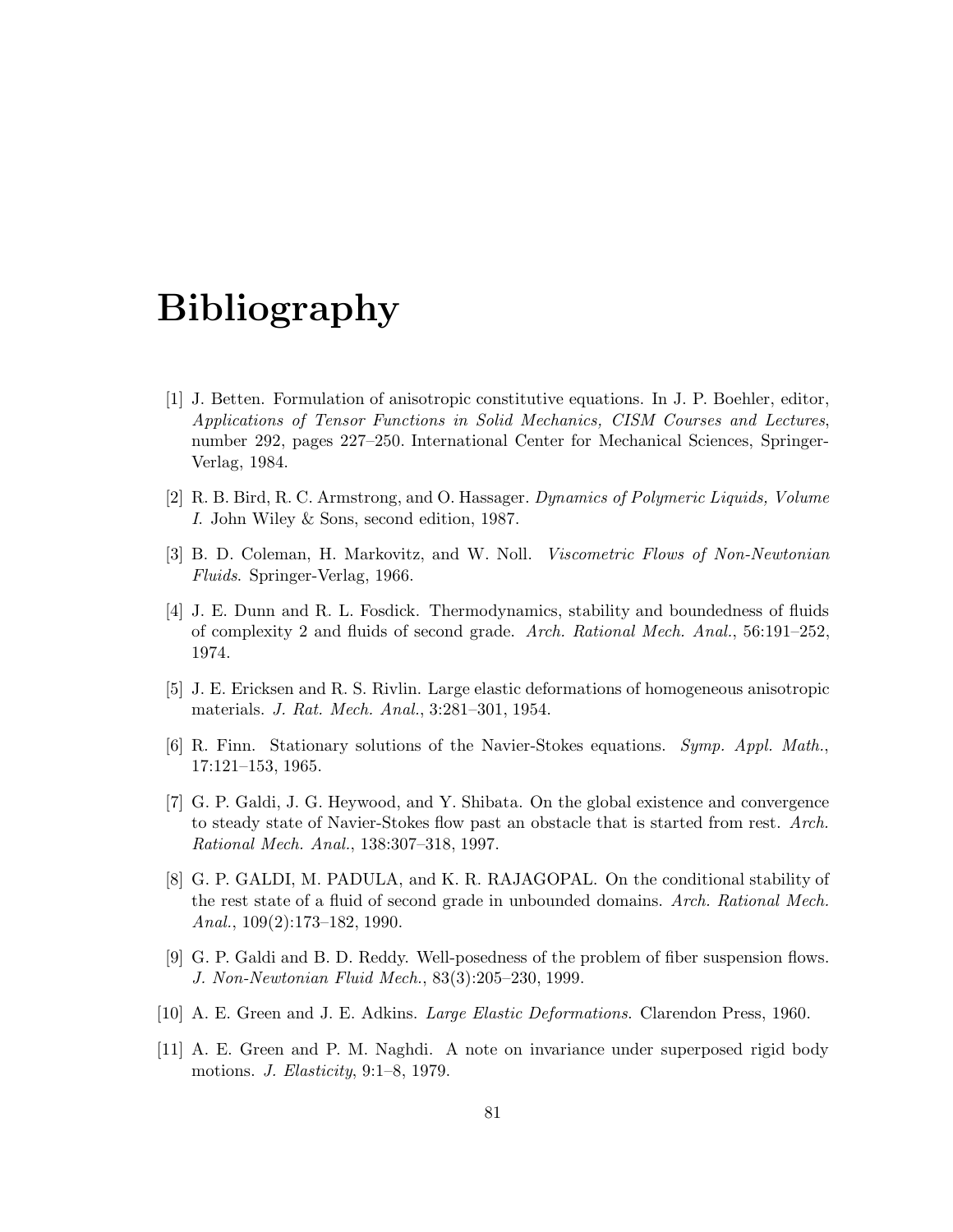# Bibliography

[1] J. Betten. Formulation of anisotropic constitutive equations. In J. P. Boehler, editor, *Applications of Tensor Functions in Solid Mechanics, CISM Courses and Lectures*, number 292, pages 227–250. International Center for Mechanical Sciences, Springer-Verlag, 1984.

[2] R. B. Bird, R. C. Armstrong, and O. Hassager. *Dynamics of Polymeric Liquids, Volume I*. John Wiley & Sons, second edition, 1987.

[3] B. D. Coleman, H. Markovitz, and W. Noll. *Viscometric Flows of Non-Newtonian Fluids*. Springer-Verlag, 1966.

[4] J. E. Dunn and R. L. Fosdick. Thermodynamics, stability and boundedness of fluids of complexity 2 and fluids of second grade. *Arch. Rational Mech. Anal.*, 56:191–252, 1974.

[5] J. E. Ericksen and R. S. Rivlin. Large elastic deformations of homogeneous anisotropic materials. *J. Rat. Mech. Anal.*, 3:281–301, 1954.

[6] R. Finn. Stationary solutions of the Navier-Stokes equations. *Symp. Appl. Math.*, 17:121–153, 1965.

[7] G. P. Galdi, J. G. Heywood, and Y. Shibata. On the global existence and convergence to steady state of Navier-Stokes flow past an obstacle that is started from rest. *Arch. Rational Mech. Anal.*, 138:307–318, 1997.

[8] G. P. GALDI, M. PADULA, and K. R. RAJAGOPAL. On the conditional stability of the rest state of a fluid of second grade in unbounded domains. *Arch. Rational Mech. Anal.*, 109(2):173–182, 1990.

[9] G. P. Galdi and B. D. Reddy. Well-posedness of the problem of fiber suspension flows. *J. Non-Newtonian Fluid Mech.*, 83(3):205–230, 1999.

[10] A. E. Green and J. E. Adkins. *Large Elastic Deformations*. Clarendon Press, 1960.

[11] A. E. Green and P. M. Naghdi. A note on invariance under superposed rigid body motions. *J. Elasticity*, 9:1–8, 1979.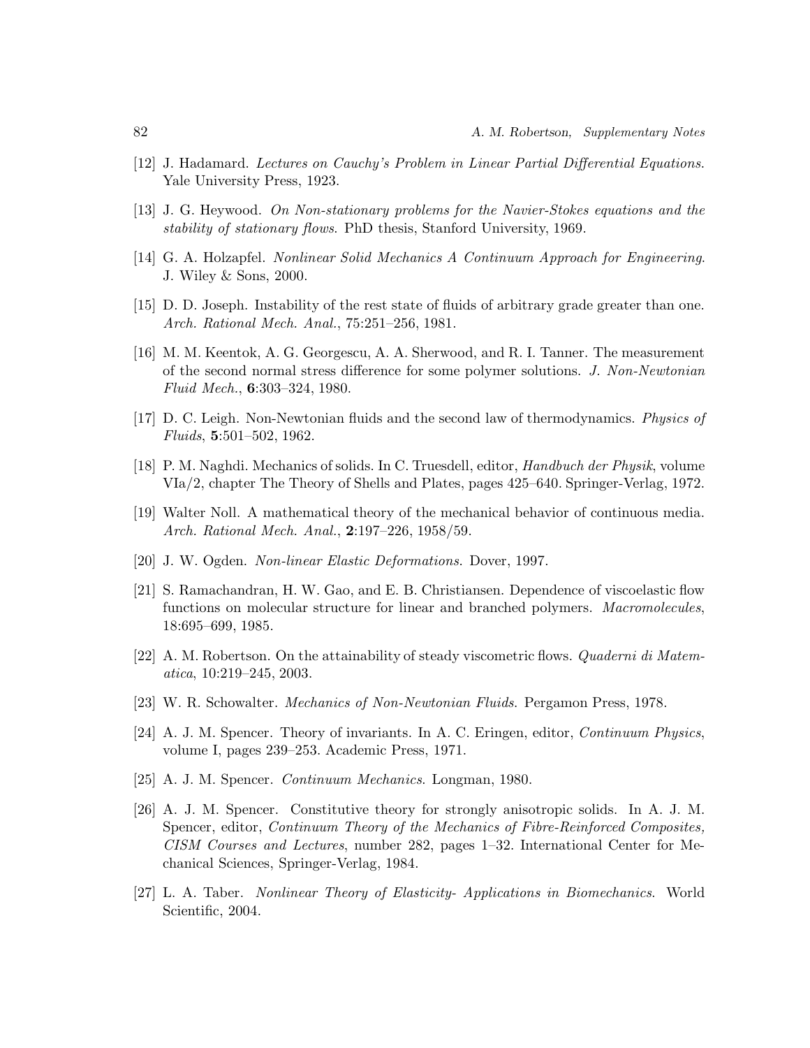[12] J. Hadamard. *Lectures on Cauchy's Problem in Linear Partial Differential Equations*. Yale University Press, 1923.

[13] J. G. Heywood. *On Non-stationary problems for the Navier-Stokes equations and the stability of stationary flows*. PhD thesis, Stanford University, 1969.

[14] G. A. Holzapfel. *Nonlinear Solid Mechanics A Continuum Approach for Engineering*. J. Wiley & Sons, 2000.

[15] D. D. Joseph. Instability of the rest state of fluids of arbitrary grade greater than one. *Arch. Rational Mech. Anal.*, 75:251–256, 1981.

[16] M. M. Keentok, A. G. Georgescu, A. A. Sherwood, and R. I. Tanner. The measurement of the second normal stress difference for some polymer solutions. *J. Non-Newtonian Fluid Mech.*, **6**:303–324, 1980.

[17] D. C. Leigh. Non-Newtonian fluids and the second law of thermodynamics. *Physics of Fluids*, **5**:501–502, 1962.

[18] P. M. Naghdi. Mechanics of solids. In C. Truesdell, editor, *Handbuch der Physik*, volume VIa/2, chapter The Theory of Shells and Plates, pages 425–640. Springer-Verlag, 1972.

[19] Walter Noll. A mathematical theory of the mechanical behavior of continuous media. *Arch. Rational Mech. Anal.*, **2**:197–226, 1958/59.

[20] J. W. Ogden. *Non-linear Elastic Deformations*. Dover, 1997.

[21] S. Ramachandran, H. W. Gao, and E. B. Christiansen. Dependence of viscoelastic flow functions on molecular structure for linear and branched polymers. *Macromolecules*, 18:695–699, 1985.

[22] A. M. Robertson. On the attainability of steady viscometric flows. *Quaderni di Matematica*, 10:219–245, 2003.

[23] W. R. Schowalter. *Mechanics of Non-Newtonian Fluids*. Pergamon Press, 1978.

[24] A. J. M. Spencer. Theory of invariants. In A. C. Eringen, editor, *Continuum Physics*, volume I, pages 239–253. Academic Press, 1971.

[25] A. J. M. Spencer. *Continuum Mechanics*. Longman, 1980.

[26] A. J. M. Spencer. Constitutive theory for strongly anisotropic solids. In A. J. M. Spencer, editor, *Continuum Theory of the Mechanics of Fibre-Reinforced Composites, CISM Courses and Lectures*, number 282, pages 1–32. International Center for Mechanical Sciences, Springer-Verlag, 1984.

[27] L. A. Taber. *Nonlinear Theory of Elasticity- Applications in Biomechanics*. World Scientific, 2004.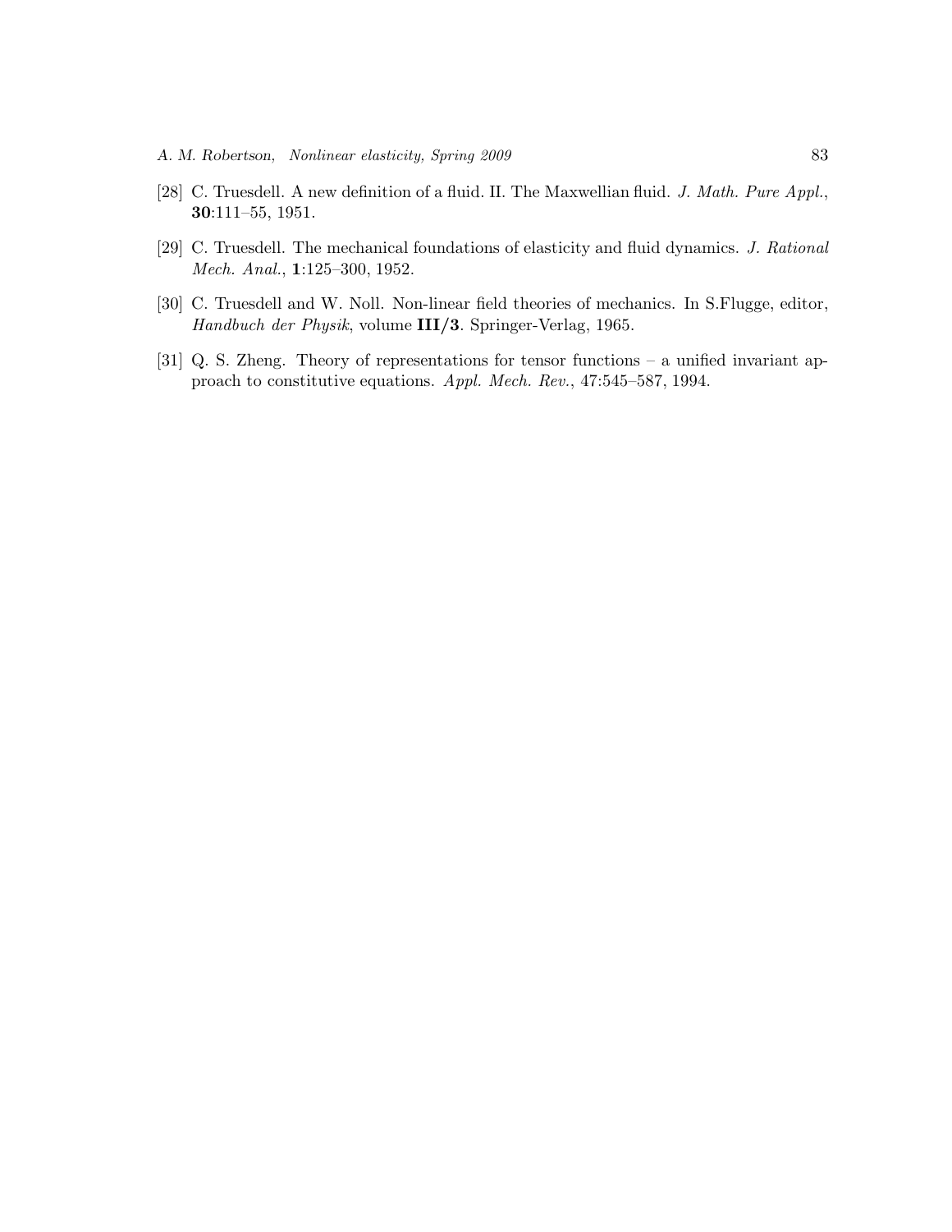[28] C. Truesdell. A new definition of a fluid. II. The Maxwellian fluid. *J. Math. Pure Appl.*, **30**:111–55, 1951.

[29] C. Truesdell. The mechanical foundations of elasticity and fluid dynamics. *J. Rational Mech. Anal.*, **1**:125–300, 1952.

[30] C. Truesdell and W. Noll. Non-linear field theories of mechanics. In S.Flugge, editor, *Handbuch der Physik*, volume **III/3**. Springer-Verlag, 1965.

[31] Q. S. Zheng. Theory of representations for tensor functions – a unified invariant approach to constitutive equations. *Appl. Mech. Rev.*, 47:545–587, 1994.